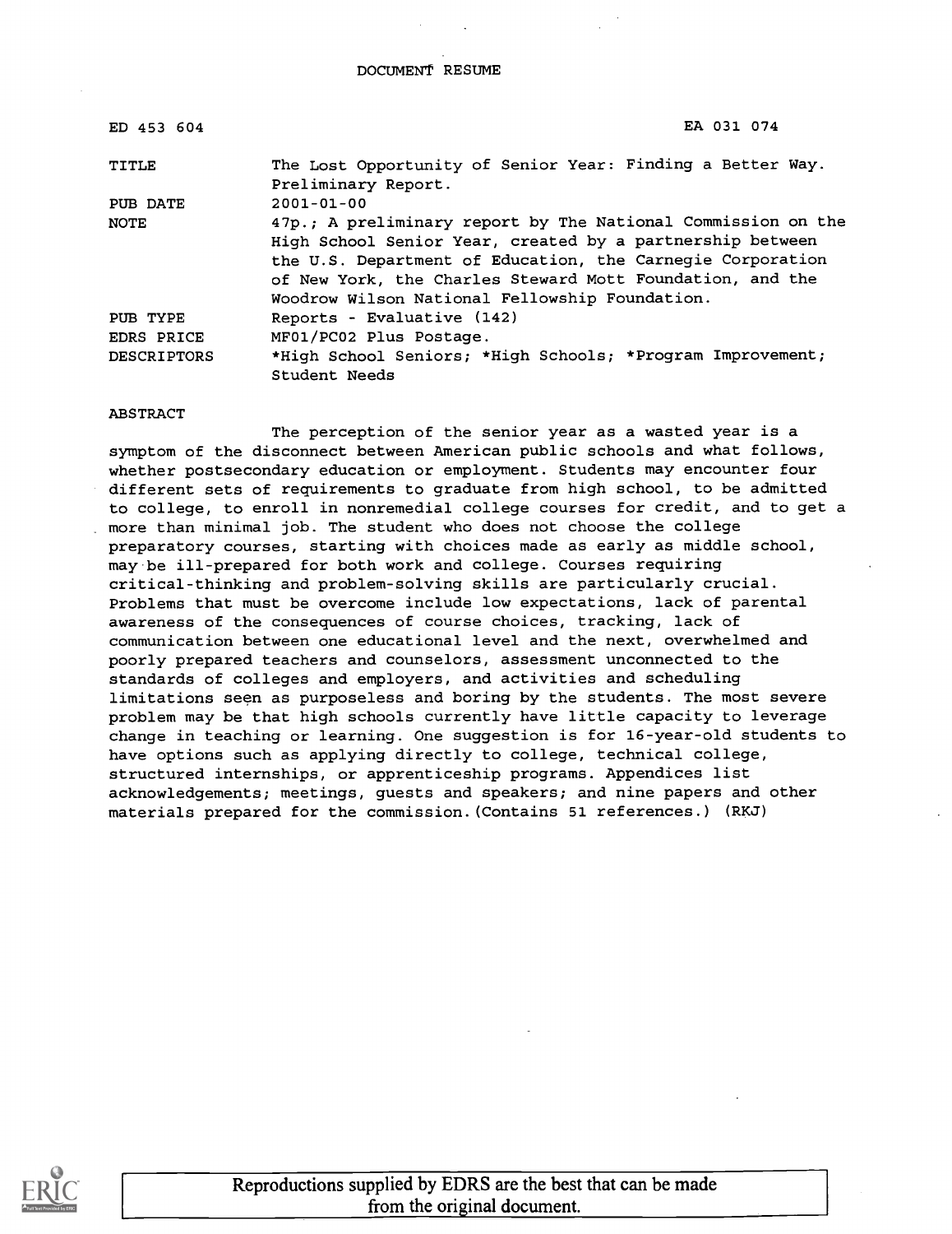DOCUMENT RESUME

| ED 453 604 | EA 031 074 |
|---|---|
| TITLE | The Lost Opportunity of Senior Year: Finding a Better Way. Preliminary Report. |
| PUB DATE | 2001-01-00 |
| NOTE | 47p.; A preliminary report by The National Commission on the High School Senior Year, created by a partnership between the U.S. Department of Education, the Carnegie Corporation of New York, the Charles Steward Mott Foundation, and the Woodrow Wilson National Fellowship Foundation. |
| PUB TYPE | Reports - Evaluative (142) |
| EDRS PRICE | MF01/PC02 Plus Postage. |
| DESCRIPTORS | *High School Seniors; *High Schools; *Program Improvement; Student Needs |

ABSTRACT

The perception of the senior year as a wasted year is a symptom of the disconnect between American public schools and what follows, whether postsecondary education or employment. Students may encounter four different sets of requirements to graduate from high school, to be admitted to college, to enroll in nonremedial college courses for credit, and to get a more than minimal job. The student who does not choose the college preparatory courses, starting with choices made as early as middle school, may be ill-prepared for both work and college. Courses requiring critical-thinking and problem-solving skills are particularly crucial. Problems that must be overcome include low expectations, lack of parental awareness of the consequences of course choices, tracking, lack of communication between one educational level and the next, overwhelmed and poorly prepared teachers and counselors, assessment unconnected to the standards of colleges and employers, and activities and scheduling limitations seen as purposeless and boring by the students. The most severe problem may be that high schools currently have little capacity to leverage change in teaching or learning. One suggestion is for 16-year-old students to have options such as applying directly to college, technical college, structured internships, or apprenticeship programs. Appendices list acknowledgements; meetings, guests and speakers; and nine papers and other materials prepared for the commission. (Contains 51 references.) (RKJ)

Reproductions supplied by EDRS are the best that can be made from the original document.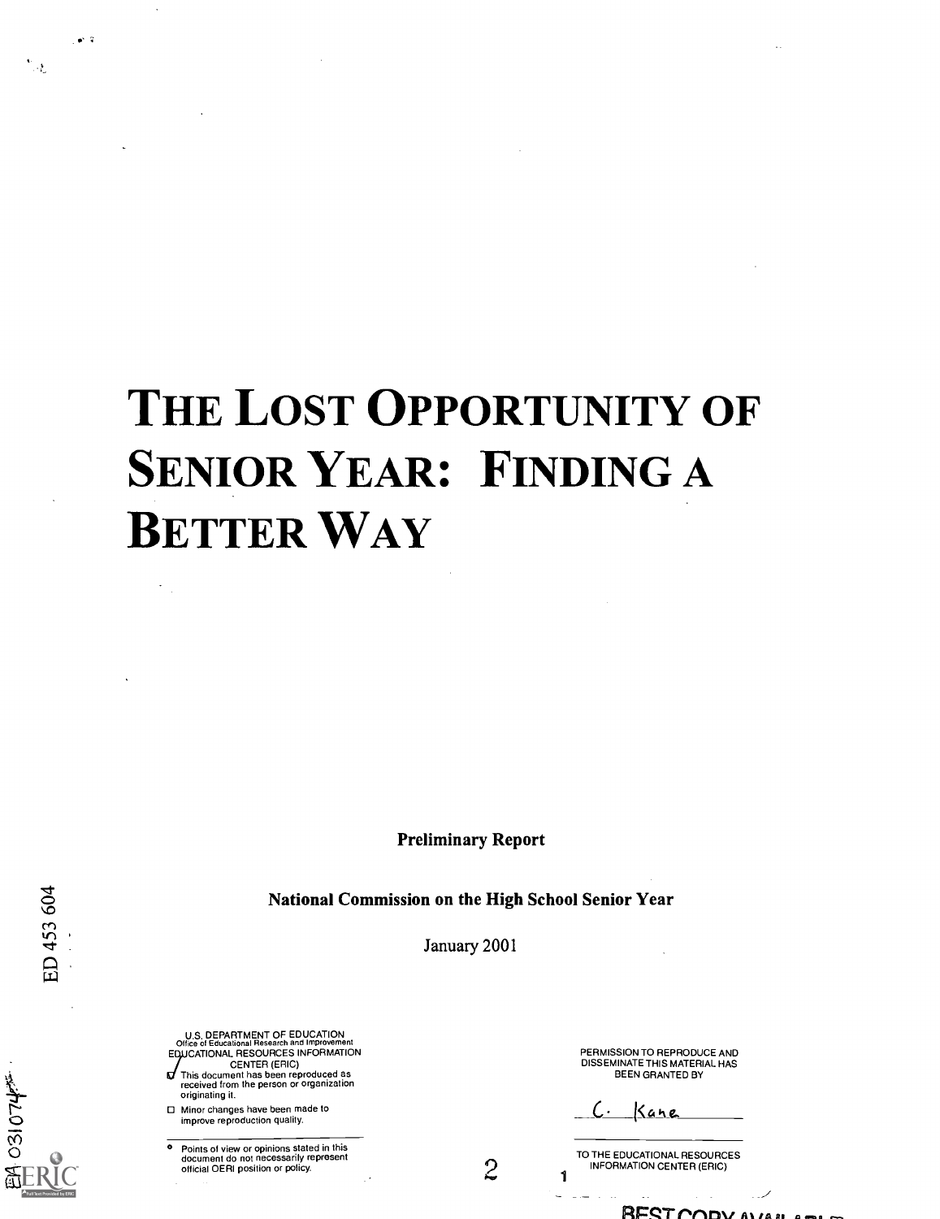# THE LOST OPPORTUNITY OF SENIOR YEAR: FINDING A BETTER WAY

**Preliminary Report**

**National Commission on the High School Senior Year**

January 2001

ED 453 604

U.S. DEPARTMENT OF EDUCATION
Office of Educational Research and Improvement
EDUCATIONAL RESOURCES INFORMATION CENTER (ERIC)

- [x] This document has been reproduced as received from the person or organization originating it.
- [ ] Minor changes have been made to improve reproduction quality.

- Points of view or opinions stated in this document do not necessarily represent official OERI position or policy.

PERMISSION TO REPRODUCE AND DISSEMINATE THIS MATERIAL HAS BEEN GRANTED BY

C. Kane

TO THE EDUCATIONAL RESOURCES INFORMATION CENTER (ERIC)

EA 031 074

BEST COPY AVAILABLE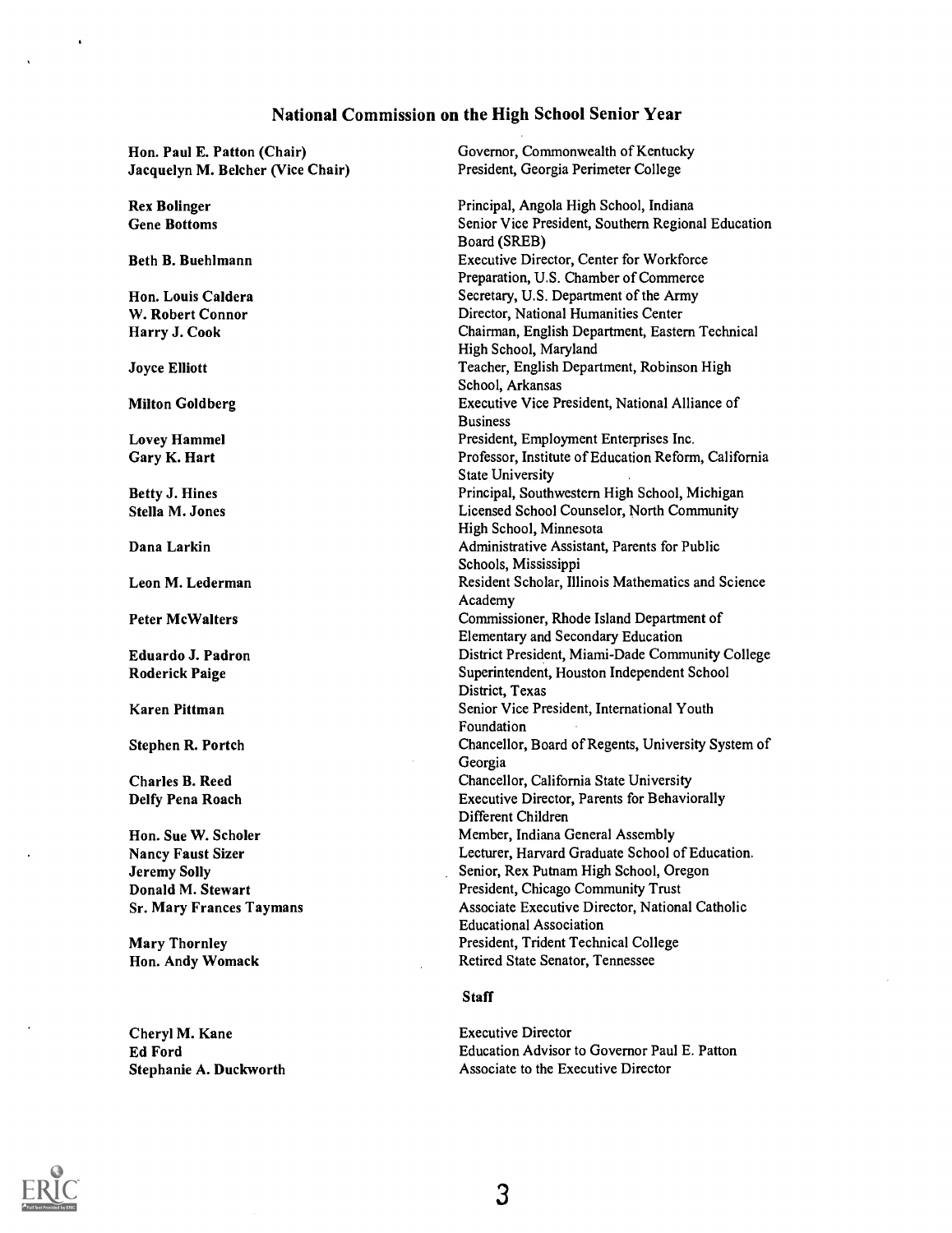## National Commission on the High School Senior Year

| | |
|---|---|
| **Hon. Paul E. Patton (Chair)** | Governor, Commonwealth of Kentucky |
| **Jacquelyn M. Belcher (Vice Chair)** | President, Georgia Perimeter College |
| **Rex Bolinger** | Principal, Angola High School, Indiana |
| **Gene Bottoms** | Senior Vice President, Southern Regional Education Board (SREB) |
| **Beth B. Buehlmann** | Executive Director, Center for Workforce Preparation, U.S. Chamber of Commerce |
| **Hon. Louis Caldera** | Secretary, U.S. Department of the Army |
| **W. Robert Connor** | Director, National Humanities Center |
| **Harry J. Cook** | Chairman, English Department, Eastern Technical High School, Maryland |
| **Joyce Elliott** | Teacher, English Department, Robinson High School, Arkansas |
| **Milton Goldberg** | Executive Vice President, National Alliance of Business |
| **Lovey Hammel** | President, Employment Enterprises Inc. |
| **Gary K. Hart** | Professor, Institute of Education Reform, California State University |
| **Betty J. Hines** | Principal, Southwestern High School, Michigan |
| **Stella M. Jones** | Licensed School Counselor, North Community High School, Minnesota |
| **Dana Larkin** | Administrative Assistant, Parents for Public Schools, Mississippi |
| **Leon M. Lederman** | Resident Scholar, Illinois Mathematics and Science Academy |
| **Peter McWalters** | Commissioner, Rhode Island Department of Elementary and Secondary Education |
| **Eduardo J. Padron** | District President, Miami-Dade Community College |
| **Roderick Paige** | Superintendent, Houston Independent School District, Texas |
| **Karen Pittman** | Senior Vice President, International Youth Foundation |
| **Stephen R. Portch** | Chancellor, Board of Regents, University System of Georgia |
| **Charles B. Reed** | Chancellor, California State University |
| **Delfy Pena Roach** | Executive Director, Parents for Behaviorally Different Children |
| **Hon. Sue W. Scholer** | Member, Indiana General Assembly |
| **Nancy Faust Sizer** | Lecturer, Harvard Graduate School of Education. |
| **Jeremy Solly** | Senior, Rex Putnam High School, Oregon |
| **Donald M. Stewart** | President, Chicago Community Trust |
| **Sr. Mary Frances Taymans** | Associate Executive Director, National Catholic Educational Association |
| **Mary Thornley** | President, Trident Technical College |
| **Hon. Andy Womack** | Retired State Senator, Tennessee |

### Staff

| | |
|---|---|
| Cheryl M. Kane | Executive Director |
| Ed Ford | Education Advisor to Governor Paul E. Patton |
| Stephanie A. Duckworth | Associate to the Executive Director |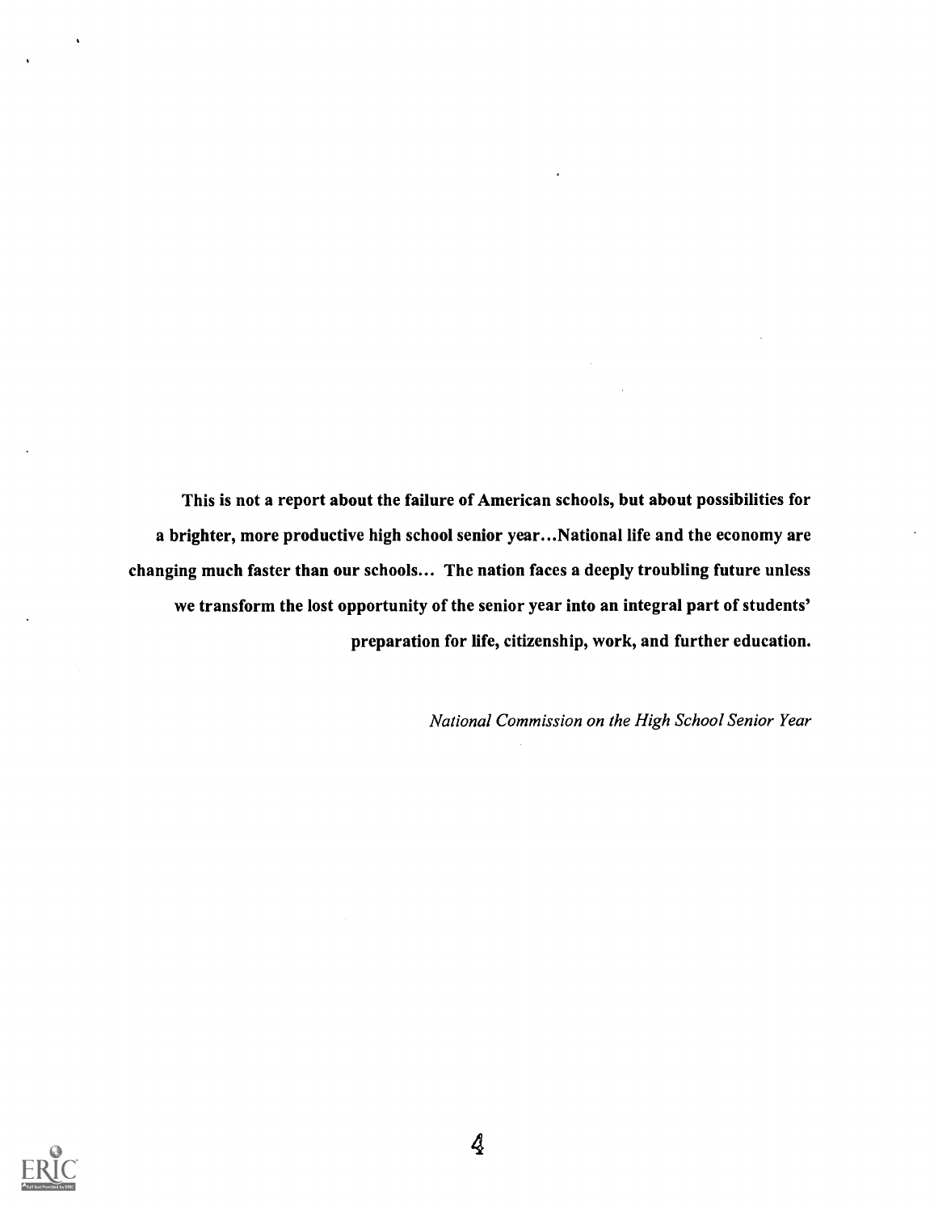**This is not a report about the failure of American schools, but about possibilities for a brighter, more productive high school senior year...National life and the economy are changing much faster than our schools... The nation faces a deeply troubling future unless we transform the lost opportunity of the senior year into an integral part of students' preparation for life, citizenship, work, and further education.**

*National Commission on the High School Senior Year*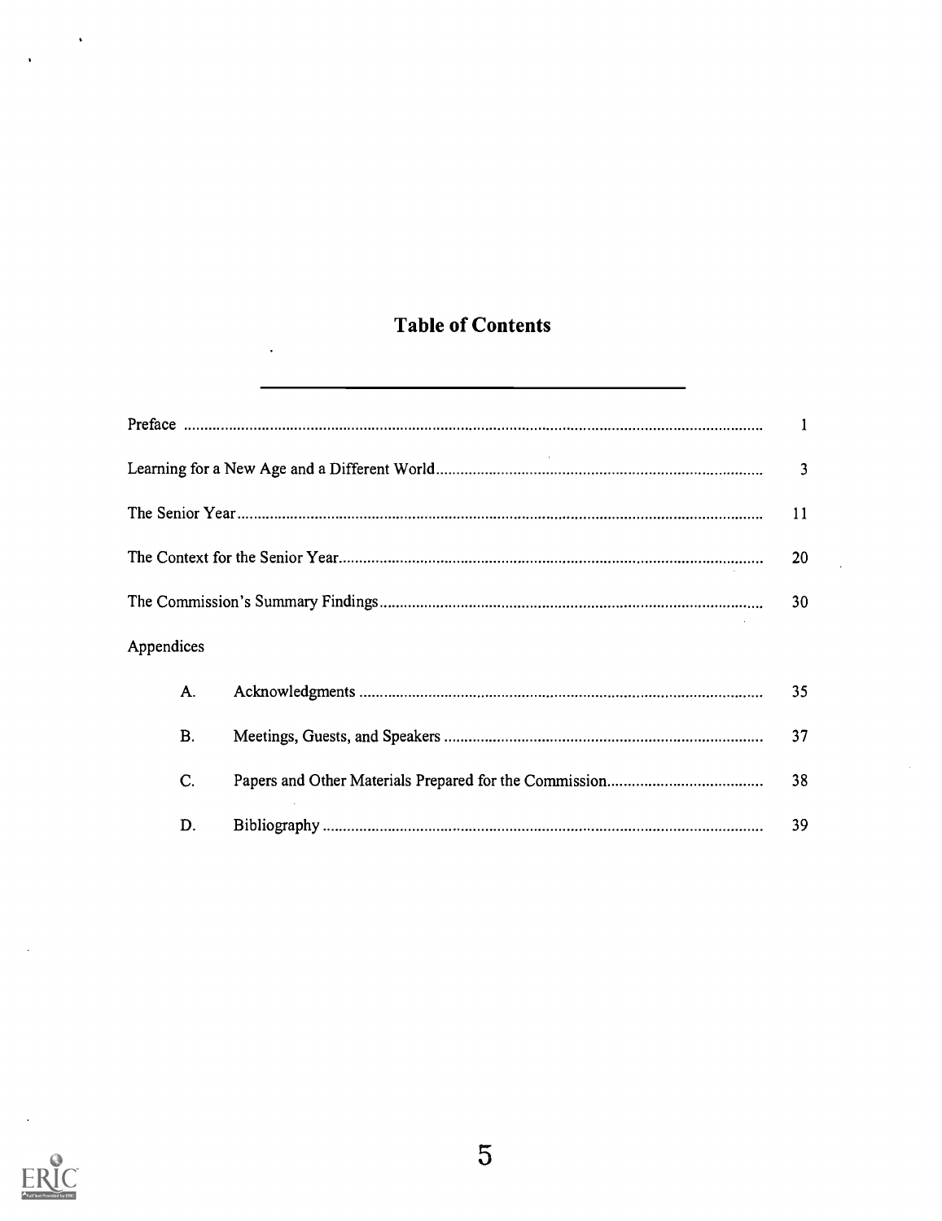# Table of Contents

| | |
|---|---|
| Preface | 1 |
| Learning for a New Age and a Different World | 3 |
| The Senior Year | 11 |
| The Context for the Senior Year | 20 |
| The Commission's Summary Findings | 30 |

Appendices

| | | |
|---|---|---|
| A. | Acknowledgments | 35 |
| B. | Meetings, Guests, and Speakers | 37 |
| C. | Papers and Other Materials Prepared for the Commission | 38 |
| D. | Bibliography | 39 |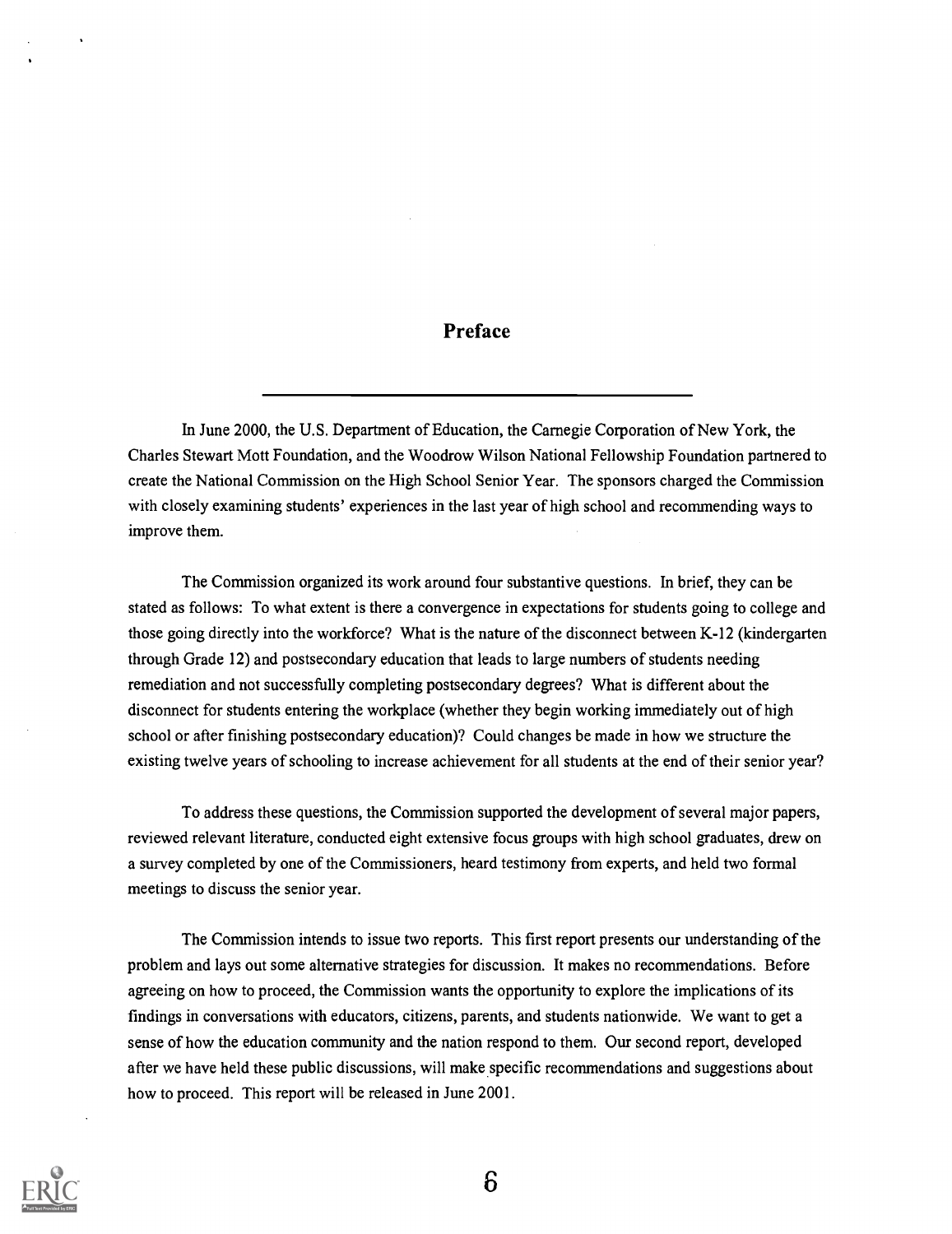# Preface

In June 2000, the U.S. Department of Education, the Carnegie Corporation of New York, the Charles Stewart Mott Foundation, and the Woodrow Wilson National Fellowship Foundation partnered to create the National Commission on the High School Senior Year. The sponsors charged the Commission with closely examining students' experiences in the last year of high school and recommending ways to improve them.

The Commission organized its work around four substantive questions. In brief, they can be stated as follows: To what extent is there a convergence in expectations for students going to college and those going directly into the workforce? What is the nature of the disconnect between K-12 (kindergarten through Grade 12) and postsecondary education that leads to large numbers of students needing remediation and not successfully completing postsecondary degrees? What is different about the disconnect for students entering the workplace (whether they begin working immediately out of high school or after finishing postsecondary education)? Could changes be made in how we structure the existing twelve years of schooling to increase achievement for all students at the end of their senior year?

To address these questions, the Commission supported the development of several major papers, reviewed relevant literature, conducted eight extensive focus groups with high school graduates, drew on a survey completed by one of the Commissioners, heard testimony from experts, and held two formal meetings to discuss the senior year.

The Commission intends to issue two reports. This first report presents our understanding of the problem and lays out some alternative strategies for discussion. It makes no recommendations. Before agreeing on how to proceed, the Commission wants the opportunity to explore the implications of its findings in conversations with educators, citizens, parents, and students nationwide. We want to get a sense of how the education community and the nation respond to them. Our second report, developed after we have held these public discussions, will make specific recommendations and suggestions about how to proceed. This report will be released in June 2001.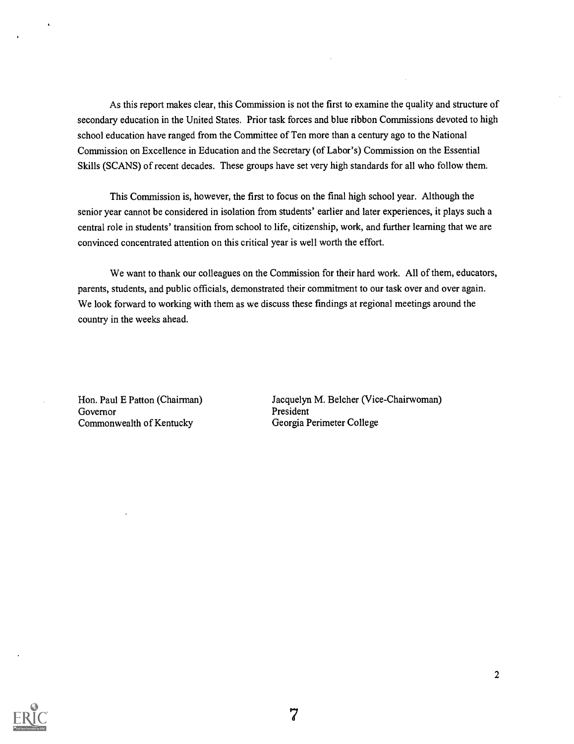As this report makes clear, this Commission is not the first to examine the quality and structure of secondary education in the United States. Prior task forces and blue ribbon Commissions devoted to high school education have ranged from the Committee of Ten more than a century ago to the National Commission on Excellence in Education and the Secretary (of Labor's) Commission on the Essential Skills (SCANS) of recent decades. These groups have set very high standards for all who follow them.

This Commission is, however, the first to focus on the final high school year. Although the senior year cannot be considered in isolation from students' earlier and later experiences, it plays such a central role in students' transition from school to life, citizenship, work, and further learning that we are convinced concentrated attention on this critical year is well worth the effort.

We want to thank our colleagues on the Commission for their hard work. All of them, educators, parents, students, and public officials, demonstrated their commitment to our task over and over again. We look forward to working with them as we discuss these findings at regional meetings around the country in the weeks ahead.

Hon. Paul E Patton (Chairman)
Governor
Commonwealth of Kentucky

Jacquelyn M. Belcher (Vice-Chairwoman)
President
Georgia Perimeter College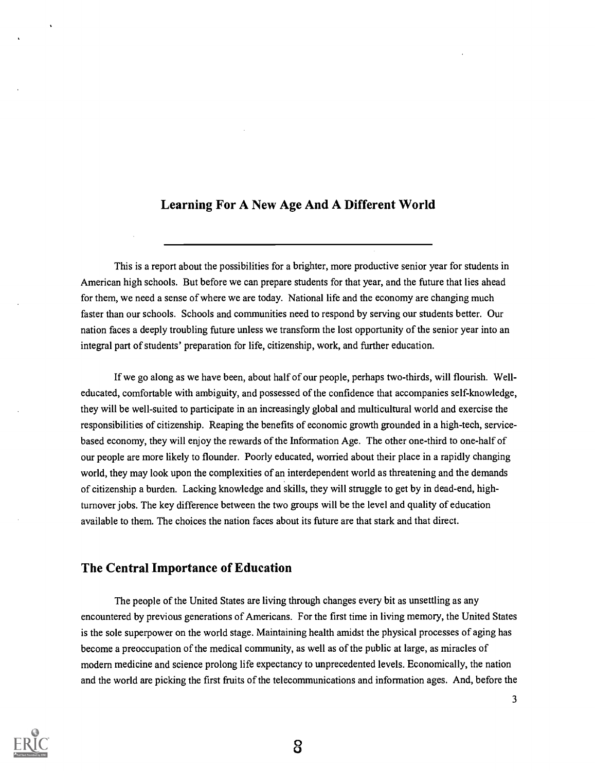## Learning For A New Age And A Different World

This is a report about the possibilities for a brighter, more productive senior year for students in American high schools. But before we can prepare students for that year, and the future that lies ahead for them, we need a sense of where we are today. National life and the economy are changing much faster than our schools. Schools and communities need to respond by serving our students better. Our nation faces a deeply troubling future unless we transform the lost opportunity of the senior year into an integral part of students' preparation for life, citizenship, work, and further education.

If we go along as we have been, about half of our people, perhaps two-thirds, will flourish. Well-educated, comfortable with ambiguity, and possessed of the confidence that accompanies self-knowledge, they will be well-suited to participate in an increasingly global and multicultural world and exercise the responsibilities of citizenship. Reaping the benefits of economic growth grounded in a high-tech, service-based economy, they will enjoy the rewards of the Information Age. The other one-third to one-half of our people are more likely to flounder. Poorly educated, worried about their place in a rapidly changing world, they may look upon the complexities of an interdependent world as threatening and the demands of citizenship a burden. Lacking knowledge and skills, they will struggle to get by in dead-end, high-turnover jobs. The key difference between the two groups will be the level and quality of education available to them. The choices the nation faces about its future are that stark and that direct.

## The Central Importance of Education

The people of the United States are living through changes every bit as unsettling as any encountered by previous generations of Americans. For the first time in living memory, the United States is the sole superpower on the world stage. Maintaining health amidst the physical processes of aging has become a preoccupation of the medical community, as well as of the public at large, as miracles of modern medicine and science prolong life expectancy to unprecedented levels. Economically, the nation and the world are picking the first fruits of the telecommunications and information ages. And, before the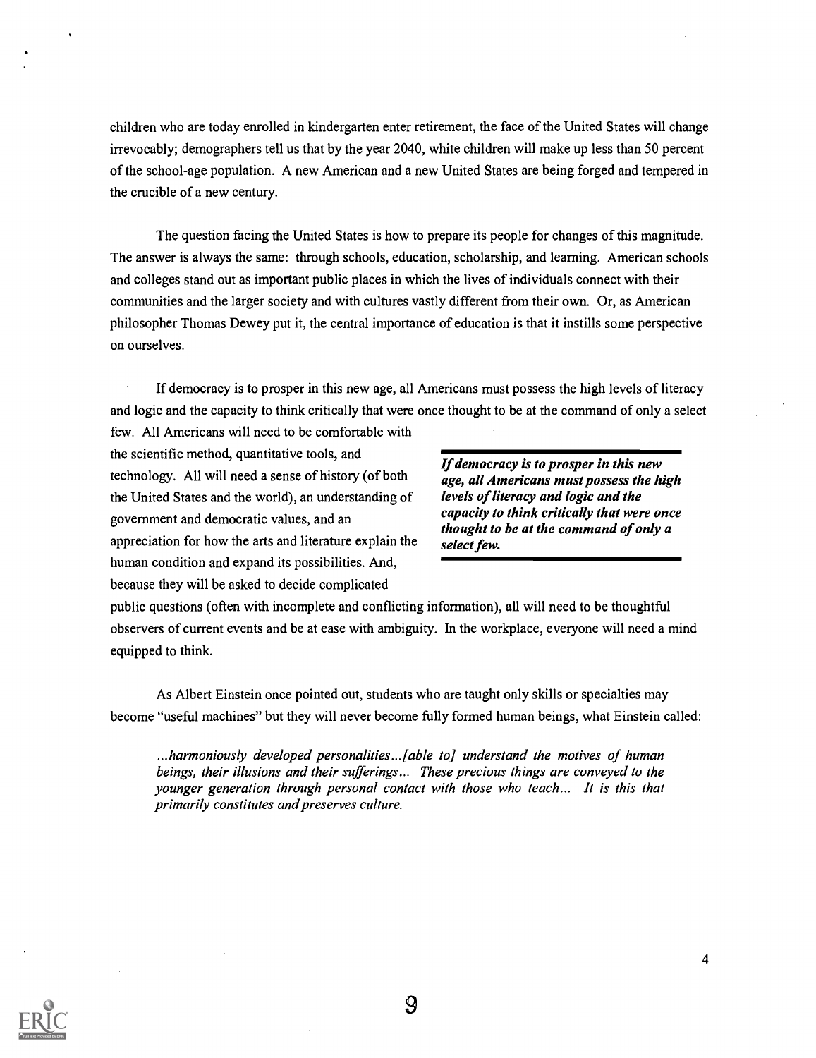children who are today enrolled in kindergarten enter retirement, the face of the United States will change irrevocably; demographers tell us that by the year 2040, white children will make up less than 50 percent of the school-age population. A new American and a new United States are being forged and tempered in the crucible of a new century.

The question facing the United States is how to prepare its people for changes of this magnitude. The answer is always the same: through schools, education, scholarship, and learning. American schools and colleges stand out as important public places in which the lives of individuals connect with their communities and the larger society and with cultures vastly different from their own. Or, as American philosopher Thomas Dewey put it, the central importance of education is that it instills some perspective on ourselves.

If democracy is to prosper in this new age, all Americans must possess the high levels of literacy and logic and the capacity to think critically that were once thought to be at the command of only a select few. All Americans will need to be comfortable with the scientific method, quantitative tools, and technology. All will need a sense of history (of both the United States and the world), an understanding of government and democratic values, and an appreciation for how the arts and literature explain the human condition and expand its possibilities. And, because they will be asked to decide complicated public questions (often with incomplete and conflicting information), all will need to be thoughtful observers of current events and be at ease with ambiguity. In the workplace, everyone will need a mind equipped to think.

> ***If democracy is to prosper in this new age, all Americans must possess the high levels of literacy and logic and the capacity to think critically that were once thought to be at the command of only a select few.***

As Albert Einstein once pointed out, students who are taught only skills or specialties may become "useful machines" but they will never become fully formed human beings, what Einstein called:

> *...harmoniously developed personalities...[able to] understand the motives of human beings, their illusions and their sufferings... These precious things are conveyed to the younger generation through personal contact with those who teach... It is this that primarily constitutes and preserves culture.*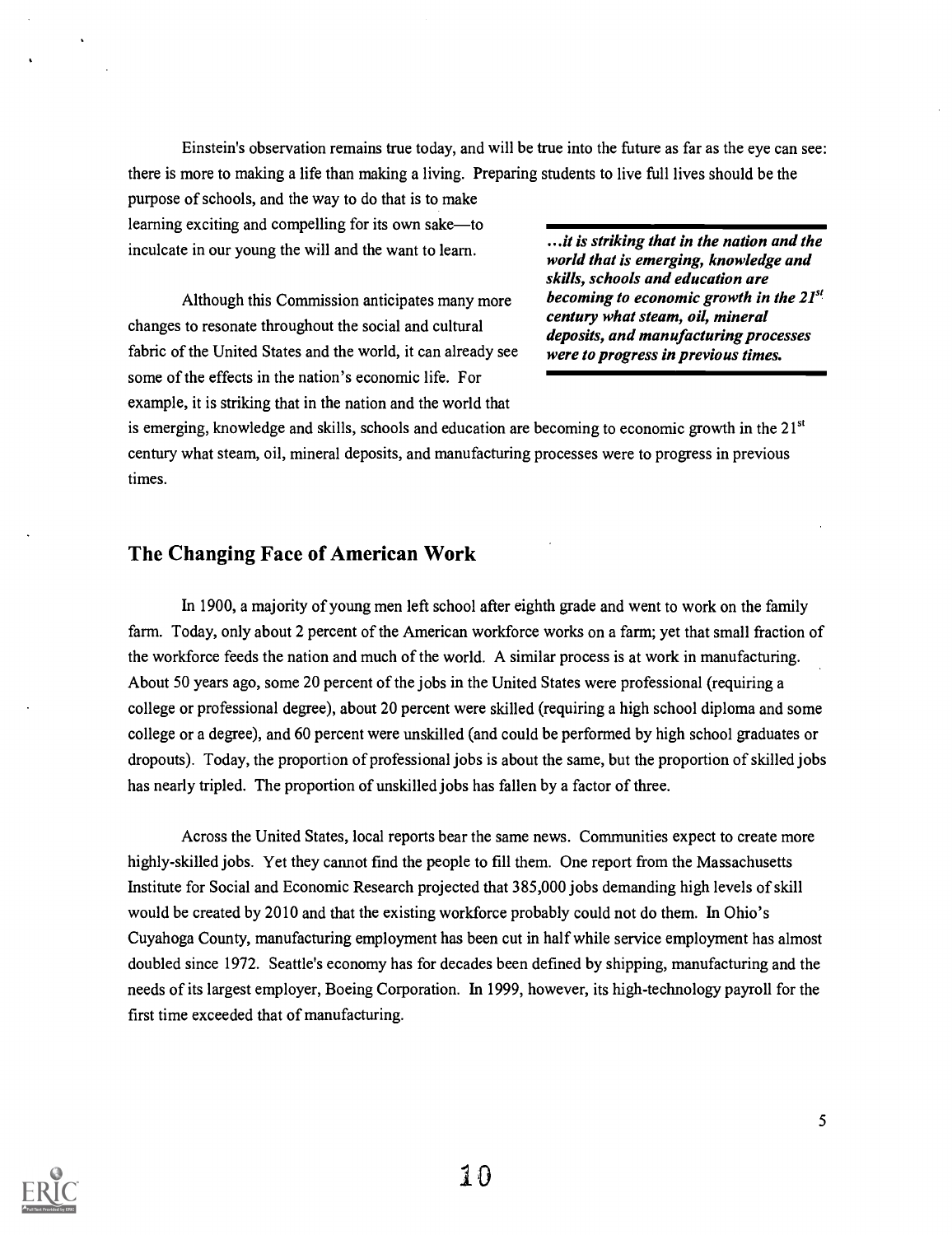Einstein's observation remains true today, and will be true into the future as far as the eye can see: there is more to making a life than making a living. Preparing students to live full lives should be the purpose of schools, and the way to do that is to make learning exciting and compelling for its own sake—to inculcate in our young the will and the want to learn.

> ***...it is striking that in the nation and the world that is emerging, knowledge and skills, schools and education are becoming to economic growth in the 21st century what steam, oil, mineral deposits, and manufacturing processes were to progress in previous times.***

Although this Commission anticipates many more changes to resonate throughout the social and cultural fabric of the United States and the world, it can already see some of the effects in the nation's economic life. For example, it is striking that in the nation and the world that is emerging, knowledge and skills, schools and education are becoming to economic growth in the 21st century what steam, oil, mineral deposits, and manufacturing processes were to progress in previous times.

## The Changing Face of American Work

In 1900, a majority of young men left school after eighth grade and went to work on the family farm. Today, only about 2 percent of the American workforce works on a farm; yet that small fraction of the workforce feeds the nation and much of the world. A similar process is at work in manufacturing. About 50 years ago, some 20 percent of the jobs in the United States were professional (requiring a college or professional degree), about 20 percent were skilled (requiring a high school diploma and some college or a degree), and 60 percent were unskilled (and could be performed by high school graduates or dropouts). Today, the proportion of professional jobs is about the same, but the proportion of skilled jobs has nearly tripled. The proportion of unskilled jobs has fallen by a factor of three.

Across the United States, local reports bear the same news. Communities expect to create more highly-skilled jobs. Yet they cannot find the people to fill them. One report from the Massachusetts Institute for Social and Economic Research projected that 385,000 jobs demanding high levels of skill would be created by 2010 and that the existing workforce probably could not do them. In Ohio's Cuyahoga County, manufacturing employment has been cut in half while service employment has almost doubled since 1972. Seattle's economy has for decades been defined by shipping, manufacturing and the needs of its largest employer, Boeing Corporation. In 1999, however, its high-technology payroll for the first time exceeded that of manufacturing.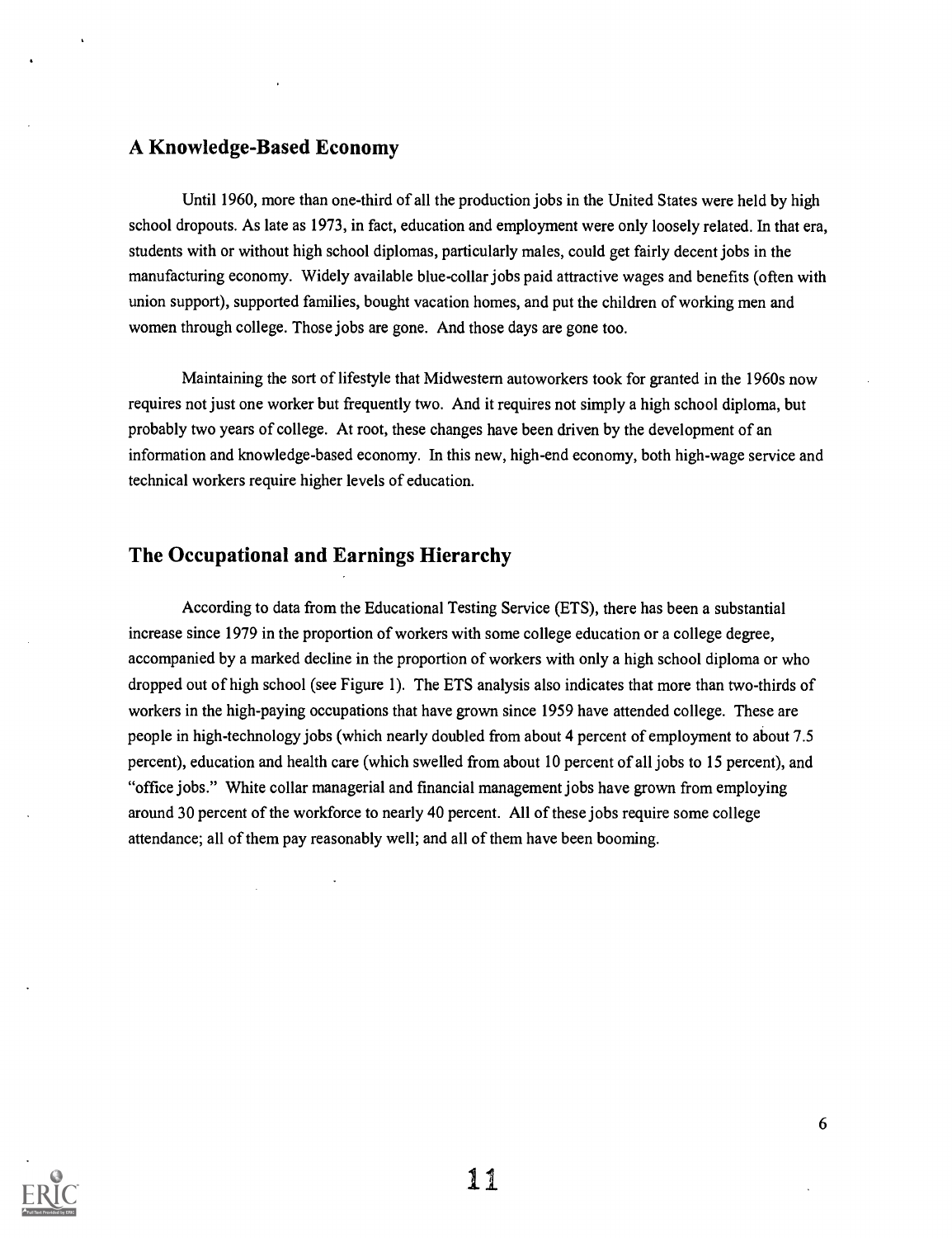## A Knowledge-Based Economy

Until 1960, more than one-third of all the production jobs in the United States were held by high school dropouts. As late as 1973, in fact, education and employment were only loosely related. In that era, students with or without high school diplomas, particularly males, could get fairly decent jobs in the manufacturing economy. Widely available blue-collar jobs paid attractive wages and benefits (often with union support), supported families, bought vacation homes, and put the children of working men and women through college. Those jobs are gone. And those days are gone too.

Maintaining the sort of lifestyle that Midwestern autoworkers took for granted in the 1960s now requires not just one worker but frequently two. And it requires not simply a high school diploma, but probably two years of college. At root, these changes have been driven by the development of an information and knowledge-based economy. In this new, high-end economy, both high-wage service and technical workers require higher levels of education.

## The Occupational and Earnings Hierarchy

According to data from the Educational Testing Service (ETS), there has been a substantial increase since 1979 in the proportion of workers with some college education or a college degree, accompanied by a marked decline in the proportion of workers with only a high school diploma or who dropped out of high school (see Figure 1). The ETS analysis also indicates that more than two-thirds of workers in the high-paying occupations that have grown since 1959 have attended college. These are people in high-technology jobs (which nearly doubled from about 4 percent of employment to about 7.5 percent), education and health care (which swelled from about 10 percent of all jobs to 15 percent), and "office jobs." White collar managerial and financial management jobs have grown from employing around 30 percent of the workforce to nearly 40 percent. All of these jobs require some college attendance; all of them pay reasonably well; and all of them have been booming.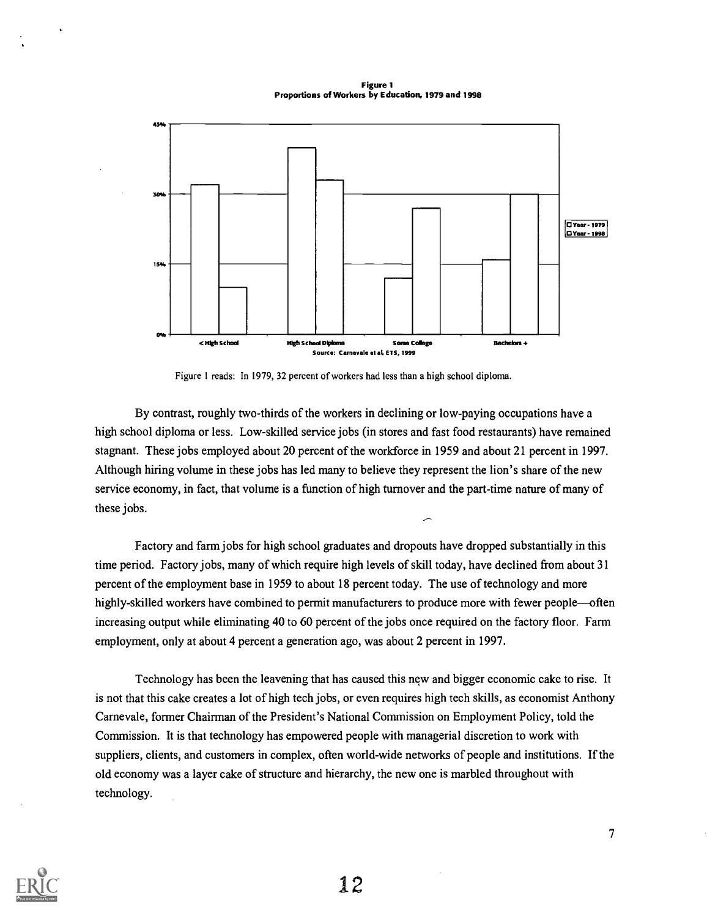**Figure 1**
**Proportions of Workers by Education, 1979 and 1998**

Source: Carnevale et al, ETS, 1999

Figure 1 reads: In 1979, 32 percent of workers had less than a high school diploma.

By contrast, roughly two-thirds of the workers in declining or low-paying occupations have a high school diploma or less. Low-skilled service jobs (in stores and fast food restaurants) have remained stagnant. These jobs employed about 20 percent of the workforce in 1959 and about 21 percent in 1997. Although hiring volume in these jobs has led many to believe they represent the lion's share of the new service economy, in fact, that volume is a function of high turnover and the part-time nature of many of these jobs.

Factory and farm jobs for high school graduates and dropouts have dropped substantially in this time period. Factory jobs, many of which require high levels of skill today, have declined from about 31 percent of the employment base in 1959 to about 18 percent today. The use of technology and more highly-skilled workers have combined to permit manufacturers to produce more with fewer people—often increasing output while eliminating 40 to 60 percent of the jobs once required on the factory floor. Farm employment, only at about 4 percent a generation ago, was about 2 percent in 1997.

Technology has been the leavening that has caused this new and bigger economic cake to rise. It is not that this cake creates a lot of high tech jobs, or even requires high tech skills, as economist Anthony Carnevale, former Chairman of the President's National Commission on Employment Policy, told the Commission. It is that technology has empowered people with managerial discretion to work with suppliers, clients, and customers in complex, often world-wide networks of people and institutions. If the old economy was a layer cake of structure and hierarchy, the new one is marbled throughout with technology.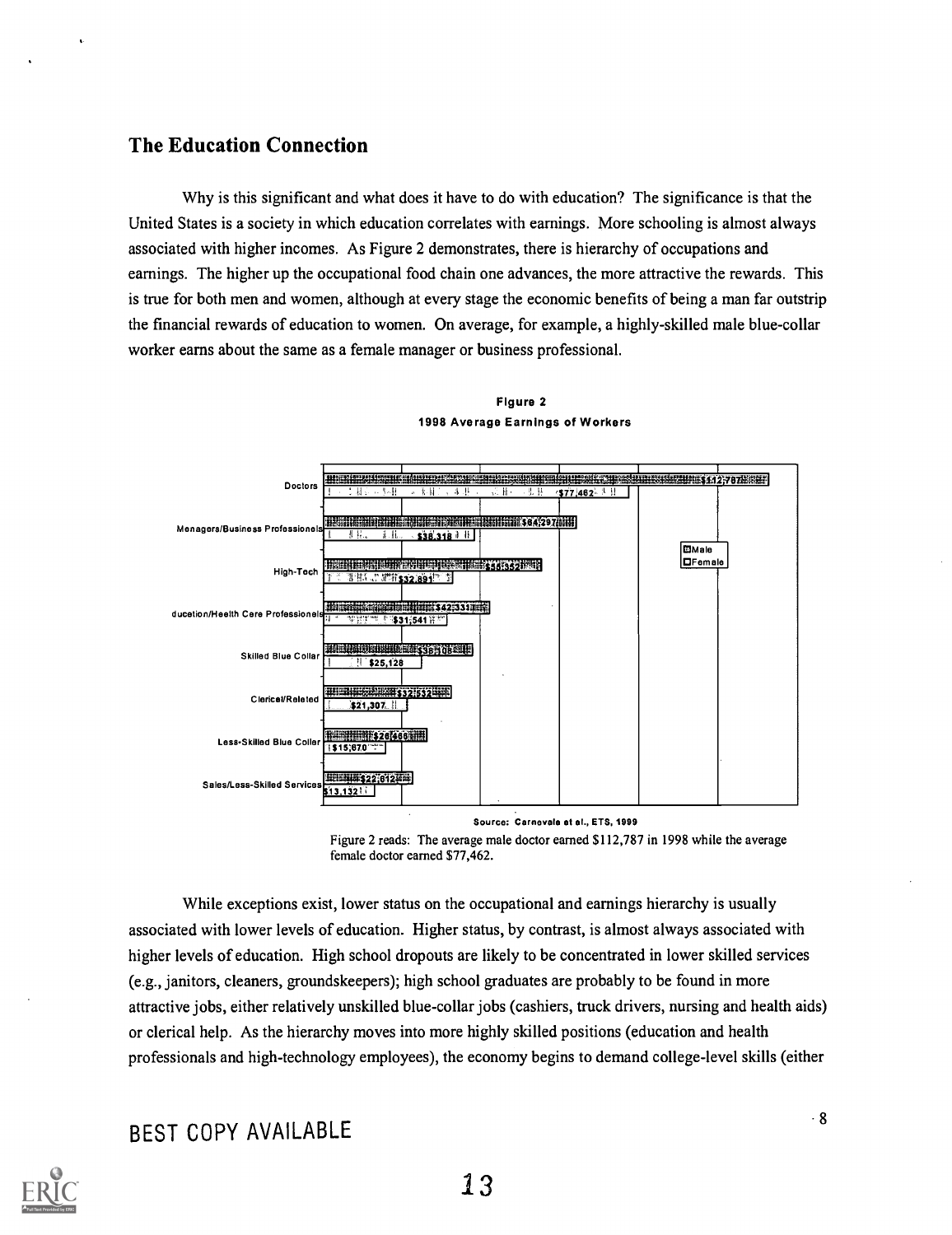## The Education Connection

Why is this significant and what does it have to do with education? The significance is that the United States is a society in which education correlates with earnings. More schooling is almost always associated with higher incomes. As Figure 2 demonstrates, there is hierarchy of occupations and earnings. The higher up the occupational food chain one advances, the more attractive the rewards. This is true for both men and women, although at every stage the economic benefits of being a man far outstrip the financial rewards of education to women. On average, for example, a highly-skilled male blue-collar worker earns about the same as a female manager or business professional.

**Figure 2**
**1998 Average Earnings of Workers**

| Occupation | Male | Female |
|---|---|---|
| Doctors | $112,787 | $77,462 |
| Managers/Business Professionals | $64,297 | $38,318 |
| High-Tech | $56,542 | $32,891 |
| Education/Health Care Professionals | $42,331 | $31,541 |
| Skilled Blue Collar | $38,108 | $25,128 |
| Clerical/Related | $32,552 | $21,307 |
| Less-Skilled Blue Collar | $26,466 | $15,670 |
| Sales/Less-Skilled Services | $22,612 | $13,132 |

Source: Carnevale et al., ETS, 1999

Figure 2 reads: The average male doctor earned $112,787 in 1998 while the average female doctor earned $77,462.

While exceptions exist, lower status on the occupational and earnings hierarchy is usually associated with lower levels of education. Higher status, by contrast, is almost always associated with higher levels of education. High school dropouts are likely to be concentrated in lower skilled services (e.g., janitors, cleaners, groundskeepers); high school graduates are probably to be found in more attractive jobs, either relatively unskilled blue-collar jobs (cashiers, truck drivers, nursing and health aids) or clerical help. As the hierarchy moves into more highly skilled positions (education and health professionals and high-technology employees), the economy begins to demand college-level skills (either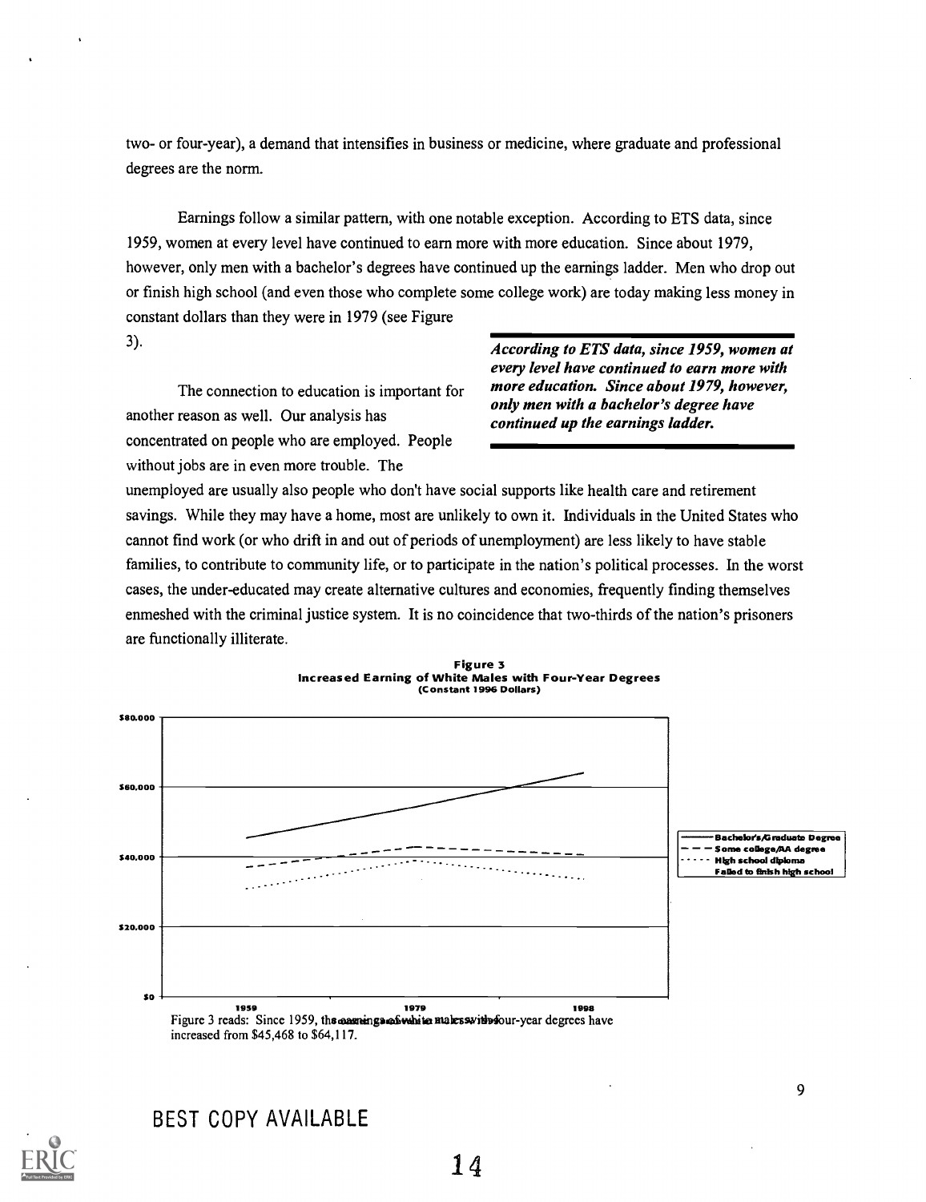two- or four-year), a demand that intensifies in business or medicine, where graduate and professional degrees are the norm.

Earnings follow a similar pattern, with one notable exception. According to ETS data, since 1959, women at every level have continued to earn more with more education. Since about 1979, however, only men with a bachelor's degrees have continued up the earnings ladder. Men who drop out or finish high school (and even those who complete some college work) are today making less money in constant dollars than they were in 1979 (see Figure 3).

> ***According to ETS data, since 1959, women at every level have continued to earn more with more education. Since about 1979, however, only men with a bachelor's degree have continued up the earnings ladder.***

The connection to education is important for another reason as well. Our analysis has concentrated on people who are employed. People without jobs are in even more trouble. The unemployed are usually also people who don't have social supports like health care and retirement savings. While they may have a home, most are unlikely to own it. Individuals in the United States who cannot find work (or who drift in and out of periods of unemployment) are less likely to have stable families, to contribute to community life, or to participate in the nation's political processes. In the worst cases, the under-educated may create alternative cultures and economies, frequently finding themselves enmeshed with the criminal justice system. It is no coincidence that two-thirds of the nation's prisoners are functionally illiterate.

**Figure 3**
**Increased Earning of White Males with Four-Year Degrees**
**(Constant 1996 Dollars)**

Legend: Bachelor's/Graduate Degree; Some college/AA degree; High school diploma; Failed to finish high school

Y-axis: $0, $20,000, $40,000, $60,000, $80,000
X-axis: 1959, 1979, 1998

Figure 3 reads: Since 1959, the earnings of white males with four-year degrees have increased from $45,468 to $64,117.

BEST COPY AVAILABLE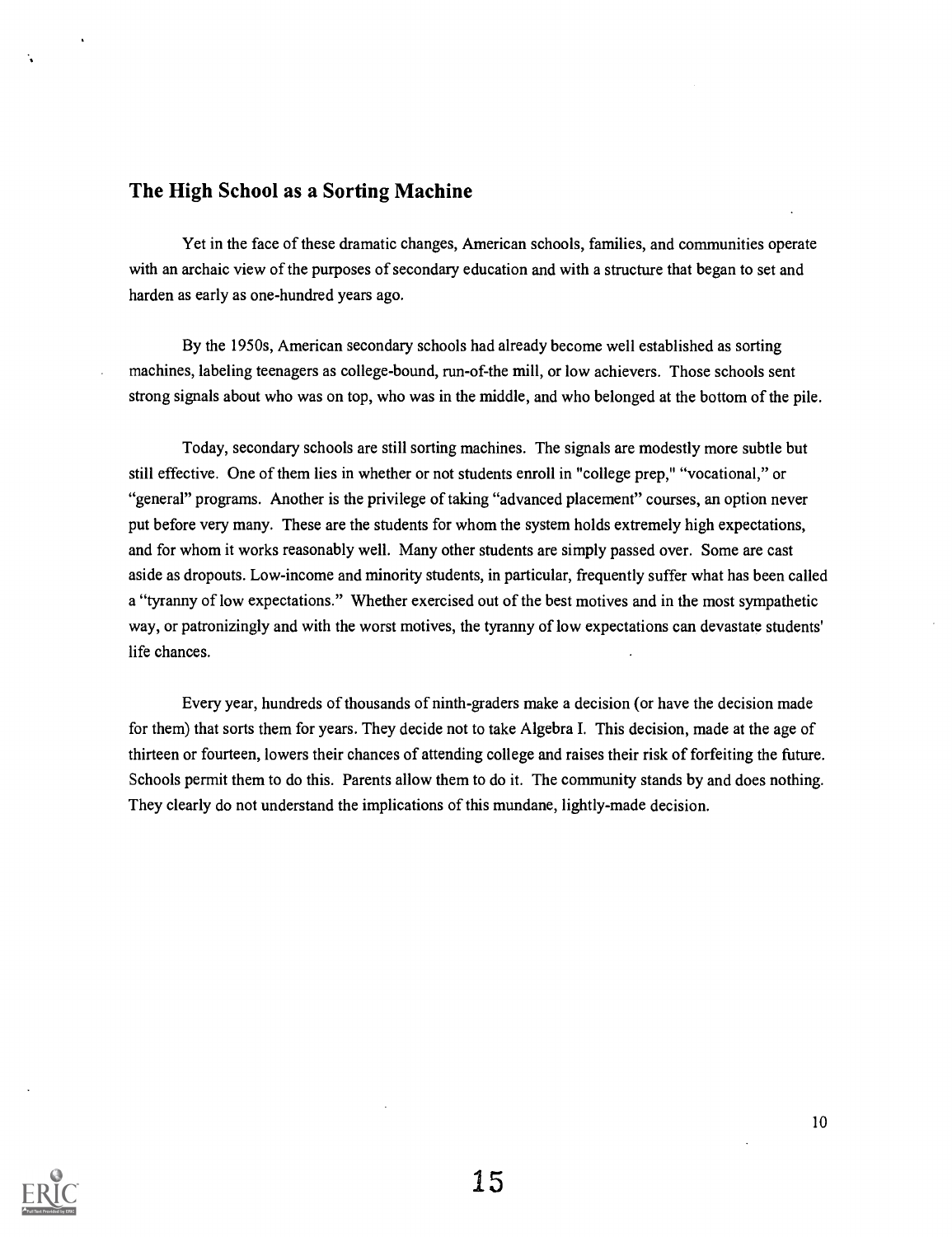## The High School as a Sorting Machine

Yet in the face of these dramatic changes, American schools, families, and communities operate with an archaic view of the purposes of secondary education and with a structure that began to set and harden as early as one-hundred years ago.

By the 1950s, American secondary schools had already become well established as sorting machines, labeling teenagers as college-bound, run-of-the mill, or low achievers. Those schools sent strong signals about who was on top, who was in the middle, and who belonged at the bottom of the pile.

Today, secondary schools are still sorting machines. The signals are modestly more subtle but still effective. One of them lies in whether or not students enroll in "college prep," "vocational," or "general" programs. Another is the privilege of taking "advanced placement" courses, an option never put before very many. These are the students for whom the system holds extremely high expectations, and for whom it works reasonably well. Many other students are simply passed over. Some are cast aside as dropouts. Low-income and minority students, in particular, frequently suffer what has been called a "tyranny of low expectations." Whether exercised out of the best motives and in the most sympathetic way, or patronizingly and with the worst motives, the tyranny of low expectations can devastate students' life chances.

Every year, hundreds of thousands of ninth-graders make a decision (or have the decision made for them) that sorts them for years. They decide not to take Algebra I. This decision, made at the age of thirteen or fourteen, lowers their chances of attending college and raises their risk of forfeiting the future. Schools permit them to do this. Parents allow them to do it. The community stands by and does nothing. They clearly do not understand the implications of this mundane, lightly-made decision.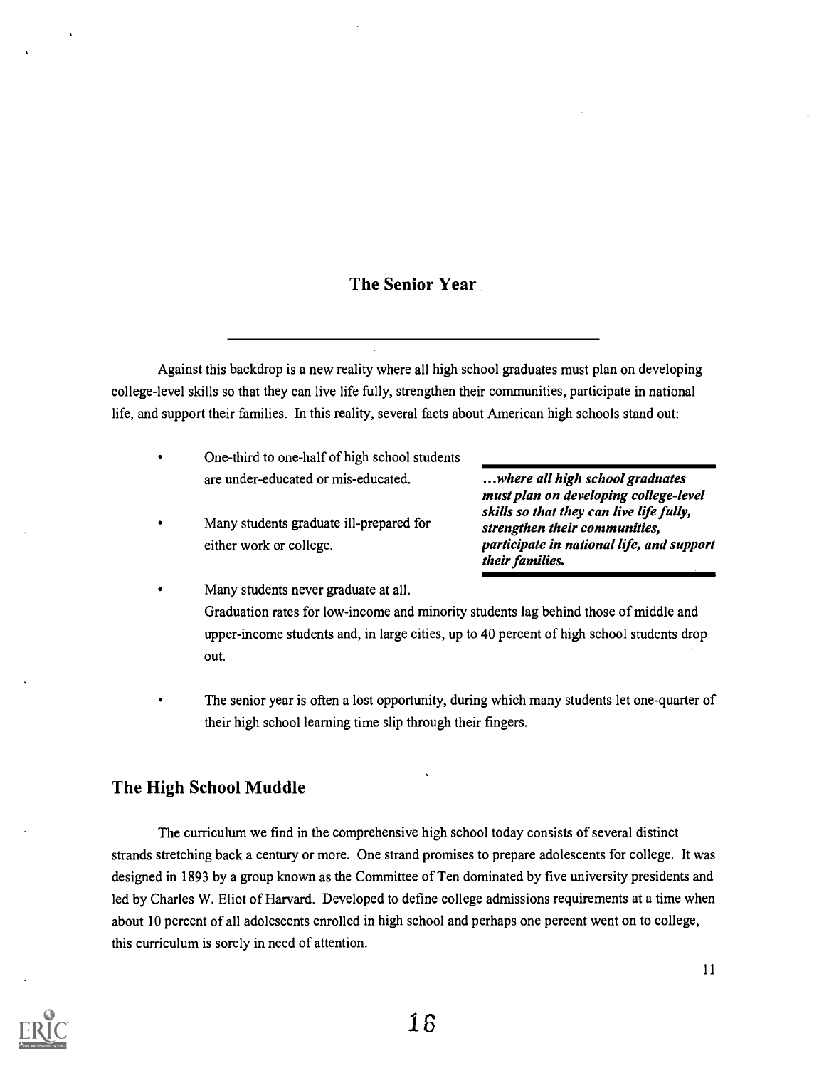## The Senior Year

Against this backdrop is a new reality where all high school graduates must plan on developing college-level skills so that they can live life fully, strengthen their communities, participate in national life, and support their families. In this reality, several facts about American high schools stand out:

- One-third to one-half of high school students are under-educated or mis-educated.
- Many students graduate ill-prepared for either work or college.

> ***...where all high school graduates must plan on developing college-level skills so that they can live life fully, strengthen their communities, participate in national life, and support their families.***

- Many students never graduate at all.
  Graduation rates for low-income and minority students lag behind those of middle and upper-income students and, in large cities, up to 40 percent of high school students drop out.
- The senior year is often a lost opportunity, during which many students let one-quarter of their high school learning time slip through their fingers.

### The High School Muddle

The curriculum we find in the comprehensive high school today consists of several distinct strands stretching back a century or more. One strand promises to prepare adolescents for college. It was designed in 1893 by a group known as the Committee of Ten dominated by five university presidents and led by Charles W. Eliot of Harvard. Developed to define college admissions requirements at a time when about 10 percent of all adolescents enrolled in high school and perhaps one percent went on to college, this curriculum is sorely in need of attention.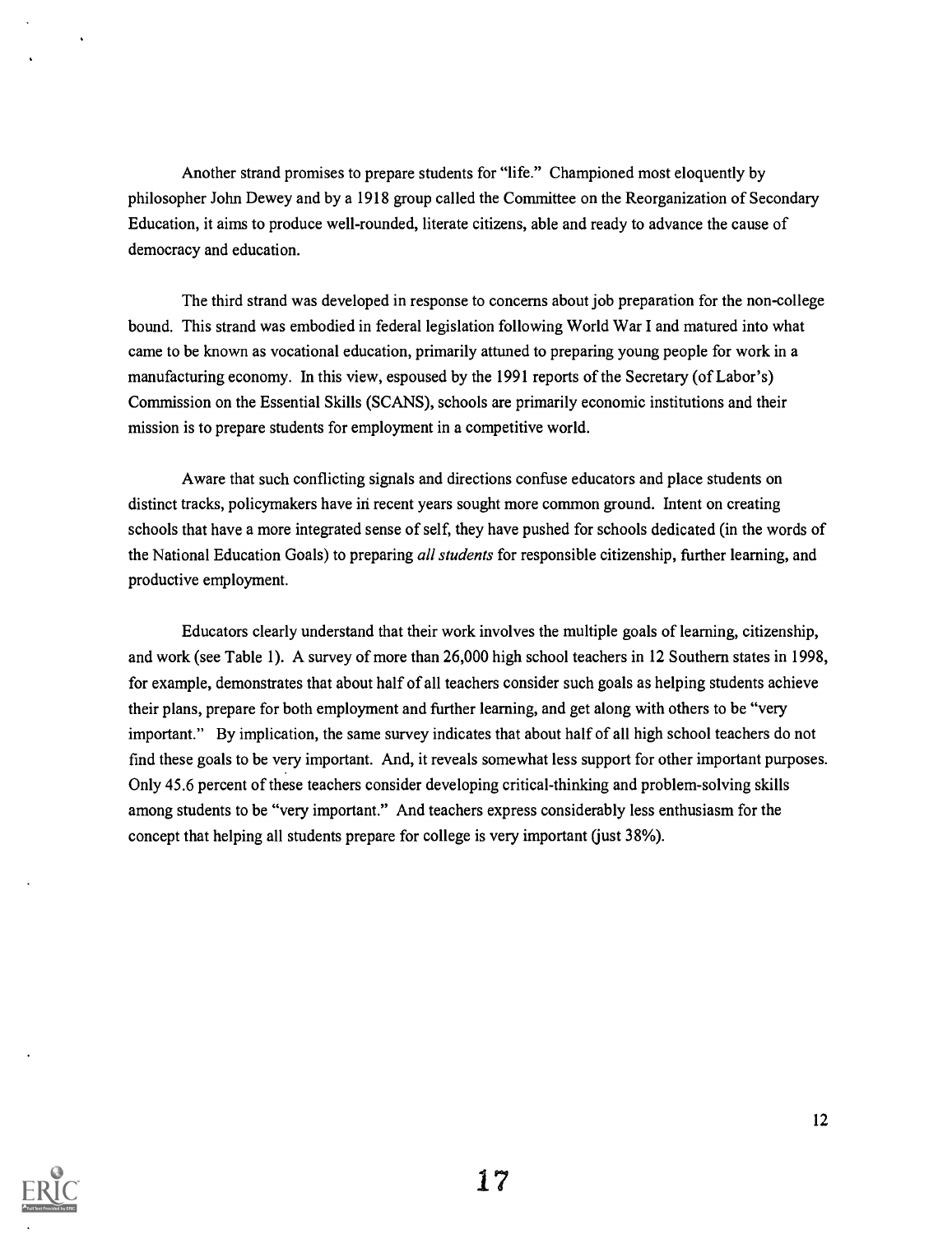Another strand promises to prepare students for "life." Championed most eloquently by philosopher John Dewey and by a 1918 group called the Committee on the Reorganization of Secondary Education, it aims to produce well-rounded, literate citizens, able and ready to advance the cause of democracy and education.

The third strand was developed in response to concerns about job preparation for the non-college bound. This strand was embodied in federal legislation following World War I and matured into what came to be known as vocational education, primarily attuned to preparing young people for work in a manufacturing economy. In this view, espoused by the 1991 reports of the Secretary (of Labor's) Commission on the Essential Skills (SCANS), schools are primarily economic institutions and their mission is to prepare students for employment in a competitive world.

Aware that such conflicting signals and directions confuse educators and place students on distinct tracks, policymakers have in recent years sought more common ground. Intent on creating schools that have a more integrated sense of self, they have pushed for schools dedicated (in the words of the National Education Goals) to preparing *all students* for responsible citizenship, further learning, and productive employment.

Educators clearly understand that their work involves the multiple goals of learning, citizenship, and work (see Table 1). A survey of more than 26,000 high school teachers in 12 Southern states in 1998, for example, demonstrates that about half of all teachers consider such goals as helping students achieve their plans, prepare for both employment and further learning, and get along with others to be "very important." By implication, the same survey indicates that about half of all high school teachers do not find these goals to be very important. And, it reveals somewhat less support for other important purposes. Only 45.6 percent of these teachers consider developing critical-thinking and problem-solving skills among students to be "very important." And teachers express considerably less enthusiasm for the concept that helping all students prepare for college is very important (just 38%).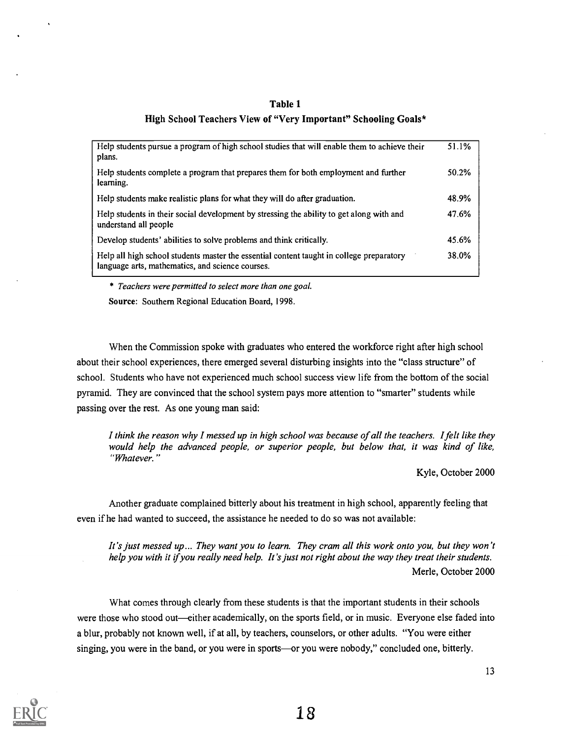**Table 1**

**High School Teachers View of "Very Important" Schooling Goals***

| Goal | Percent |
|---|---|
| Help students pursue a program of high school studies that will enable them to achieve their plans. | 51.1% |
| Help students complete a program that prepares them for both employment and further learning. | 50.2% |
| Help students make realistic plans for what they will do after graduation. | 48.9% |
| Help students in their social development by stressing the ability to get along with and understand all people | 47.6% |
| Develop students' abilities to solve problems and think critically. | 45.6% |
| Help all high school students master the essential content taught in college preparatory language arts, mathematics, and science courses. | 38.0% |

* *Teachers were permitted to select more than one goal.*

**Source**: Southern Regional Education Board, 1998.

When the Commission spoke with graduates who entered the workforce right after high school about their school experiences, there emerged several disturbing insights into the "class structure" of school. Students who have not experienced much school success view life from the bottom of the social pyramid. They are convinced that the school system pays more attention to "smarter" students while passing over the rest. As one young man said:

> *I think the reason why I messed up in high school was because of all the teachers. I felt like they would help the advanced people, or superior people, but below that, it was kind of like, "Whatever."*
>
> Kyle, October 2000

Another graduate complained bitterly about his treatment in high school, apparently feeling that even if he had wanted to succeed, the assistance he needed to do so was not available:

> *It's just messed up... They want you to learn. They cram all this work onto you, but they won't help you with it if you really need help. It's just not right about the way they treat their students.*
>
> Merle, October 2000

What comes through clearly from these students is that the important students in their schools were those who stood out—either academically, on the sports field, or in music. Everyone else faded into a blur, probably not known well, if at all, by teachers, counselors, or other adults. "You were either singing, you were in the band, or you were in sports—or you were nobody," concluded one, bitterly.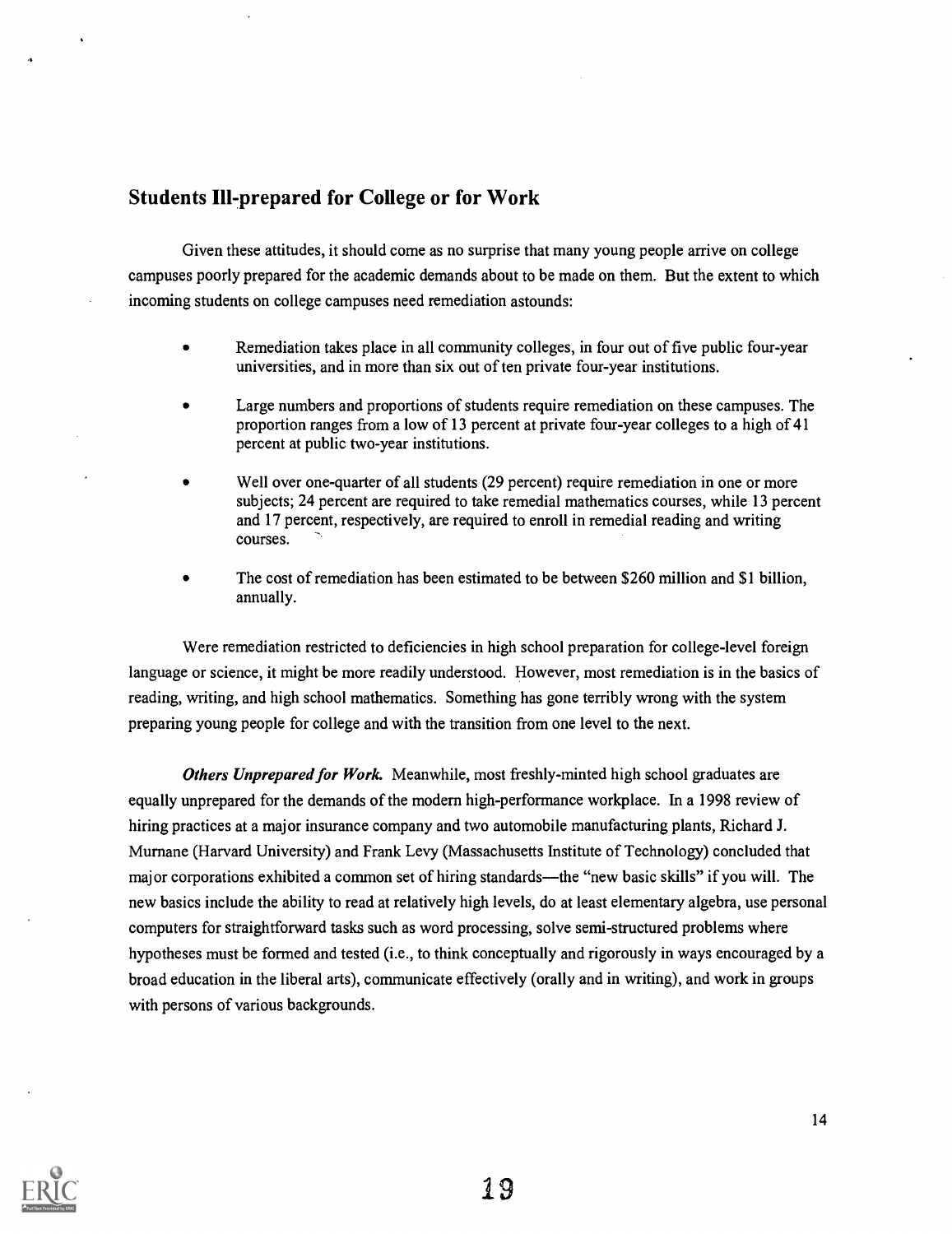## Students Ill-prepared for College or for Work

Given these attitudes, it should come as no surprise that many young people arrive on college campuses poorly prepared for the academic demands about to be made on them. But the extent to which incoming students on college campuses need remediation astounds:

- Remediation takes place in all community colleges, in four out of five public four-year universities, and in more than six out of ten private four-year institutions.
- Large numbers and proportions of students require remediation on these campuses. The proportion ranges from a low of 13 percent at private four-year colleges to a high of 41 percent at public two-year institutions.
- Well over one-quarter of all students (29 percent) require remediation in one or more subjects; 24 percent are required to take remedial mathematics courses, while 13 percent and 17 percent, respectively, are required to enroll in remedial reading and writing courses.
- The cost of remediation has been estimated to be between $260 million and $1 billion, annually.

Were remediation restricted to deficiencies in high school preparation for college-level foreign language or science, it might be more readily understood. However, most remediation is in the basics of reading, writing, and high school mathematics. Something has gone terribly wrong with the system preparing young people for college and with the transition from one level to the next.

***Others Unprepared for Work.*** Meanwhile, most freshly-minted high school graduates are equally unprepared for the demands of the modern high-performance workplace. In a 1998 review of hiring practices at a major insurance company and two automobile manufacturing plants, Richard J. Murnane (Harvard University) and Frank Levy (Massachusetts Institute of Technology) concluded that major corporations exhibited a common set of hiring standards—the "new basic skills" if you will. The new basics include the ability to read at relatively high levels, do at least elementary algebra, use personal computers for straightforward tasks such as word processing, solve semi-structured problems where hypotheses must be formed and tested (i.e., to think conceptually and rigorously in ways encouraged by a broad education in the liberal arts), communicate effectively (orally and in writing), and work in groups with persons of various backgrounds.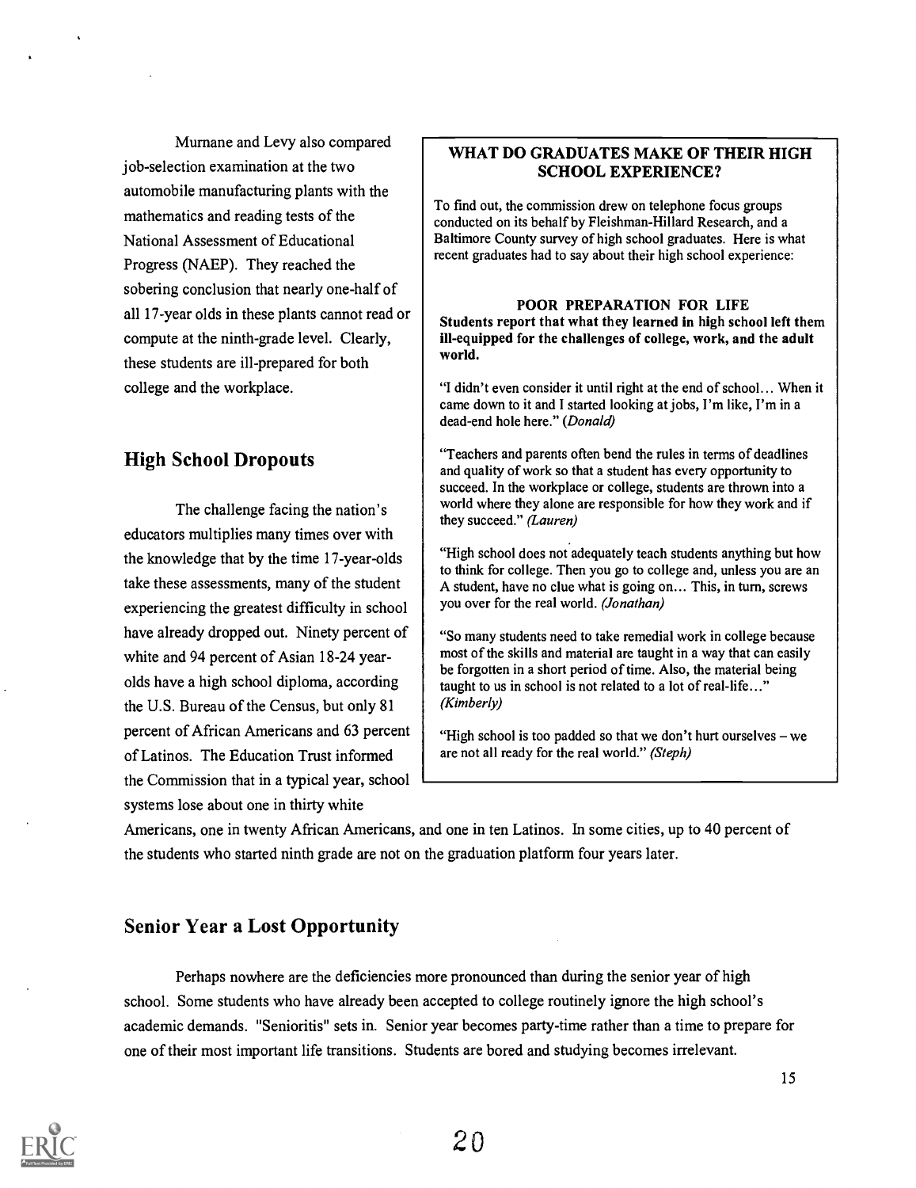Murnane and Levy also compared job-selection examination at the two automobile manufacturing plants with the mathematics and reading tests of the National Assessment of Educational Progress (NAEP). They reached the sobering conclusion that nearly one-half of all 17-year olds in these plants cannot read or compute at the ninth-grade level. Clearly, these students are ill-prepared for both college and the workplace.

## High School Dropouts

The challenge facing the nation's educators multiplies many times over with the knowledge that by the time 17-year-olds take these assessments, many of the student experiencing the greatest difficulty in school have already dropped out. Ninety percent of white and 94 percent of Asian 18-24 year-olds have a high school diploma, according the U.S. Bureau of the Census, but only 81 percent of African Americans and 63 percent of Latinos. The Education Trust informed the Commission that in a typical year, school systems lose about one in thirty white Americans, one in twenty African Americans, and one in ten Latinos. In some cities, up to 40 percent of the students who started ninth grade are not on the graduation platform four years later.

> **WHAT DO GRADUATES MAKE OF THEIR HIGH SCHOOL EXPERIENCE?**
>
> To find out, the commission drew on telephone focus groups conducted on its behalf by Fleishman-Hillard Research, and a Baltimore County survey of high school graduates. Here is what recent graduates had to say about their high school experience:
>
> **POOR PREPARATION FOR LIFE**
>
> **Students report that what they learned in high school left them ill-equipped for the challenges of college, work, and the adult world.**
>
> "I didn't even consider it until right at the end of school... When it came down to it and I started looking at jobs, I'm like, I'm in a dead-end hole here." *(Donald)*
>
> "Teachers and parents often bend the rules in terms of deadlines and quality of work so that a student has every opportunity to succeed. In the workplace or college, students are thrown into a world where they alone are responsible for how they work and if they succeed." *(Lauren)*
>
> "High school does not adequately teach students anything but how to think for college. Then you go to college and, unless you are an A student, have no clue what is going on... This, in turn, screws you over for the real world. *(Jonathan)*
>
> "So many students need to take remedial work in college because most of the skills and material are taught in a way that can easily be forgotten in a short period of time. Also, the material being taught to us in school is not related to a lot of real-life..." *(Kimberly)*
>
> "High school is too padded so that we don't hurt ourselves – we are not all ready for the real world." *(Steph)*

## Senior Year a Lost Opportunity

Perhaps nowhere are the deficiencies more pronounced than during the senior year of high school. Some students who have already been accepted to college routinely ignore the high school's academic demands. "Senioritis" sets in. Senior year becomes party-time rather than a time to prepare for one of their most important life transitions. Students are bored and studying becomes irrelevant.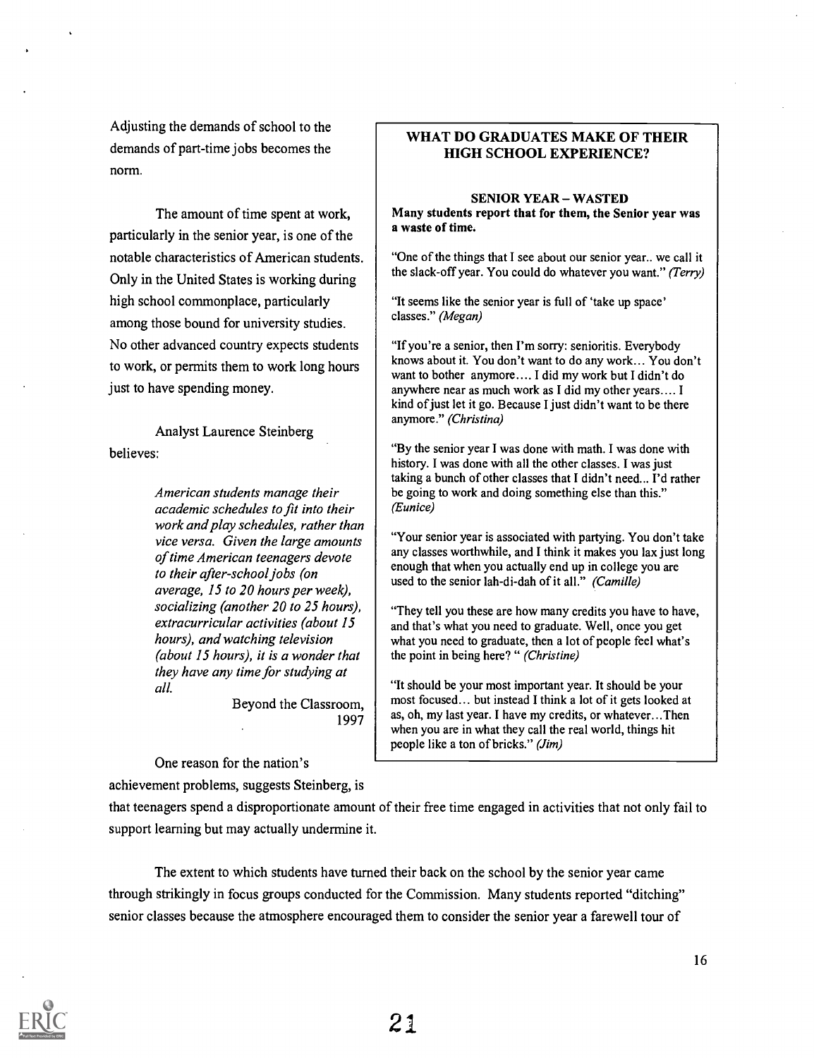Adjusting the demands of school to the demands of part-time jobs becomes the norm.

The amount of time spent at work, particularly in the senior year, is one of the notable characteristics of American students. Only in the United States is working during high school commonplace, particularly among those bound for university studies. No other advanced country expects students to work, or permits them to work long hours just to have spending money.

Analyst Laurence Steinberg believes:

> *American students manage their academic schedules to fit into their work and play schedules, rather than vice versa. Given the large amounts of time American teenagers devote to their after-school jobs (on average, 15 to 20 hours per week), socializing (another 20 to 25 hours), extracurricular activities (about 15 hours), and watching television (about 15 hours), it is a wonder that they have any time for studying at all.*
>
> Beyond the Classroom, 1997

One reason for the nation's achievement problems, suggests Steinberg, is that teenagers spend a disproportionate amount of their free time engaged in activities that not only fail to support learning but may actually undermine it.

> **WHAT DO GRADUATES MAKE OF THEIR HIGH SCHOOL EXPERIENCE?**
>
> **SENIOR YEAR – WASTED**
>
> **Many students report that for them, the Senior year was a waste of time.**
>
> "One of the things that I see about our senior year.. we call it the slack-off year. You could do whatever you want." *(Terry)*
>
> "It seems like the senior year is full of 'take up space' classes." *(Megan)*
>
> "If you're a senior, then I'm sorry: senioritis. Everybody knows about it. You don't want to do any work... You don't want to bother anymore.... I did my work but I didn't do anywhere near as much work as I did my other years.... I kind of just let it go. Because I just didn't want to be there anymore." *(Christina)*
>
> "By the senior year I was done with math. I was done with history. I was done with all the other classes. I was just taking a bunch of other classes that I didn't need... I'd rather be going to work and doing something else than this." *(Eunice)*
>
> "Your senior year is associated with partying. You don't take any classes worthwhile, and I think it makes you lax just long enough that when you actually end up in college you are used to the senior lah-di-dah of it all." *(Camille)*
>
> "They tell you these are how many credits you have to have, and that's what you need to graduate. Well, once you get what you need to graduate, then a lot of people feel what's the point in being here? " *(Christine)*
>
> "It should be your most important year. It should be your most focused... but instead I think a lot of it gets looked at as, oh, my last year. I have my credits, or whatever...Then when you are in what they call the real world, things hit people like a ton of bricks." *(Jim)*

The extent to which students have turned their back on the school by the senior year came through strikingly in focus groups conducted for the Commission. Many students reported "ditching" senior classes because the atmosphere encouraged them to consider the senior year a farewell tour of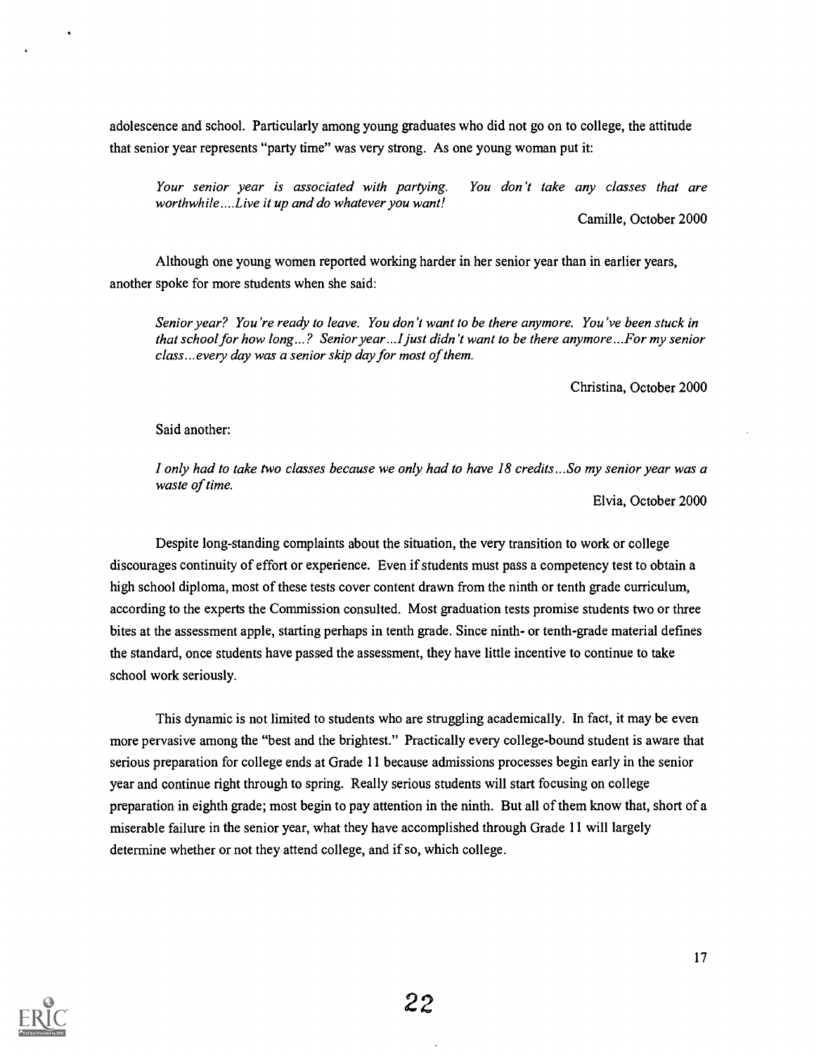adolescence and school. Particularly among young graduates who did not go on to college, the attitude that senior year represents "party time" was very strong. As one young woman put it:

> *Your senior year is associated with partying. You don't take any classes that are worthwhile....Live it up and do whatever you want!*
>
> Camille, October 2000

Although one young women reported working harder in her senior year than in earlier years, another spoke for more students when she said:

> *Senior year? You're ready to leave. You don't want to be there anymore. You've been stuck in that school for how long...? Senior year...I just didn't want to be there anymore...For my senior class...every day was a senior skip day for most of them.*
>
> Christina, October 2000

Said another:

> *I only had to take two classes because we only had to have 18 credits...So my senior year was a waste of time.*
>
> Elvia, October 2000

Despite long-standing complaints about the situation, the very transition to work or college discourages continuity of effort or experience. Even if students must pass a competency test to obtain a high school diploma, most of these tests cover content drawn from the ninth or tenth grade curriculum, according to the experts the Commission consulted. Most graduation tests promise students two or three bites at the assessment apple, starting perhaps in tenth grade. Since ninth- or tenth-grade material defines the standard, once students have passed the assessment, they have little incentive to continue to take school work seriously.

This dynamic is not limited to students who are struggling academically. In fact, it may be even more pervasive among the "best and the brightest." Practically every college-bound student is aware that serious preparation for college ends at Grade 11 because admissions processes begin early in the senior year and continue right through to spring. Really serious students will start focusing on college preparation in eighth grade; most begin to pay attention in the ninth. But all of them know that, short of a miserable failure in the senior year, what they have accomplished through Grade 11 will largely determine whether or not they attend college, and if so, which college.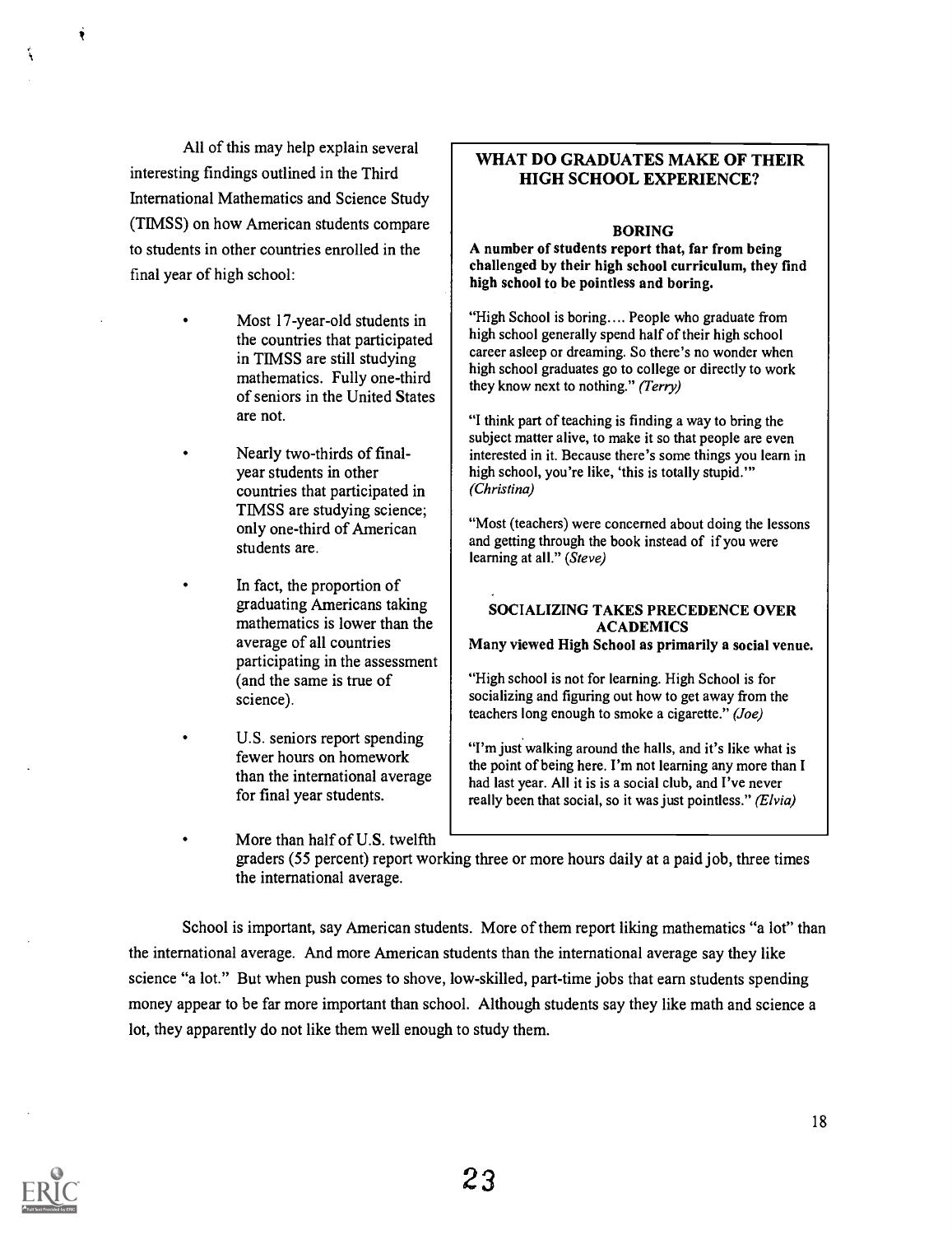All of this may help explain several interesting findings outlined in the Third International Mathematics and Science Study (TIMSS) on how American students compare to students in other countries enrolled in the final year of high school:

- Most 17-year-old students in the countries that participated in TIMSS are still studying mathematics. Fully one-third of seniors in the United States are not.
- Nearly two-thirds of final-year students in other countries that participated in TIMSS are studying science; only one-third of American students are.
- In fact, the proportion of graduating Americans taking mathematics is lower than the average of all countries participating in the assessment (and the same is true of science).
- U.S. seniors report spending fewer hours on homework than the international average for final year students.
- More than half of U.S. twelfth graders (55 percent) report working three or more hours daily at a paid job, three times the international average.

> **WHAT DO GRADUATES MAKE OF THEIR HIGH SCHOOL EXPERIENCE?**
>
> **BORING**
>
> **A number of students report that, far from being challenged by their high school curriculum, they find high school to be pointless and boring.**
>
> "High School is boring.... People who graduate from high school generally spend half of their high school career asleep or dreaming. So there's no wonder when high school graduates go to college or directly to work they know next to nothing." *(Terry)*
>
> "I think part of teaching is finding a way to bring the subject matter alive, to make it so that people are even interested in it. Because there's some things you learn in high school, you're like, 'this is totally stupid.'" *(Christina)*
>
> "Most (teachers) were concerned about doing the lessons and getting through the book instead of if you were learning at all." *(Steve)*
>
> **SOCIALIZING TAKES PRECEDENCE OVER ACADEMICS**
>
> **Many viewed High School as primarily a social venue.**
>
> "High school is not for learning. High School is for socializing and figuring out how to get away from the teachers long enough to smoke a cigarette." *(Joe)*
>
> "I'm just walking around the halls, and it's like what is the point of being here. I'm not learning any more than I had last year. All it is is a social club, and I've never really been that social, so it was just pointless." *(Elvia)*

School is important, say American students. More of them report liking mathematics "a lot" than the international average. And more American students than the international average say they like science "a lot." But when push comes to shove, low-skilled, part-time jobs that earn students spending money appear to be far more important than school. Although students say they like math and science a lot, they apparently do not like them well enough to study them.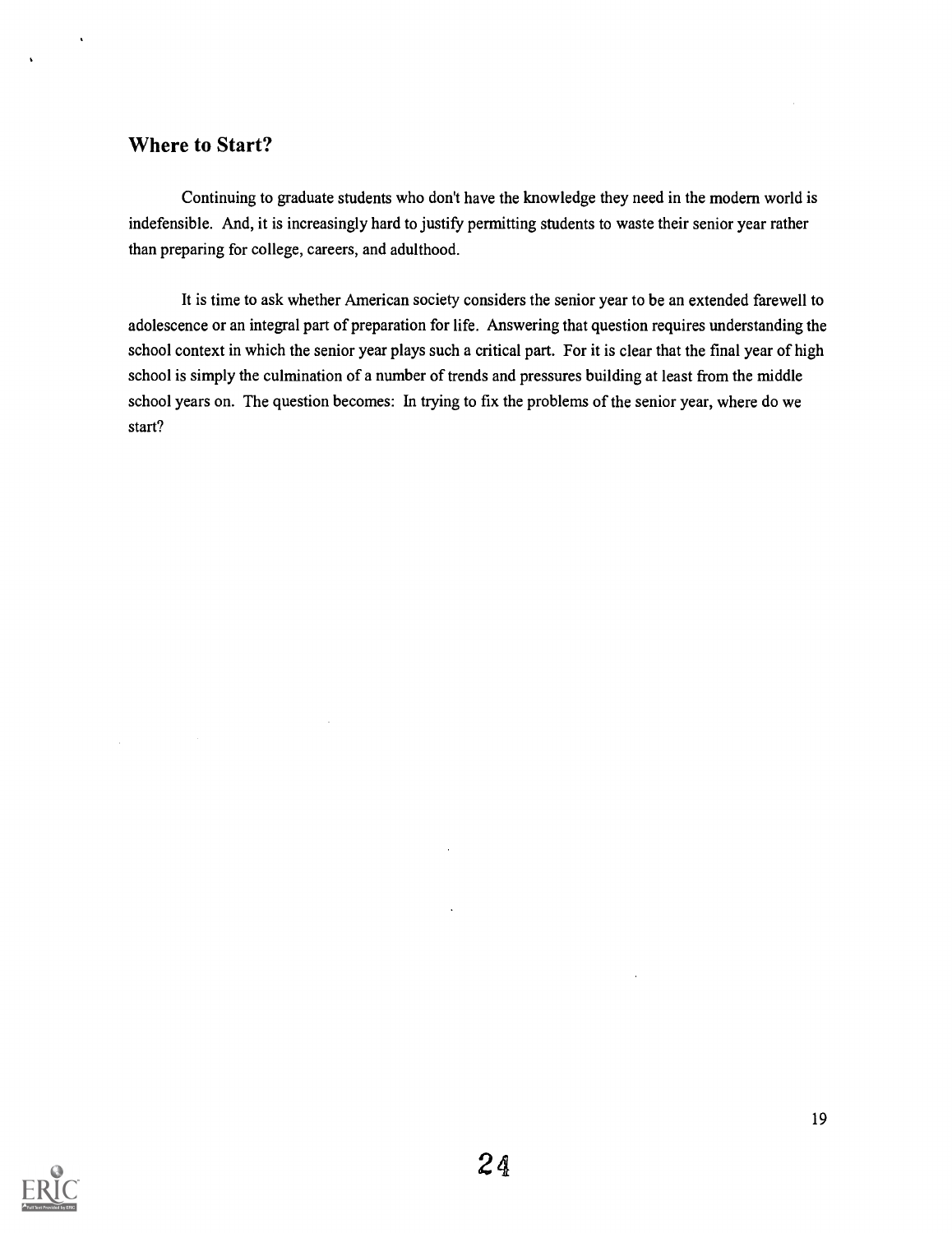## Where to Start?

Continuing to graduate students who don't have the knowledge they need in the modern world is indefensible. And, it is increasingly hard to justify permitting students to waste their senior year rather than preparing for college, careers, and adulthood.

It is time to ask whether American society considers the senior year to be an extended farewell to adolescence or an integral part of preparation for life. Answering that question requires understanding the school context in which the senior year plays such a critical part. For it is clear that the final year of high school is simply the culmination of a number of trends and pressures building at least from the middle school years on. The question becomes: In trying to fix the problems of the senior year, where do we start?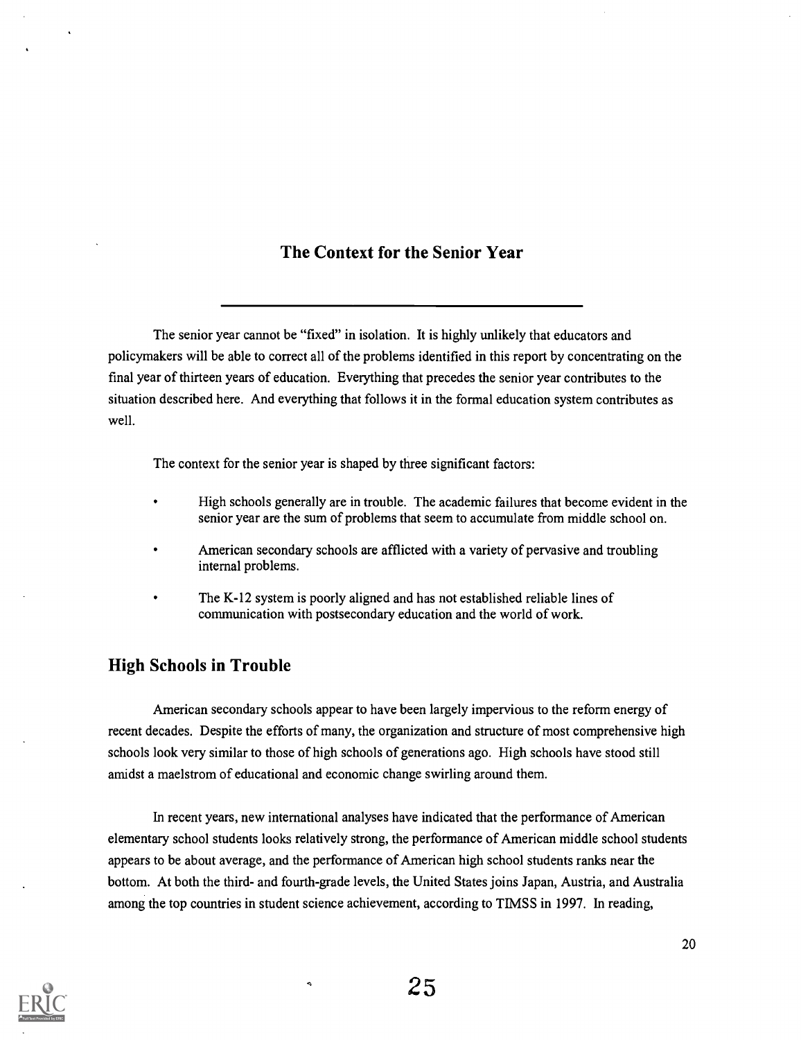## The Context for the Senior Year

The senior year cannot be "fixed" in isolation. It is highly unlikely that educators and policymakers will be able to correct all of the problems identified in this report by concentrating on the final year of thirteen years of education. Everything that precedes the senior year contributes to the situation described here. And everything that follows it in the formal education system contributes as well.

The context for the senior year is shaped by three significant factors:

- High schools generally are in trouble. The academic failures that become evident in the senior year are the sum of problems that seem to accumulate from middle school on.
- American secondary schools are afflicted with a variety of pervasive and troubling internal problems.
- The K-12 system is poorly aligned and has not established reliable lines of communication with postsecondary education and the world of work.

### High Schools in Trouble

American secondary schools appear to have been largely impervious to the reform energy of recent decades. Despite the efforts of many, the organization and structure of most comprehensive high schools look very similar to those of high schools of generations ago. High schools have stood still amidst a maelstrom of educational and economic change swirling around them.

In recent years, new international analyses have indicated that the performance of American elementary school students looks relatively strong, the performance of American middle school students appears to be about average, and the performance of American high school students ranks near the bottom. At both the third- and fourth-grade levels, the United States joins Japan, Austria, and Australia among the top countries in student science achievement, according to TIMSS in 1997. In reading,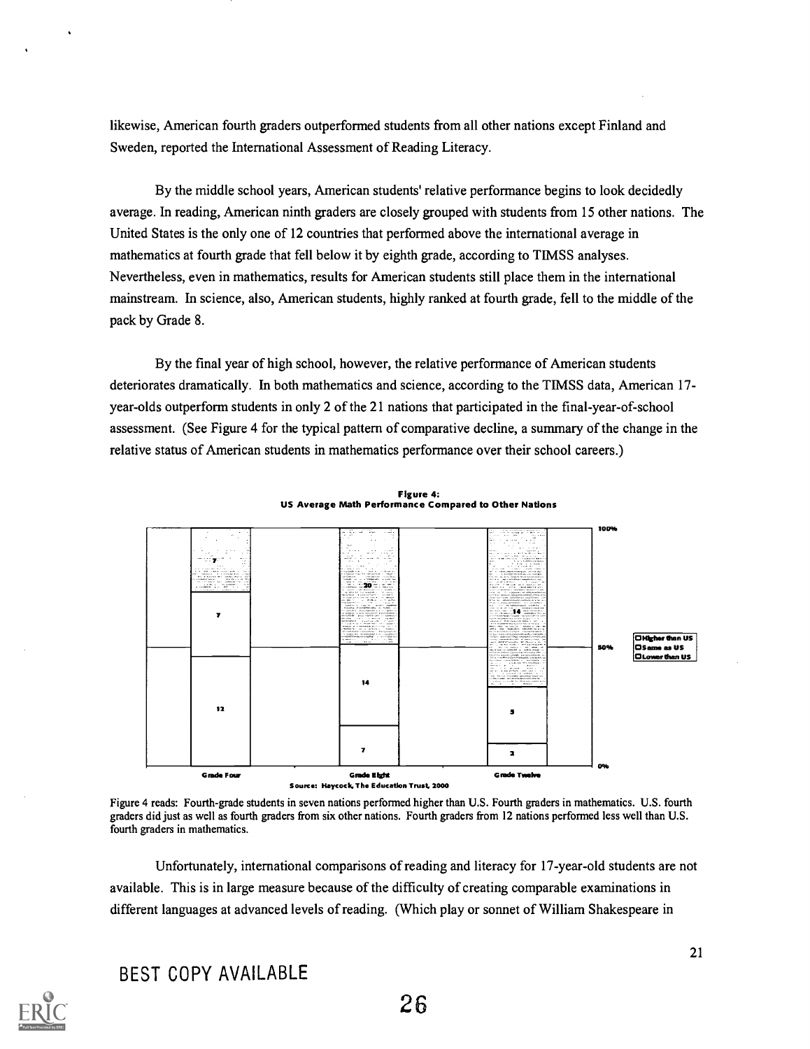likewise, American fourth graders outperformed students from all other nations except Finland and Sweden, reported the International Assessment of Reading Literacy.

By the middle school years, American students' relative performance begins to look decidedly average. In reading, American ninth graders are closely grouped with students from 15 other nations. The United States is the only one of 12 countries that performed above the international average in mathematics at fourth grade that fell below it by eighth grade, according to TIMSS analyses. Nevertheless, even in mathematics, results for American students still place them in the international mainstream. In science, also, American students, highly ranked at fourth grade, fell to the middle of the pack by Grade 8.

By the final year of high school, however, the relative performance of American students deteriorates dramatically. In both mathematics and science, according to the TIMSS data, American 17-year-olds outperform students in only 2 of the 21 nations that participated in the final-year-of-school assessment. (See Figure 4 for the typical pattern of comparative decline, a summary of the change in the relative status of American students in mathematics performance over their school careers.)

**Figure 4: US Average Math Performance Compared to Other Nations**

| | Grade Four | Grade Eight | Grade Twelve |
|---|---|---|---|
| Higher than US | 7 | 20 | 14 |
| Same as US | 7 | 14 | 5 |
| Lower than US | 12 | 7 | 2 |

Source: Haycock, The Education Trust, 2000

Figure 4 reads: Fourth-grade students in seven nations performed higher than U.S. Fourth graders in mathematics. U.S. fourth graders did just as well as fourth graders from six other nations. Fourth graders from 12 nations performed less well than U.S. fourth graders in mathematics.

Unfortunately, international comparisons of reading and literacy for 17-year-old students are not available. This is in large measure because of the difficulty of creating comparable examinations in different languages at advanced levels of reading. (Which play or sonnet of William Shakespeare in

BEST COPY AVAILABLE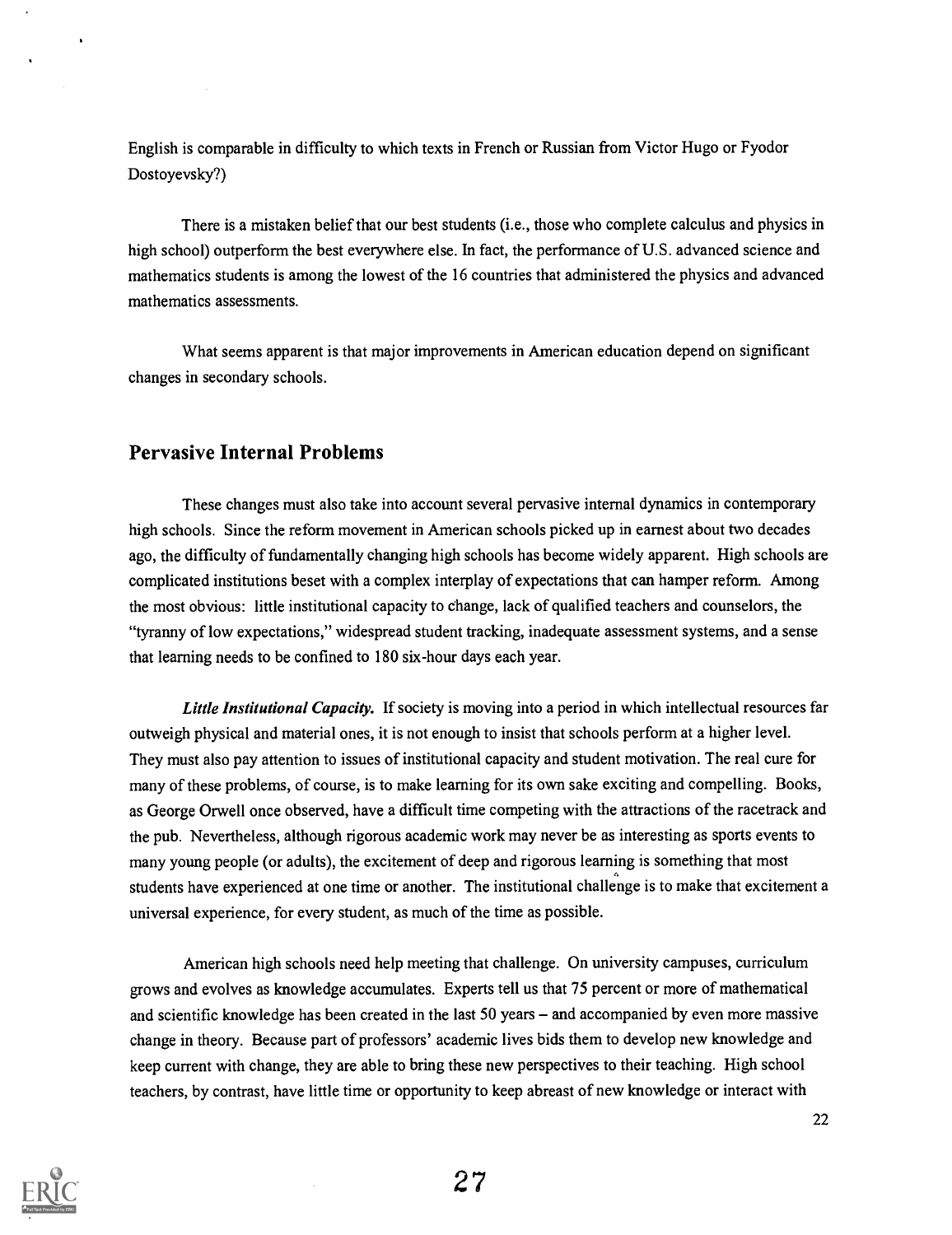English is comparable in difficulty to which texts in French or Russian from Victor Hugo or Fyodor Dostoyevsky?)

There is a mistaken belief that our best students (i.e., those who complete calculus and physics in high school) outperform the best everywhere else. In fact, the performance of U.S. advanced science and mathematics students is among the lowest of the 16 countries that administered the physics and advanced mathematics assessments.

What seems apparent is that major improvements in American education depend on significant changes in secondary schools.

## Pervasive Internal Problems

These changes must also take into account several pervasive internal dynamics in contemporary high schools. Since the reform movement in American schools picked up in earnest about two decades ago, the difficulty of fundamentally changing high schools has become widely apparent. High schools are complicated institutions beset with a complex interplay of expectations that can hamper reform. Among the most obvious: little institutional capacity to change, lack of qualified teachers and counselors, the "tyranny of low expectations," widespread student tracking, inadequate assessment systems, and a sense that learning needs to be confined to 180 six-hour days each year.

***Little Institutional Capacity.*** If society is moving into a period in which intellectual resources far outweigh physical and material ones, it is not enough to insist that schools perform at a higher level. They must also pay attention to issues of institutional capacity and student motivation. The real cure for many of these problems, of course, is to make learning for its own sake exciting and compelling. Books, as George Orwell once observed, have a difficult time competing with the attractions of the racetrack and the pub. Nevertheless, although rigorous academic work may never be as interesting as sports events to many young people (or adults), the excitement of deep and rigorous learning is something that most students have experienced at one time or another. The institutional challenge is to make that excitement a universal experience, for every student, as much of the time as possible.

American high schools need help meeting that challenge. On university campuses, curriculum grows and evolves as knowledge accumulates. Experts tell us that 75 percent or more of mathematical and scientific knowledge has been created in the last 50 years – and accompanied by even more massive change in theory. Because part of professors' academic lives bids them to develop new knowledge and keep current with change, they are able to bring these new perspectives to their teaching. High school teachers, by contrast, have little time or opportunity to keep abreast of new knowledge or interact with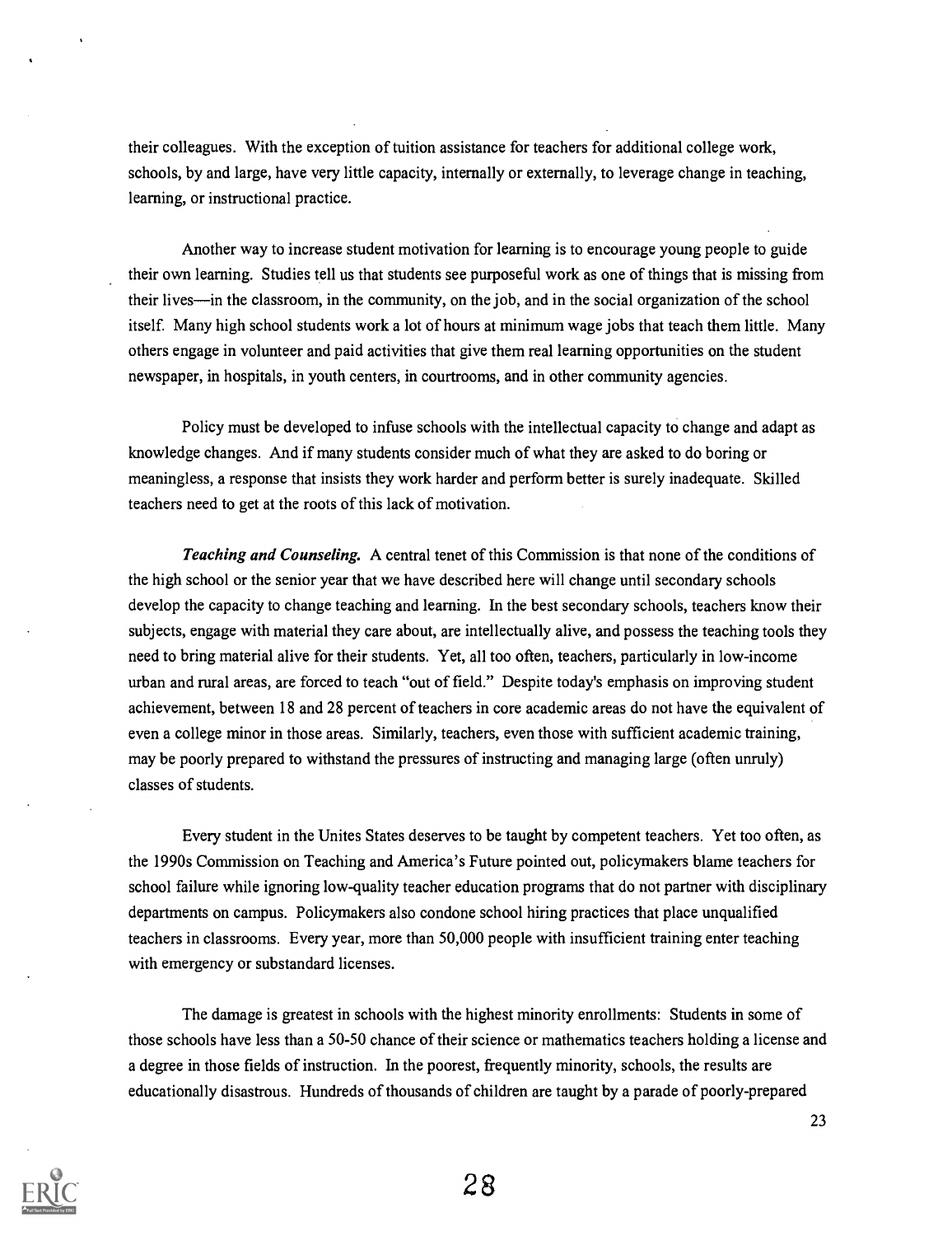their colleagues. With the exception of tuition assistance for teachers for additional college work, schools, by and large, have very little capacity, internally or externally, to leverage change in teaching, learning, or instructional practice.

Another way to increase student motivation for learning is to encourage young people to guide their own learning. Studies tell us that students see purposeful work as one of things that is missing from their lives—in the classroom, in the community, on the job, and in the social organization of the school itself. Many high school students work a lot of hours at minimum wage jobs that teach them little. Many others engage in volunteer and paid activities that give them real learning opportunities on the student newspaper, in hospitals, in youth centers, in courtrooms, and in other community agencies.

Policy must be developed to infuse schools with the intellectual capacity to change and adapt as knowledge changes. And if many students consider much of what they are asked to do boring or meaningless, a response that insists they work harder and perform better is surely inadequate. Skilled teachers need to get at the roots of this lack of motivation.

***Teaching and Counseling.*** A central tenet of this Commission is that none of the conditions of the high school or the senior year that we have described here will change until secondary schools develop the capacity to change teaching and learning. In the best secondary schools, teachers know their subjects, engage with material they care about, are intellectually alive, and possess the teaching tools they need to bring material alive for their students. Yet, all too often, teachers, particularly in low-income urban and rural areas, are forced to teach "out of field." Despite today's emphasis on improving student achievement, between 18 and 28 percent of teachers in core academic areas do not have the equivalent of even a college minor in those areas. Similarly, teachers, even those with sufficient academic training, may be poorly prepared to withstand the pressures of instructing and managing large (often unruly) classes of students.

Every student in the Unites States deserves to be taught by competent teachers. Yet too often, as the 1990s Commission on Teaching and America's Future pointed out, policymakers blame teachers for school failure while ignoring low-quality teacher education programs that do not partner with disciplinary departments on campus. Policymakers also condone school hiring practices that place unqualified teachers in classrooms. Every year, more than 50,000 people with insufficient training enter teaching with emergency or substandard licenses.

The damage is greatest in schools with the highest minority enrollments: Students in some of those schools have less than a 50-50 chance of their science or mathematics teachers holding a license and a degree in those fields of instruction. In the poorest, frequently minority, schools, the results are educationally disastrous. Hundreds of thousands of children are taught by a parade of poorly-prepared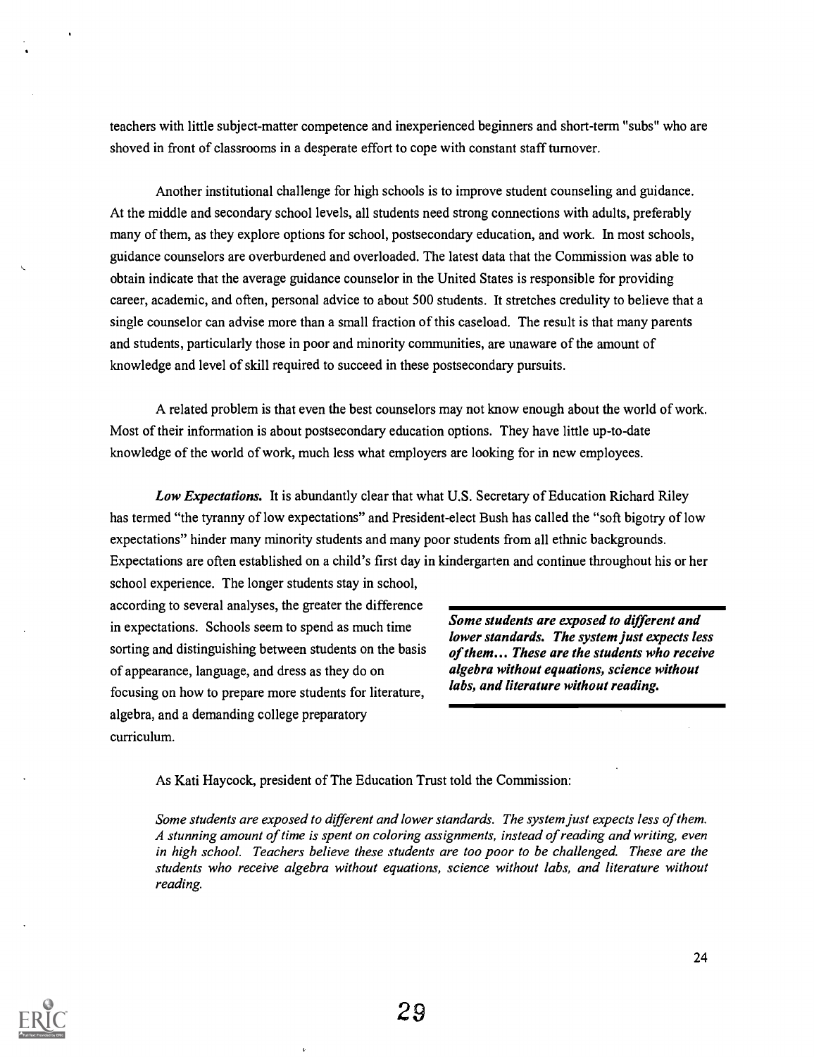teachers with little subject-matter competence and inexperienced beginners and short-term "subs" who are shoved in front of classrooms in a desperate effort to cope with constant staff turnover.

Another institutional challenge for high schools is to improve student counseling and guidance. At the middle and secondary school levels, all students need strong connections with adults, preferably many of them, as they explore options for school, postsecondary education, and work. In most schools, guidance counselors are overburdened and overloaded. The latest data that the Commission was able to obtain indicate that the average guidance counselor in the United States is responsible for providing career, academic, and often, personal advice to about 500 students. It stretches credulity to believe that a single counselor can advise more than a small fraction of this caseload. The result is that many parents and students, particularly those in poor and minority communities, are unaware of the amount of knowledge and level of skill required to succeed in these postsecondary pursuits.

A related problem is that even the best counselors may not know enough about the world of work. Most of their information is about postsecondary education options. They have little up-to-date knowledge of the world of work, much less what employers are looking for in new employees.

***Low Expectations.*** It is abundantly clear that what U.S. Secretary of Education Richard Riley has termed "the tyranny of low expectations" and President-elect Bush has called the "soft bigotry of low expectations" hinder many minority students and many poor students from all ethnic backgrounds. Expectations are often established on a child's first day in kindergarten and continue throughout his or her school experience. The longer students stay in school, according to several analyses, the greater the difference in expectations. Schools seem to spend as much time sorting and distinguishing between students on the basis of appearance, language, and dress as they do on focusing on how to prepare more students for literature, algebra, and a demanding college preparatory curriculum.

> ***Some students are exposed to different and lower standards. The system just expects less of them… These are the students who receive algebra without equations, science without labs, and literature without reading.***

As Kati Haycock, president of The Education Trust told the Commission:

*Some students are exposed to different and lower standards. The system just expects less of them. A stunning amount of time is spent on coloring assignments, instead of reading and writing, even in high school. Teachers believe these students are too poor to be challenged. These are the students who receive algebra without equations, science without labs, and literature without reading.*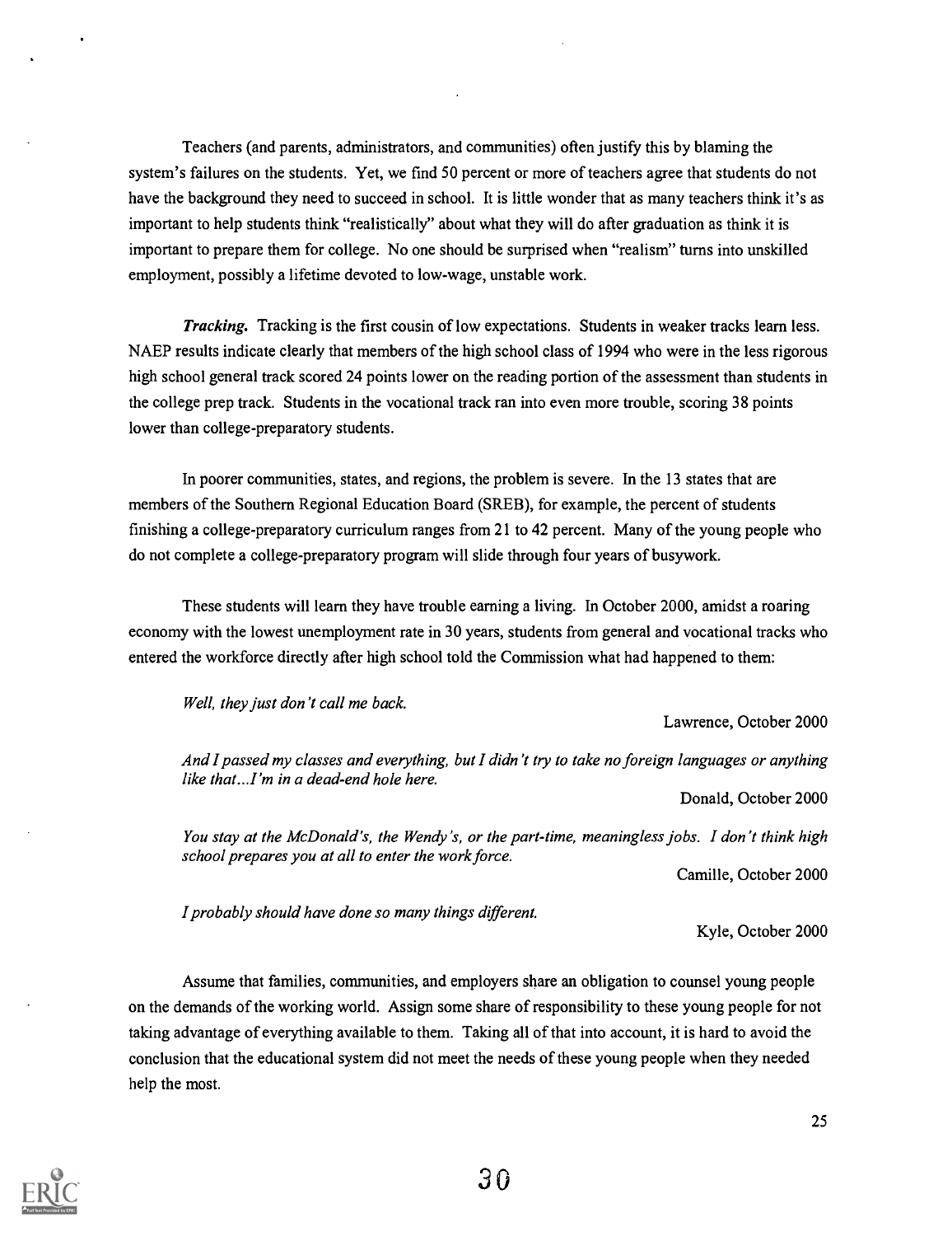Teachers (and parents, administrators, and communities) often justify this by blaming the system's failures on the students. Yet, we find 50 percent or more of teachers agree that students do not have the background they need to succeed in school. It is little wonder that as many teachers think it's as important to help students think "realistically" about what they will do after graduation as think it is important to prepare them for college. No one should be surprised when "realism" turns into unskilled employment, possibly a lifetime devoted to low-wage, unstable work.

***Tracking.*** Tracking is the first cousin of low expectations. Students in weaker tracks learn less. NAEP results indicate clearly that members of the high school class of 1994 who were in the less rigorous high school general track scored 24 points lower on the reading portion of the assessment than students in the college prep track. Students in the vocational track ran into even more trouble, scoring 38 points lower than college-preparatory students.

In poorer communities, states, and regions, the problem is severe. In the 13 states that are members of the Southern Regional Education Board (SREB), for example, the percent of students finishing a college-preparatory curriculum ranges from 21 to 42 percent. Many of the young people who do not complete a college-preparatory program will slide through four years of busywork.

These students will learn they have trouble earning a living. In October 2000, amidst a roaring economy with the lowest unemployment rate in 30 years, students from general and vocational tracks who entered the workforce directly after high school told the Commission what had happened to them:

> *Well, they just don't call me back.*
>
> Lawrence, October 2000

> *And I passed my classes and everything, but I didn't try to take no foreign languages or anything like that...I'm in a dead-end hole here.*
>
> Donald, October 2000

> *You stay at the McDonald's, the Wendy's, or the part-time, meaningless jobs. I don't think high school prepares you at all to enter the work force.*
>
> Camille, October 2000

> *I probably should have done so many things different.*
>
> Kyle, October 2000

Assume that families, communities, and employers share an obligation to counsel young people on the demands of the working world. Assign some share of responsibility to these young people for not taking advantage of everything available to them. Taking all of that into account, it is hard to avoid the conclusion that the educational system did not meet the needs of these young people when they needed help the most.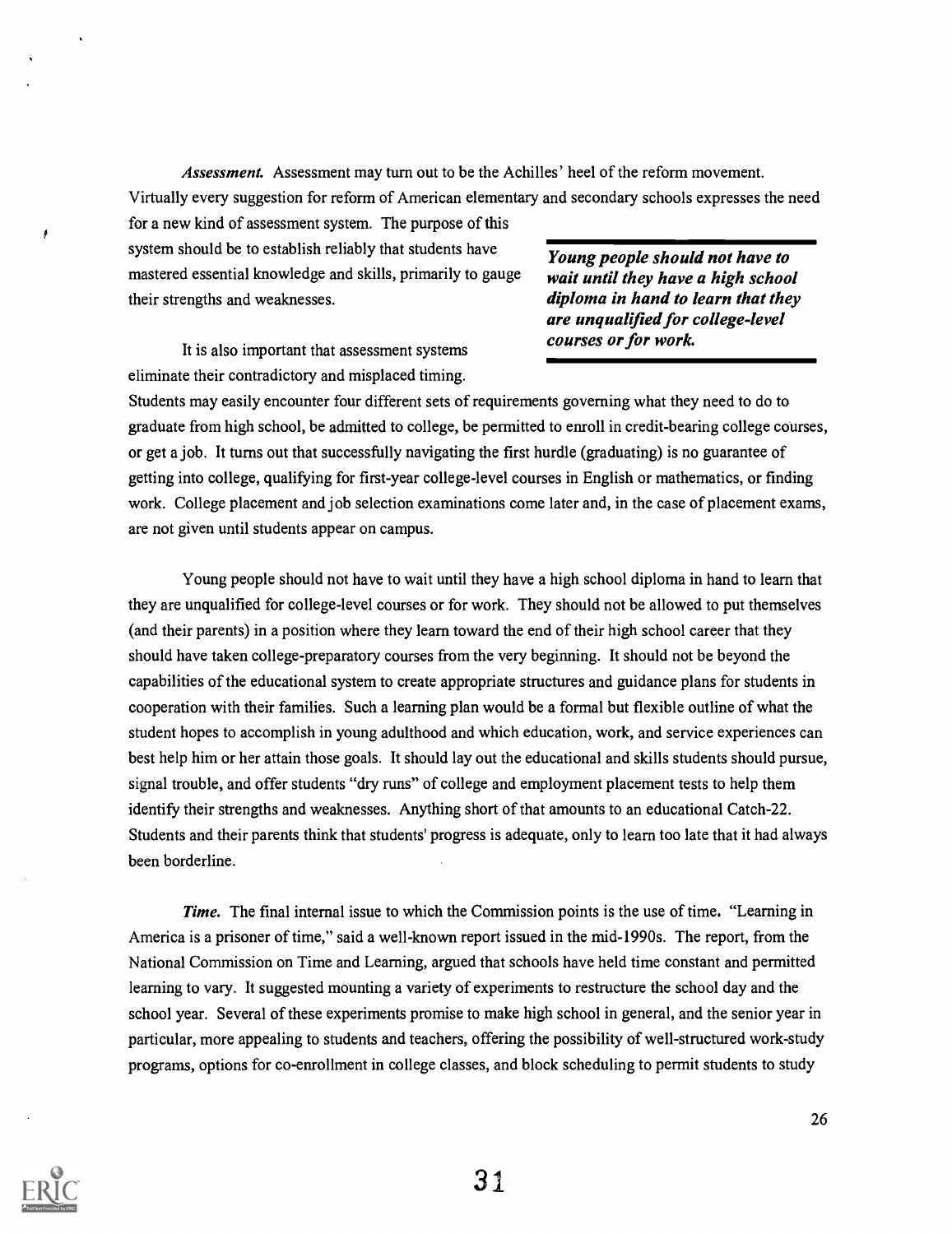*Assessment.* Assessment may turn out to be the Achilles' heel of the reform movement. Virtually every suggestion for reform of American elementary and secondary schools expresses the need for a new kind of assessment system. The purpose of this system should be to establish reliably that students have mastered essential knowledge and skills, primarily to gauge their strengths and weaknesses.

> ***Young people should not have to wait until they have a high school diploma in hand to learn that they are unqualified for college-level courses or for work.***

It is also important that assessment systems eliminate their contradictory and misplaced timing. Students may easily encounter four different sets of requirements governing what they need to do to graduate from high school, be admitted to college, be permitted to enroll in credit-bearing college courses, or get a job. It turns out that successfully navigating the first hurdle (graduating) is no guarantee of getting into college, qualifying for first-year college-level courses in English or mathematics, or finding work. College placement and job selection examinations come later and, in the case of placement exams, are not given until students appear on campus.

Young people should not have to wait until they have a high school diploma in hand to learn that they are unqualified for college-level courses or for work. They should not be allowed to put themselves (and their parents) in a position where they learn toward the end of their high school career that they should have taken college-preparatory courses from the very beginning. It should not be beyond the capabilities of the educational system to create appropriate structures and guidance plans for students in cooperation with their families. Such a learning plan would be a formal but flexible outline of what the student hopes to accomplish in young adulthood and which education, work, and service experiences can best help him or her attain those goals. It should lay out the educational and skills students should pursue, signal trouble, and offer students "dry runs" of college and employment placement tests to help them identify their strengths and weaknesses. Anything short of that amounts to an educational Catch-22. Students and their parents think that students' progress is adequate, only to learn too late that it had always been borderline.

*Time.* The final internal issue to which the Commission points is the use of time. "Learning in America is a prisoner of time," said a well-known report issued in the mid-1990s. The report, from the National Commission on Time and Learning, argued that schools have held time constant and permitted learning to vary. It suggested mounting a variety of experiments to restructure the school day and the school year. Several of these experiments promise to make high school in general, and the senior year in particular, more appealing to students and teachers, offering the possibility of well-structured work-study programs, options for co-enrollment in college classes, and block scheduling to permit students to study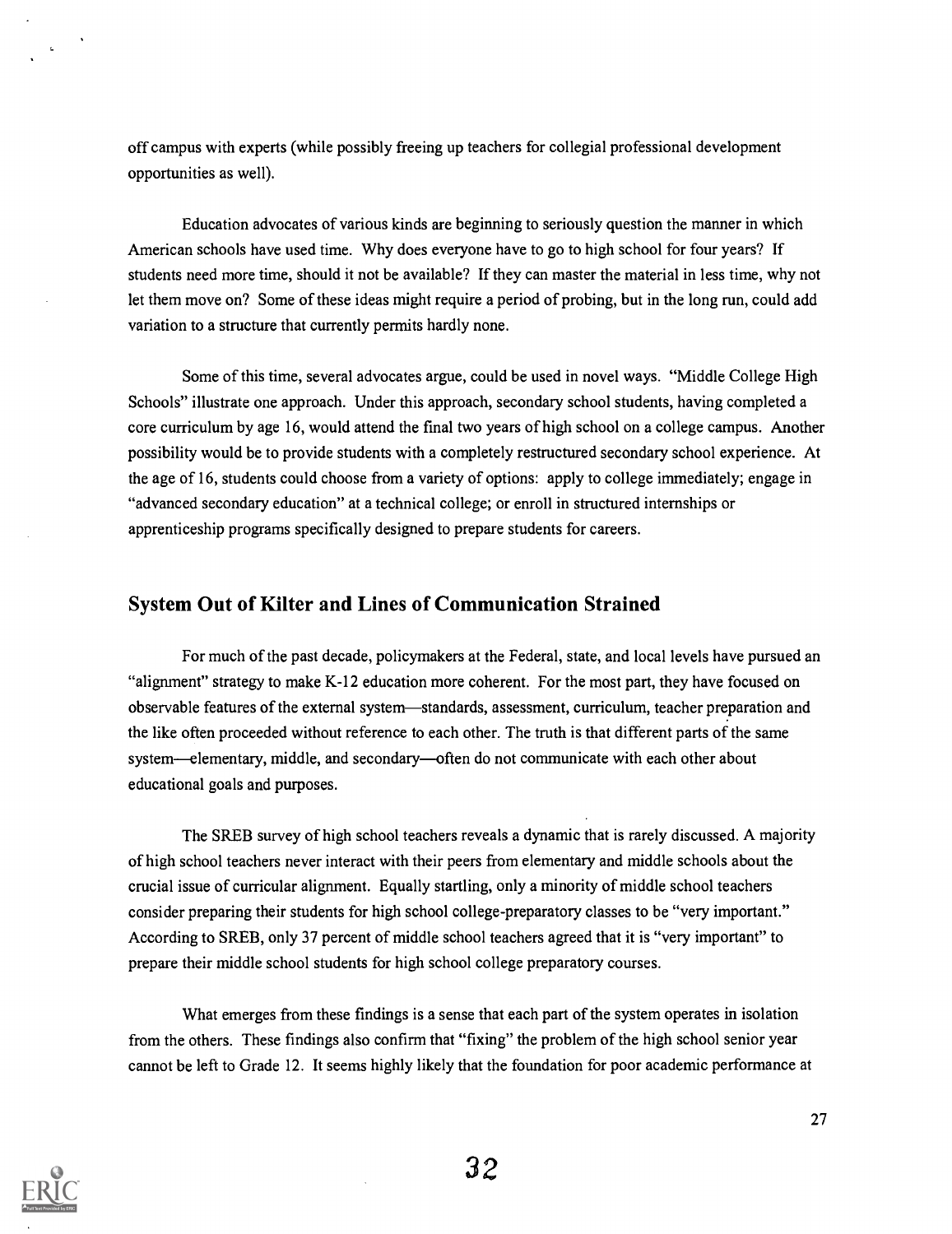off campus with experts (while possibly freeing up teachers for collegial professional development opportunities as well).

Education advocates of various kinds are beginning to seriously question the manner in which American schools have used time. Why does everyone have to go to high school for four years? If students need more time, should it not be available? If they can master the material in less time, why not let them move on? Some of these ideas might require a period of probing, but in the long run, could add variation to a structure that currently permits hardly none.

Some of this time, several advocates argue, could be used in novel ways. "Middle College High Schools" illustrate one approach. Under this approach, secondary school students, having completed a core curriculum by age 16, would attend the final two years of high school on a college campus. Another possibility would be to provide students with a completely restructured secondary school experience. At the age of 16, students could choose from a variety of options: apply to college immediately; engage in "advanced secondary education" at a technical college; or enroll in structured internships or apprenticeship programs specifically designed to prepare students for careers.

## System Out of Kilter and Lines of Communication Strained

For much of the past decade, policymakers at the Federal, state, and local levels have pursued an "alignment" strategy to make K-12 education more coherent. For the most part, they have focused on observable features of the external system—standards, assessment, curriculum, teacher preparation and the like often proceeded without reference to each other. The truth is that different parts of the same system—elementary, middle, and secondary—often do not communicate with each other about educational goals and purposes.

The SREB survey of high school teachers reveals a dynamic that is rarely discussed. A majority of high school teachers never interact with their peers from elementary and middle schools about the crucial issue of curricular alignment. Equally startling, only a minority of middle school teachers consider preparing their students for high school college-preparatory classes to be "very important." According to SREB, only 37 percent of middle school teachers agreed that it is "very important" to prepare their middle school students for high school college preparatory courses.

What emerges from these findings is a sense that each part of the system operates in isolation from the others. These findings also confirm that "fixing" the problem of the high school senior year cannot be left to Grade 12. It seems highly likely that the foundation for poor academic performance at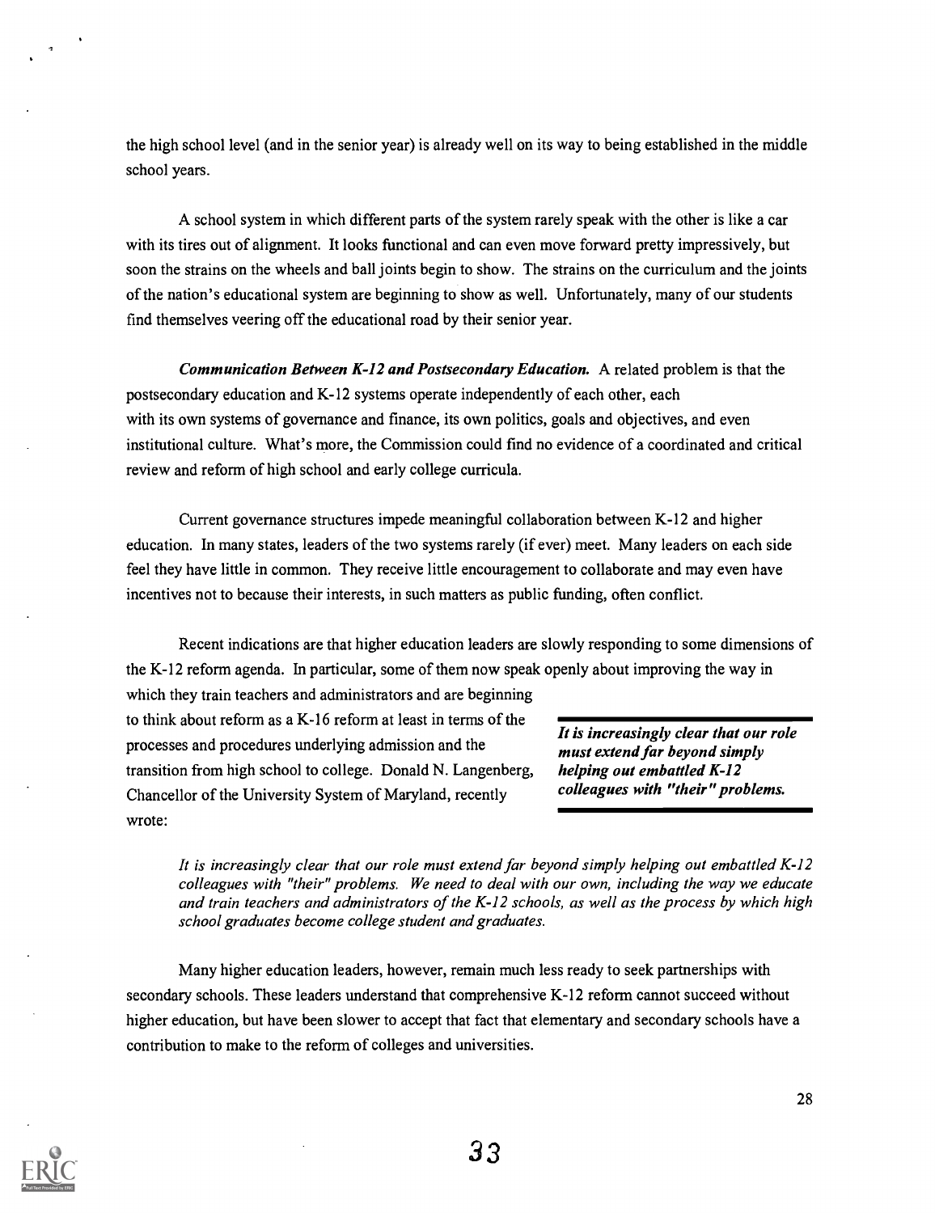the high school level (and in the senior year) is already well on its way to being established in the middle school years.

A school system in which different parts of the system rarely speak with the other is like a car with its tires out of alignment. It looks functional and can even move forward pretty impressively, but soon the strains on the wheels and ball joints begin to show. The strains on the curriculum and the joints of the nation's educational system are beginning to show as well. Unfortunately, many of our students find themselves veering off the educational road by their senior year.

***Communication Between K-12 and Postsecondary Education.*** A related problem is that the postsecondary education and K-12 systems operate independently of each other, each with its own systems of governance and finance, its own politics, goals and objectives, and even institutional culture. What's more, the Commission could find no evidence of a coordinated and critical review and reform of high school and early college curricula.

Current governance structures impede meaningful collaboration between K-12 and higher education. In many states, leaders of the two systems rarely (if ever) meet. Many leaders on each side feel they have little in common. They receive little encouragement to collaborate and may even have incentives not to because their interests, in such matters as public funding, often conflict.

Recent indications are that higher education leaders are slowly responding to some dimensions of the K-12 reform agenda. In particular, some of them now speak openly about improving the way in which they train teachers and administrators and are beginning to think about reform as a K-16 reform at least in terms of the processes and procedures underlying admission and the transition from high school to college. Donald N. Langenberg, Chancellor of the University System of Maryland, recently wrote:

> ***It is increasingly clear that our role must extend far beyond simply helping out embattled K-12 colleagues with "their" problems.***

> *It is increasingly clear that our role must extend far beyond simply helping out embattled K-12 colleagues with "their" problems. We need to deal with our own, including the way we educate and train teachers and administrators of the K-12 schools, as well as the process by which high school graduates become college student and graduates.*

Many higher education leaders, however, remain much less ready to seek partnerships with secondary schools. These leaders understand that comprehensive K-12 reform cannot succeed without higher education, but have been slower to accept that fact that elementary and secondary schools have a contribution to make to the reform of colleges and universities.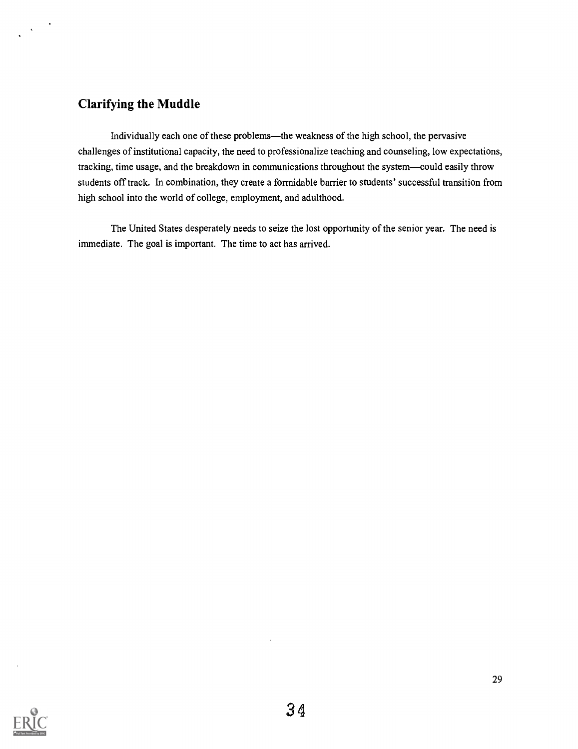## Clarifying the Muddle

Individually each one of these problems—the weakness of the high school, the pervasive challenges of institutional capacity, the need to professionalize teaching and counseling, low expectations, tracking, time usage, and the breakdown in communications throughout the system—could easily throw students off track. In combination, they create a formidable barrier to students' successful transition from high school into the world of college, employment, and adulthood.

The United States desperately needs to seize the lost opportunity of the senior year. The need is immediate. The goal is important. The time to act has arrived.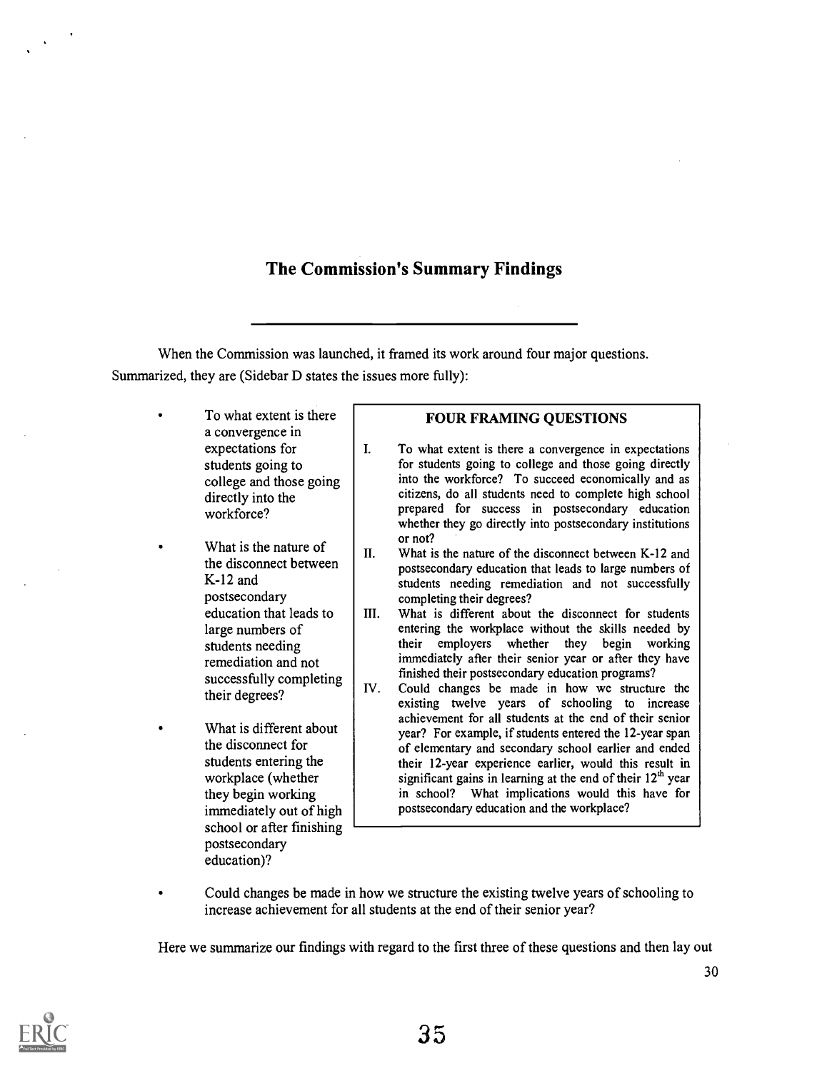## The Commission's Summary Findings

When the Commission was launched, it framed its work around four major questions. Summarized, they are (Sidebar D states the issues more fully):

- To what extent is there a convergence in expectations for students going to college and those going directly into the workforce?
- What is the nature of the disconnect between K-12 and postsecondary education that leads to large numbers of students needing remediation and not successfully completing their degrees?
- What is different about the disconnect for students entering the workplace (whether they begin working immediately out of high school or after finishing postsecondary education)?
- Could changes be made in how we structure the existing twelve years of schooling to increase achievement for all students at the end of their senior year?

> **FOUR FRAMING QUESTIONS**
>
> I. To what extent is there a convergence in expectations for students going to college and those going directly into the workforce? To succeed economically and as citizens, do all students need to complete high school prepared for success in postsecondary education whether they go directly into postsecondary institutions or not?
>
> II. What is the nature of the disconnect between K-12 and postsecondary education that leads to large numbers of students needing remediation and not successfully completing their degrees?
>
> III. What is different about the disconnect for students entering the workplace without the skills needed by their employers whether they begin working immediately after their senior year or after they have finished their postsecondary education programs?
>
> IV. Could changes be made in how we structure the existing twelve years of schooling to increase achievement for all students at the end of their senior year? For example, if students entered the 12-year span of elementary and secondary school earlier and ended their 12-year experience earlier, would this result in significant gains in learning at the end of their 12th year in school? What implications would this have for postsecondary education and the workplace?

Here we summarize our findings with regard to the first three of these questions and then lay out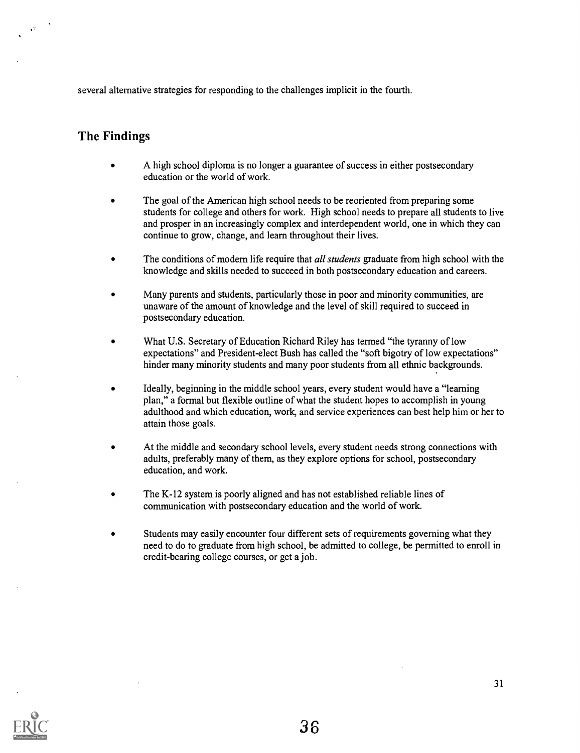several alternative strategies for responding to the challenges implicit in the fourth.

## The Findings

- A high school diploma is no longer a guarantee of success in either postsecondary education or the world of work.
- The goal of the American high school needs to be reoriented from preparing some students for college and others for work. High school needs to prepare all students to live and prosper in an increasingly complex and interdependent world, one in which they can continue to grow, change, and learn throughout their lives.
- The conditions of modern life require that *all students* graduate from high school with the knowledge and skills needed to succeed in both postsecondary education and careers.
- Many parents and students, particularly those in poor and minority communities, are unaware of the amount of knowledge and the level of skill required to succeed in postsecondary education.
- What U.S. Secretary of Education Richard Riley has termed "the tyranny of low expectations" and President-elect Bush has called the "soft bigotry of low expectations" hinder many minority students and many poor students from all ethnic backgrounds.
- Ideally, beginning in the middle school years, every student would have a "learning plan," a formal but flexible outline of what the student hopes to accomplish in young adulthood and which education, work, and service experiences can best help him or her to attain those goals.
- At the middle and secondary school levels, every student needs strong connections with adults, preferably many of them, as they explore options for school, postsecondary education, and work.
- The K-12 system is poorly aligned and has not established reliable lines of communication with postsecondary education and the world of work.
- Students may easily encounter four different sets of requirements governing what they need to do to graduate from high school, be admitted to college, be permitted to enroll in credit-bearing college courses, or get a job.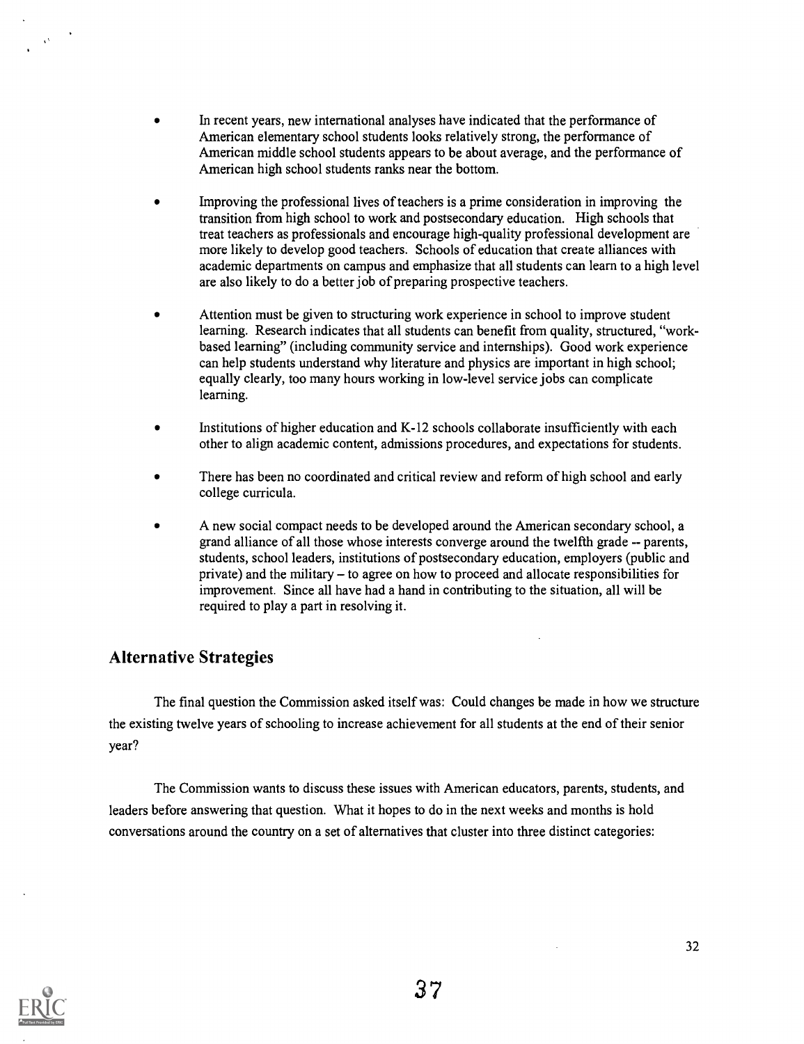- In recent years, new international analyses have indicated that the performance of American elementary school students looks relatively strong, the performance of American middle school students appears to be about average, and the performance of American high school students ranks near the bottom.

- Improving the professional lives of teachers is a prime consideration in improving the transition from high school to work and postsecondary education. High schools that treat teachers as professionals and encourage high-quality professional development are more likely to develop good teachers. Schools of education that create alliances with academic departments on campus and emphasize that all students can learn to a high level are also likely to do a better job of preparing prospective teachers.

- Attention must be given to structuring work experience in school to improve student learning. Research indicates that all students can benefit from quality, structured, "work-based learning" (including community service and internships). Good work experience can help students understand why literature and physics are important in high school; equally clearly, too many hours working in low-level service jobs can complicate learning.

- Institutions of higher education and K-12 schools collaborate insufficiently with each other to align academic content, admissions procedures, and expectations for students.

- There has been no coordinated and critical review and reform of high school and early college curricula.

- A new social compact needs to be developed around the American secondary school, a grand alliance of all those whose interests converge around the twelfth grade -- parents, students, school leaders, institutions of postsecondary education, employers (public and private) and the military – to agree on how to proceed and allocate responsibilities for improvement. Since all have had a hand in contributing to the situation, all will be required to play a part in resolving it.

## Alternative Strategies

The final question the Commission asked itself was: Could changes be made in how we structure the existing twelve years of schooling to increase achievement for all students at the end of their senior year?

The Commission wants to discuss these issues with American educators, parents, students, and leaders before answering that question. What it hopes to do in the next weeks and months is hold conversations around the country on a set of alternatives that cluster into three distinct categories: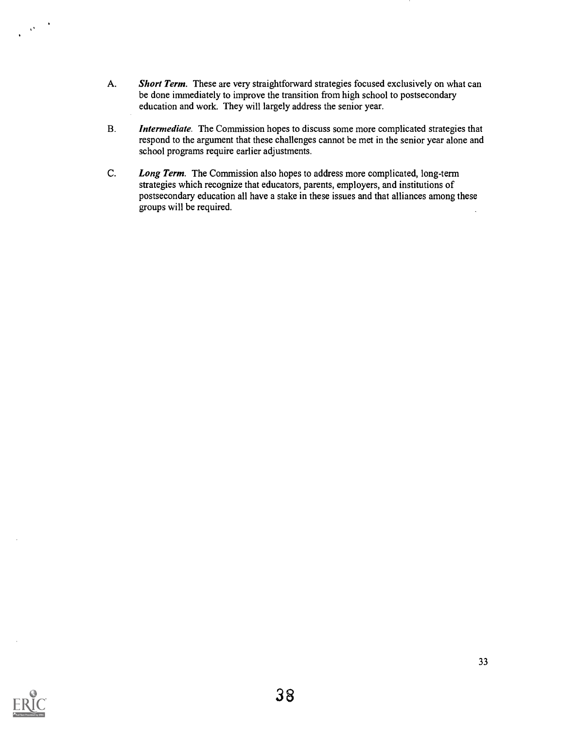A. ***Short Term.*** These are very straightforward strategies focused exclusively on what can be done immediately to improve the transition from high school to postsecondary education and work. They will largely address the senior year.

B. ***Intermediate.*** The Commission hopes to discuss some more complicated strategies that respond to the argument that these challenges cannot be met in the senior year alone and school programs require earlier adjustments.

C. ***Long Term.*** The Commission also hopes to address more complicated, long-term strategies which recognize that educators, parents, employers, and institutions of postsecondary education all have a stake in these issues and that alliances among these groups will be required.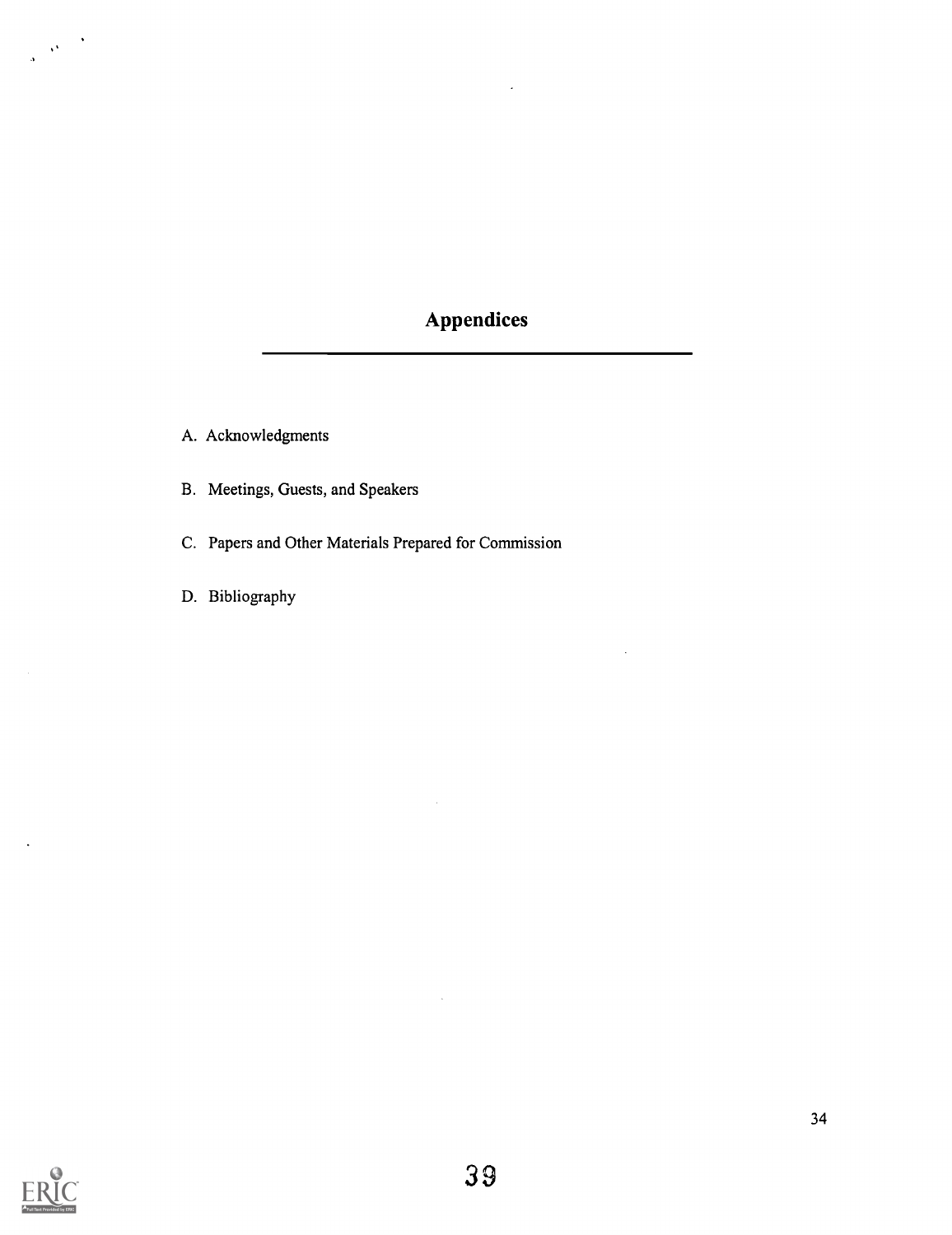# Appendices

A. Acknowledgments

B. Meetings, Guests, and Speakers

C. Papers and Other Materials Prepared for Commission

D. Bibliography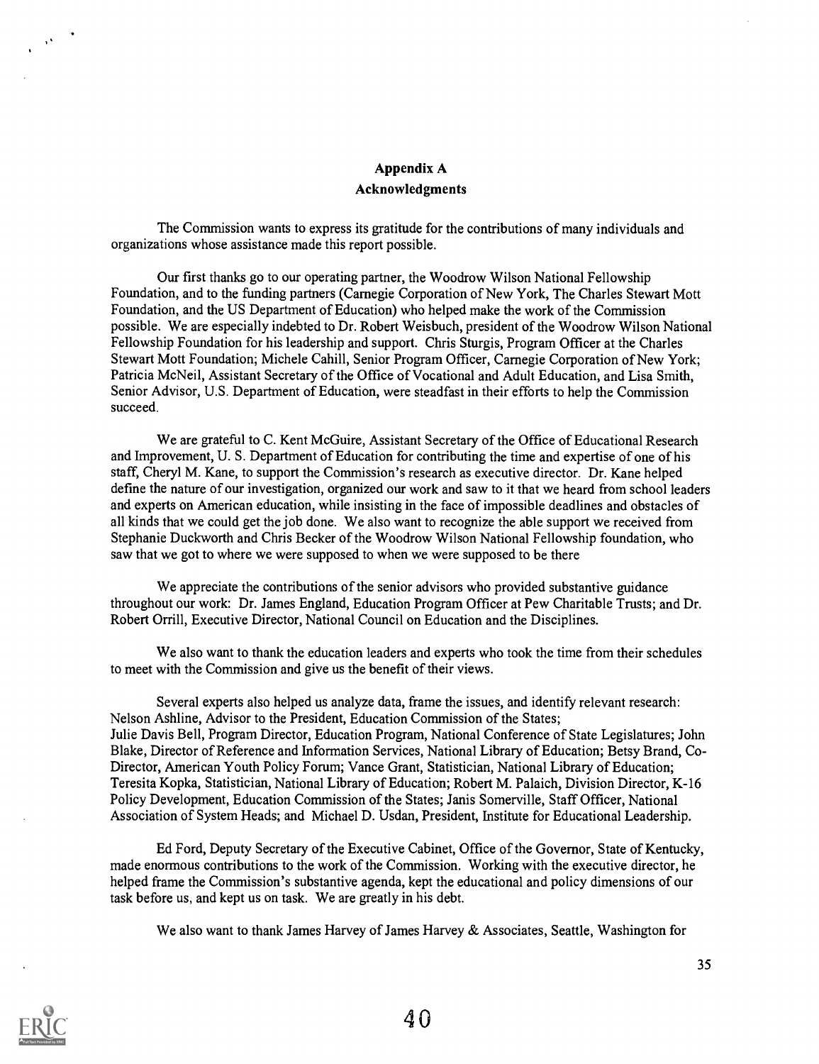## Appendix A
### Acknowledgments

The Commission wants to express its gratitude for the contributions of many individuals and organizations whose assistance made this report possible.

Our first thanks go to our operating partner, the Woodrow Wilson National Fellowship Foundation, and to the funding partners (Carnegie Corporation of New York, The Charles Stewart Mott Foundation, and the US Department of Education) who helped make the work of the Commission possible. We are especially indebted to Dr. Robert Weisbuch, president of the Woodrow Wilson National Fellowship Foundation for his leadership and support. Chris Sturgis, Program Officer at the Charles Stewart Mott Foundation; Michele Cahill, Senior Program Officer, Carnegie Corporation of New York; Patricia McNeil, Assistant Secretary of the Office of Vocational and Adult Education, and Lisa Smith, Senior Advisor, U.S. Department of Education, were steadfast in their efforts to help the Commission succeed.

We are grateful to C. Kent McGuire, Assistant Secretary of the Office of Educational Research and Improvement, U. S. Department of Education for contributing the time and expertise of one of his staff, Cheryl M. Kane, to support the Commission's research as executive director. Dr. Kane helped define the nature of our investigation, organized our work and saw to it that we heard from school leaders and experts on American education, while insisting in the face of impossible deadlines and obstacles of all kinds that we could get the job done. We also want to recognize the able support we received from Stephanie Duckworth and Chris Becker of the Woodrow Wilson National Fellowship foundation, who saw that we got to where we were supposed to when we were supposed to be there

We appreciate the contributions of the senior advisors who provided substantive guidance throughout our work: Dr. James England, Education Program Officer at Pew Charitable Trusts; and Dr. Robert Orrill, Executive Director, National Council on Education and the Disciplines.

We also want to thank the education leaders and experts who took the time from their schedules to meet with the Commission and give us the benefit of their views.

Several experts also helped us analyze data, frame the issues, and identify relevant research: Nelson Ashline, Advisor to the President, Education Commission of the States; Julie Davis Bell, Program Director, Education Program, National Conference of State Legislatures; John Blake, Director of Reference and Information Services, National Library of Education; Betsy Brand, Co-Director, American Youth Policy Forum; Vance Grant, Statistician, National Library of Education; Teresita Kopka, Statistician, National Library of Education; Robert M. Palaich, Division Director, K-16 Policy Development, Education Commission of the States; Janis Somerville, Staff Officer, National Association of System Heads; and Michael D. Usdan, President, Institute for Educational Leadership.

Ed Ford, Deputy Secretary of the Executive Cabinet, Office of the Governor, State of Kentucky, made enormous contributions to the work of the Commission. Working with the executive director, he helped frame the Commission's substantive agenda, kept the educational and policy dimensions of our task before us, and kept us on task. We are greatly in his debt.

We also want to thank James Harvey of James Harvey & Associates, Seattle, Washington for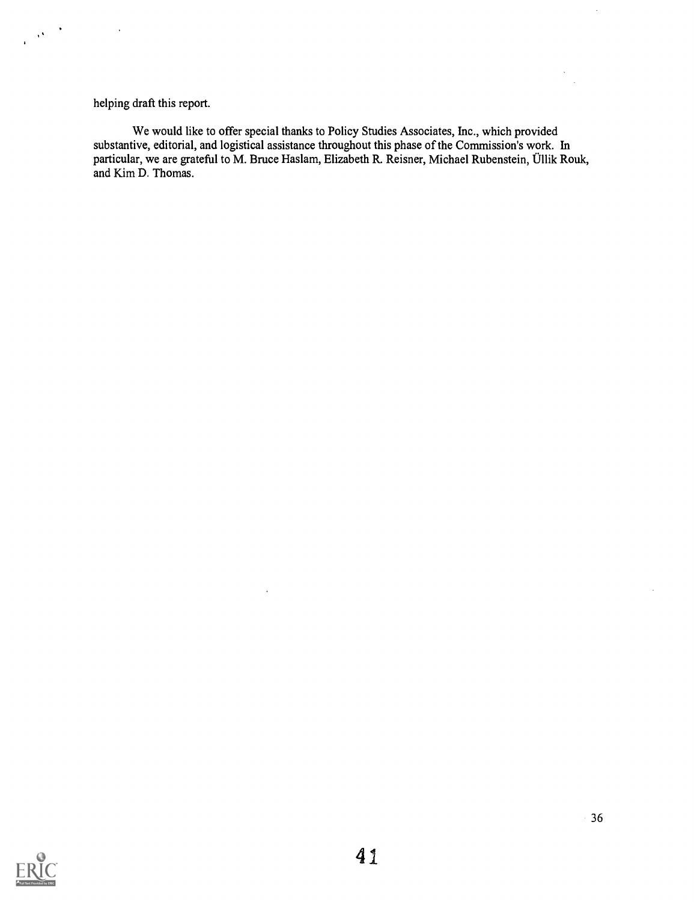helping draft this report.

We would like to offer special thanks to Policy Studies Associates, Inc., which provided substantive, editorial, and logistical assistance throughout this phase of the Commission's work. In particular, we are grateful to M. Bruce Haslam, Elizabeth R. Reisner, Michael Rubenstein, Üllik Rouk, and Kim D. Thomas.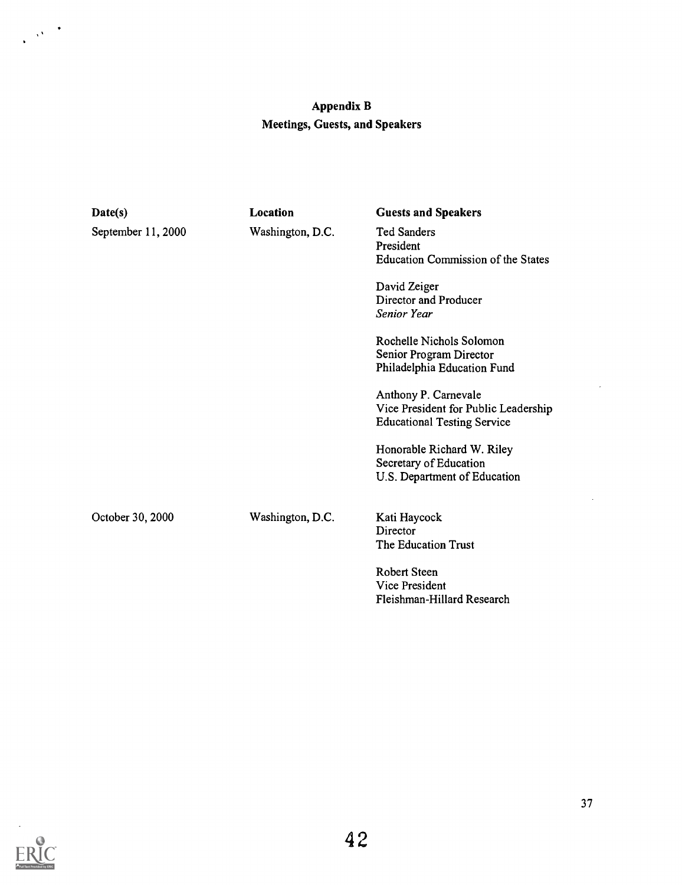# Appendix B
## Meetings, Guests, and Speakers

| Date(s) | Location | Guests and Speakers |
| --- | --- | --- |
| September 11, 2000 | Washington, D.C. | Ted Sanders<br>President<br>Education Commission of the States |
| | | David Zeiger<br>Director and Producer<br>*Senior Year* |
| | | Rochelle Nichols Solomon<br>Senior Program Director<br>Philadelphia Education Fund |
| | | Anthony P. Carnevale<br>Vice President for Public Leadership<br>Educational Testing Service |
| | | Honorable Richard W. Riley<br>Secretary of Education<br>U.S. Department of Education |
| October 30, 2000 | Washington, D.C. | Kati Haycock<br>Director<br>The Education Trust |
| | | Robert Steen<br>Vice President<br>Fleishman-Hillard Research |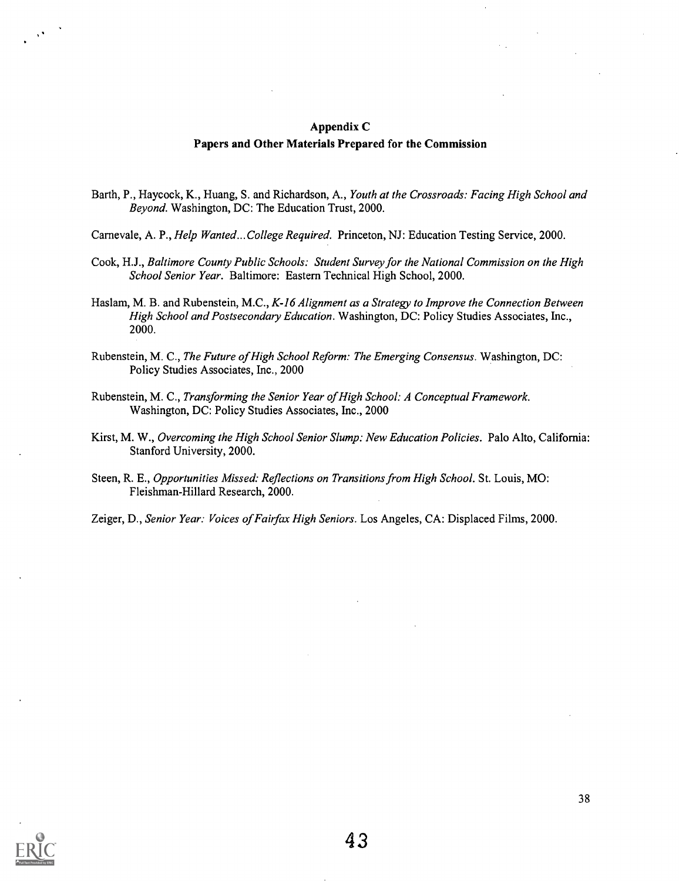## Appendix C
### Papers and Other Materials Prepared for the Commission

Barth, P., Haycock, K., Huang, S. and Richardson, A., *Youth at the Crossroads: Facing High School and Beyond.* Washington, DC: The Education Trust, 2000.

Carnevale, A. P., *Help Wanted...College Required.* Princeton, NJ: Education Testing Service, 2000.

Cook, H.J., *Baltimore County Public Schools: Student Survey for the National Commission on the High School Senior Year.* Baltimore: Eastern Technical High School, 2000.

Haslam, M. B. and Rubenstein, M.C., *K-16 Alignment as a Strategy to Improve the Connection Between High School and Postsecondary Education.* Washington, DC: Policy Studies Associates, Inc., 2000.

Rubenstein, M. C., *The Future of High School Reform: The Emerging Consensus.* Washington, DC: Policy Studies Associates, Inc., 2000

Rubenstein, M. C., *Transforming the Senior Year of High School: A Conceptual Framework.* Washington, DC: Policy Studies Associates, Inc., 2000

Kirst, M. W., *Overcoming the High School Senior Slump: New Education Policies.* Palo Alto, California: Stanford University, 2000.

Steen, R. E., *Opportunities Missed: Reflections on Transitions from High School.* St. Louis, MO: Fleishman-Hillard Research, 2000.

Zeiger, D., *Senior Year: Voices of Fairfax High Seniors.* Los Angeles, CA: Displaced Films, 2000.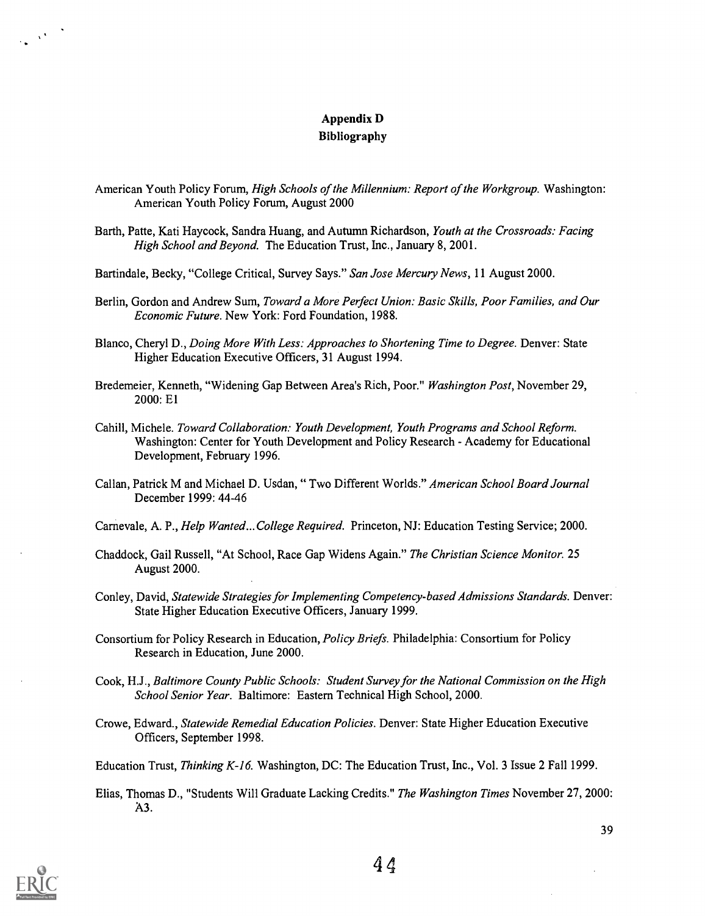## Appendix D
## Bibliography

American Youth Policy Forum, *High Schools of the Millennium: Report of the Workgroup.* Washington: American Youth Policy Forum, August 2000

Barth, Patte, Kati Haycock, Sandra Huang, and Autumn Richardson, *Youth at the Crossroads: Facing High School and Beyond.* The Education Trust, Inc., January 8, 2001.

Bartindale, Becky, "College Critical, Survey Says." *San Jose Mercury News*, 11 August 2000.

Berlin, Gordon and Andrew Sum, *Toward a More Perfect Union: Basic Skills, Poor Families, and Our Economic Future.* New York: Ford Foundation, 1988.

Blanco, Cheryl D., *Doing More With Less: Approaches to Shortening Time to Degree.* Denver: State Higher Education Executive Officers, 31 August 1994.

Bredemeier, Kenneth, "Widening Gap Between Area's Rich, Poor." *Washington Post*, November 29, 2000: E1

Cahill, Michele. *Toward Collaboration: Youth Development, Youth Programs and School Reform.* Washington: Center for Youth Development and Policy Research - Academy for Educational Development, February 1996.

Callan, Patrick M and Michael D. Usdan, " Two Different Worlds." *American School Board Journal* December 1999: 44-46

Carnevale, A. P., *Help Wanted...College Required.* Princeton, NJ: Education Testing Service; 2000.

Chaddock, Gail Russell, "At School, Race Gap Widens Again." *The Christian Science Monitor.* 25 August 2000.

Conley, David, *Statewide Strategies for Implementing Competency-based Admissions Standards.* Denver: State Higher Education Executive Officers, January 1999.

Consortium for Policy Research in Education, *Policy Briefs.* Philadelphia: Consortium for Policy Research in Education, June 2000.

Cook, H.J., *Baltimore County Public Schools: Student Survey for the National Commission on the High School Senior Year.* Baltimore: Eastern Technical High School, 2000.

Crowe, Edward., *Statewide Remedial Education Policies.* Denver: State Higher Education Executive Officers, September 1998.

Education Trust, *Thinking K-16.* Washington, DC: The Education Trust, Inc., Vol. 3 Issue 2 Fall 1999.

Elias, Thomas D., "Students Will Graduate Lacking Credits." *The Washington Times* November 27, 2000: A3.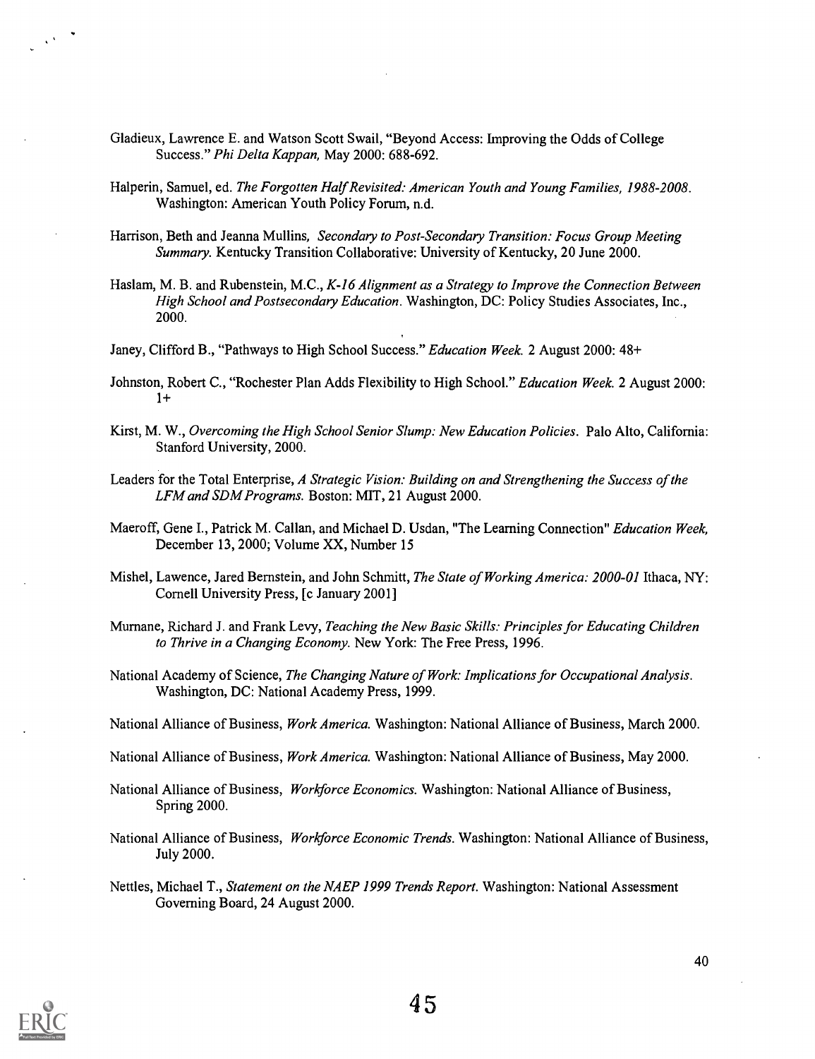Gladieux, Lawrence E. and Watson Scott Swail, "Beyond Access: Improving the Odds of College Success." *Phi Delta Kappan,* May 2000: 688-692.

Halperin, Samuel, ed. *The Forgotten Half Revisited: American Youth and Young Families, 1988-2008*. Washington: American Youth Policy Forum, n.d.

Harrison, Beth and Jeanna Mullins, *Secondary to Post-Secondary Transition: Focus Group Meeting Summary.* Kentucky Transition Collaborative: University of Kentucky, 20 June 2000.

Haslam, M. B. and Rubenstein, M.C., *K-16 Alignment as a Strategy to Improve the Connection Between High School and Postsecondary Education*. Washington, DC: Policy Studies Associates, Inc., 2000.

Janey, Clifford B., "Pathways to High School Success." *Education Week.* 2 August 2000: 48+

Johnston, Robert C., "Rochester Plan Adds Flexibility to High School." *Education Week.* 2 August 2000: 1+

Kirst, M. W., *Overcoming the High School Senior Slump: New Education Policies*. Palo Alto, California: Stanford University, 2000.

Leaders for the Total Enterprise, *A Strategic Vision: Building on and Strengthening the Success of the LFM and SDM Programs.* Boston: MIT, 21 August 2000.

Maeroff, Gene I., Patrick M. Callan, and Michael D. Usdan, "The Learning Connection" *Education Week,* December 13, 2000; Volume XX, Number 15

Mishel, Lawence, Jared Bernstein, and John Schmitt, *The State of Working America: 2000-01* Ithaca, NY: Cornell University Press, [c January 2001]

Murnane, Richard J. and Frank Levy, *Teaching the New Basic Skills: Principles for Educating Children to Thrive in a Changing Economy.* New York: The Free Press, 1996.

National Academy of Science, *The Changing Nature of Work: Implications for Occupational Analysis.* Washington, DC: National Academy Press, 1999.

National Alliance of Business, *Work America.* Washington: National Alliance of Business, March 2000.

National Alliance of Business, *Work America.* Washington: National Alliance of Business, May 2000.

National Alliance of Business, *Workforce Economics.* Washington: National Alliance of Business, Spring 2000.

National Alliance of Business, *Workforce Economic Trends.* Washington: National Alliance of Business, July 2000.

Nettles, Michael T., *Statement on the NAEP 1999 Trends Report.* Washington: National Assessment Governing Board, 24 August 2000.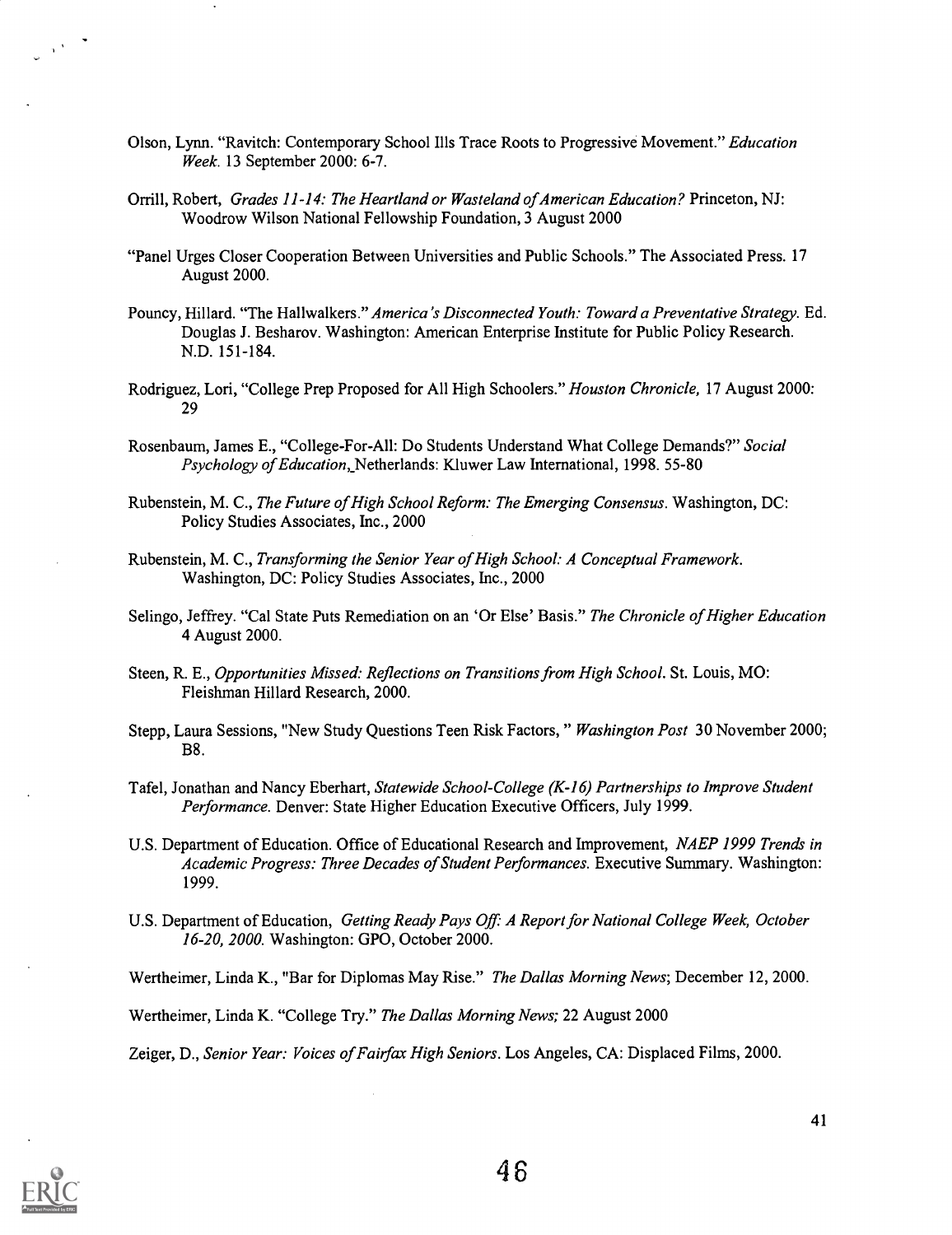Olson, Lynn. "Ravitch: Contemporary School Ills Trace Roots to Progressive Movement." *Education Week*. 13 September 2000: 6-7.

Orrill, Robert, *Grades 11-14: The Heartland or Wasteland of American Education?* Princeton, NJ: Woodrow Wilson National Fellowship Foundation, 3 August 2000

"Panel Urges Closer Cooperation Between Universities and Public Schools." The Associated Press. 17 August 2000.

Pouncy, Hillard. "The Hallwalkers." *America's Disconnected Youth: Toward a Preventative Strategy*. Ed. Douglas J. Besharov. Washington: American Enterprise Institute for Public Policy Research. N.D. 151-184.

Rodriguez, Lori, "College Prep Proposed for All High Schoolers." *Houston Chronicle,* 17 August 2000: 29

Rosenbaum, James E., "College-For-All: Do Students Understand What College Demands?" *Social Psychology of Education*, Netherlands: Kluwer Law International, 1998. 55-80

Rubenstein, M. C., *The Future of High School Reform: The Emerging Consensus*. Washington, DC: Policy Studies Associates, Inc., 2000

Rubenstein, M. C., *Transforming the Senior Year of High School: A Conceptual Framework*. Washington, DC: Policy Studies Associates, Inc., 2000

Selingo, Jeffrey. "Cal State Puts Remediation on an 'Or Else' Basis." *The Chronicle of Higher Education* 4 August 2000.

Steen, R. E., *Opportunities Missed: Reflections on Transitions from High School*. St. Louis, MO: Fleishman Hillard Research, 2000.

Stepp, Laura Sessions, "New Study Questions Teen Risk Factors, " *Washington Post* 30 November 2000; B8.

Tafel, Jonathan and Nancy Eberhart, *Statewide School-College (K-16) Partnerships to Improve Student Performance*. Denver: State Higher Education Executive Officers, July 1999.

U.S. Department of Education. Office of Educational Research and Improvement, *NAEP 1999 Trends in Academic Progress: Three Decades of Student Performances*. Executive Summary. Washington: 1999.

U.S. Department of Education, *Getting Ready Pays Off: A Report for National College Week, October 16-20, 2000*. Washington: GPO, October 2000.

Wertheimer, Linda K., "Bar for Diplomas May Rise." *The Dallas Morning News*; December 12, 2000.

Wertheimer, Linda K. "College Try." *The Dallas Morning News;* 22 August 2000

Zeiger, D., *Senior Year: Voices of Fairfax High Seniors*. Los Angeles, CA: Displaced Films, 2000.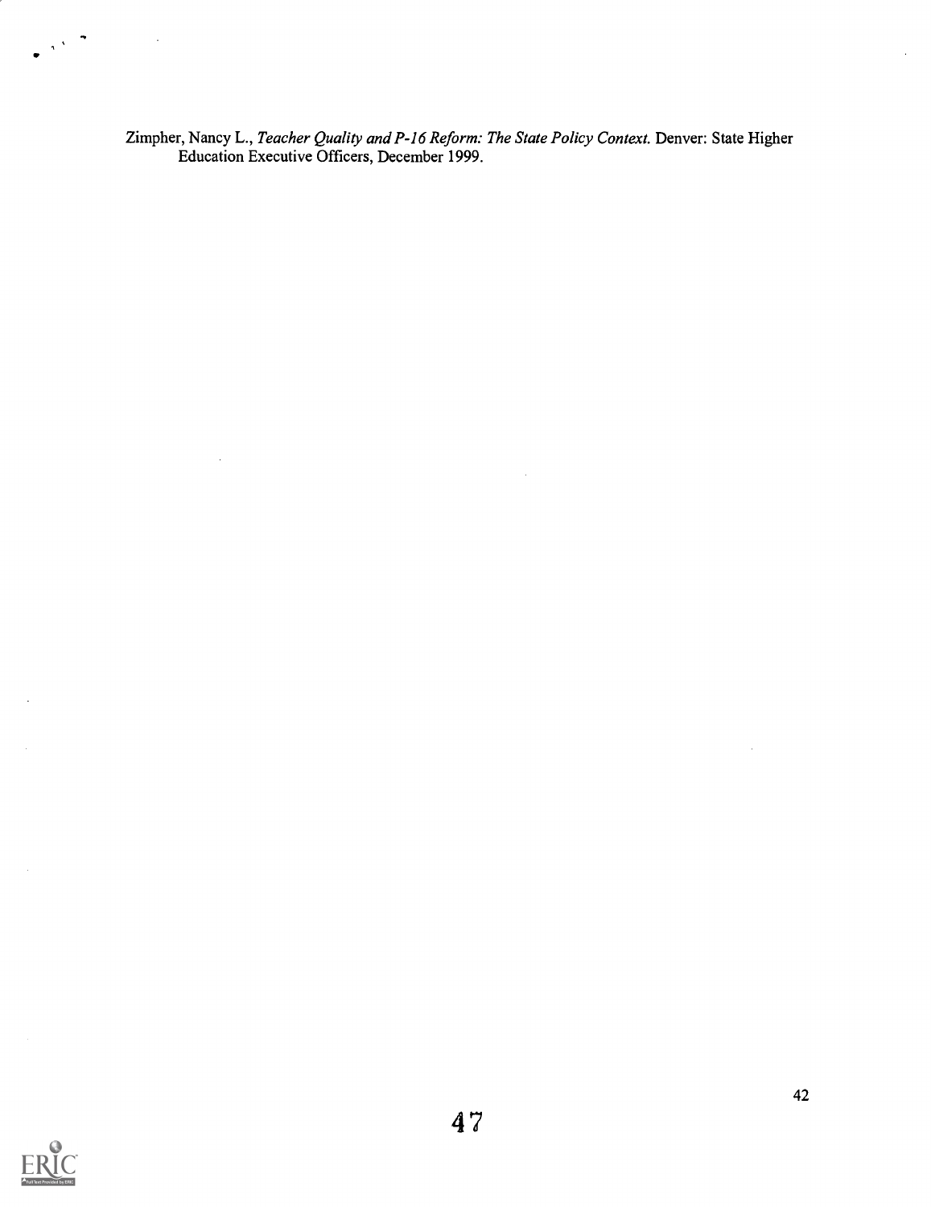Zimpher, Nancy L., *Teacher Quality and P-16 Reform: The State Policy Context.* Denver: State Higher Education Executive Officers, December 1999.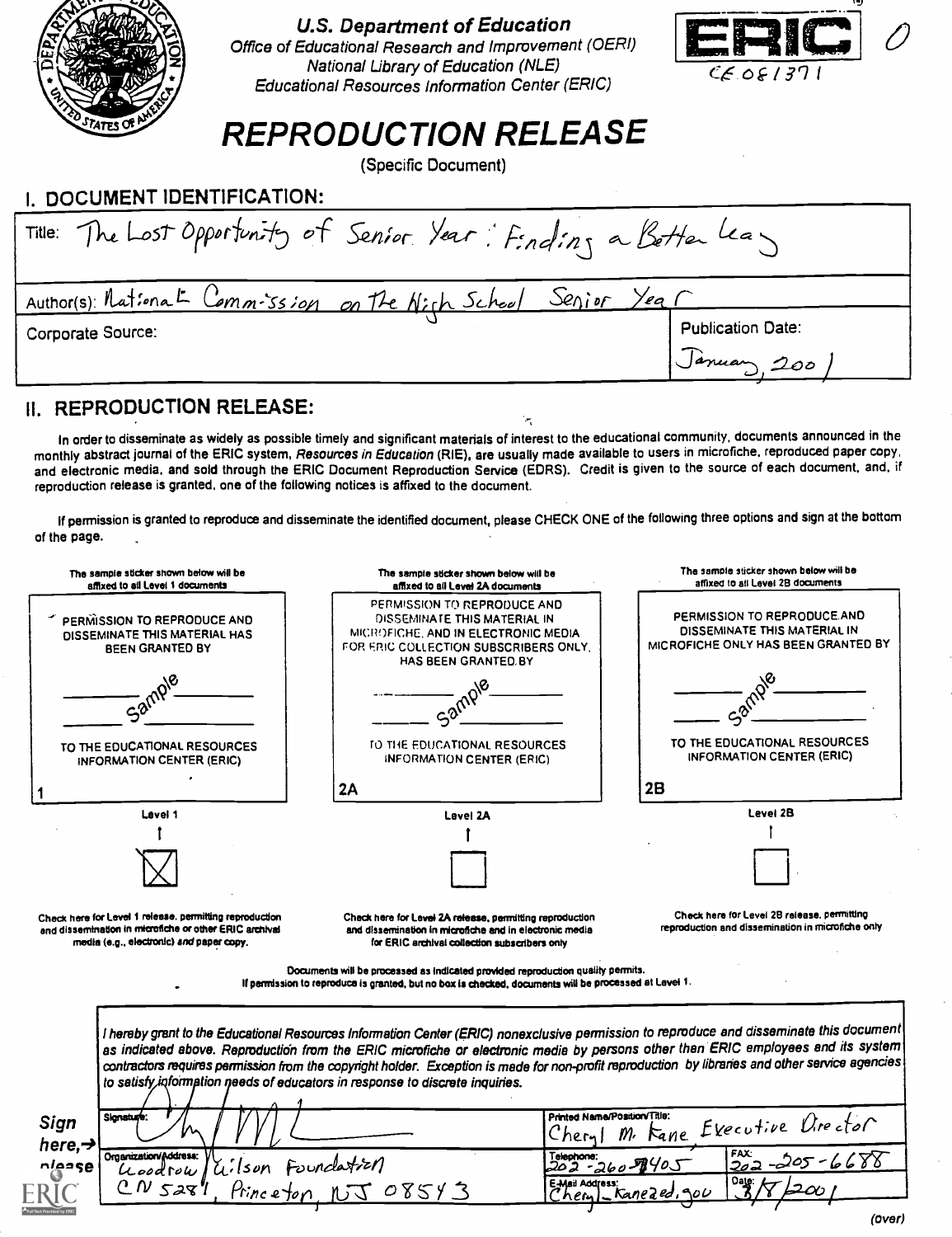U.S. Department of Education
Office of Educational Research and Improvement (OERI)
National Library of Education (NLE)
Educational Resources Information Center (ERIC)

ERIC

CE 081371

# REPRODUCTION RELEASE

(Specific Document)

## I. DOCUMENT IDENTIFICATION:

Title: The Lost Opportunity of Senior Year: Finding a Better Way

Author(s): National Commission on the High School Senior Year

Corporate Source:

Publication Date: January, 2001

## II. REPRODUCTION RELEASE:

In order to disseminate as widely as possible timely and significant materials of interest to the educational community, documents announced in the monthly abstract journal of the ERIC system, *Resources in Education* (RIE), are usually made available to users in microfiche, reproduced paper copy, and electronic media, and sold through the ERIC Document Reproduction Service (EDRS). Credit is given to the source of each document, and, if reproduction release is granted, one of the following notices is affixed to the document.

If permission is granted to reproduce and disseminate the identified document, please CHECK ONE of the following three options and sign at the bottom of the page.

| The sample sticker shown below will be affixed to all Level 1 documents | The sample sticker shown below will be affixed to all Level 2A documents | The sample sticker shown below will be affixed to all Level 2B documents |
|---|---|---|
| PERMISSION TO REPRODUCE AND DISSEMINATE THIS MATERIAL HAS BEEN GRANTED BY ______ Sample ______ TO THE EDUCATIONAL RESOURCES INFORMATION CENTER (ERIC) | PERMISSION TO REPRODUCE AND DISSEMINATE THIS MATERIAL IN MICROFICHE, AND IN ELECTRONIC MEDIA FOR ERIC COLLECTION SUBSCRIBERS ONLY, HAS BEEN GRANTED BY ______ Sample ______ TO THE EDUCATIONAL RESOURCES INFORMATION CENTER (ERIC) | PERMISSION TO REPRODUCE AND DISSEMINATE THIS MATERIAL IN MICROFICHE ONLY HAS BEEN GRANTED BY ______ Sample ______ TO THE EDUCATIONAL RESOURCES INFORMATION CENTER (ERIC) |
| 1 | 2A | 2B |
| Level 1 | Level 2A | Level 2B |
| [X] | [ ] | [ ] |
| Check here for Level 1 release, permitting reproduction and dissemination in microfiche or other ERIC archival media (e.g., electronic) *and* paper copy. | Check here for Level 2A release, permitting reproduction and dissemination in microfiche and in electronic media for ERIC archival collection subscribers only | Check here for Level 2B release, permitting reproduction and dissemination in microfiche only |

Documents will be processed as indicated provided reproduction quality permits.
If permission to reproduce is granted, but no box is checked, documents will be processed at Level 1.

*I hereby grant to the Educational Resources Information Center (ERIC) nonexclusive permission to reproduce and disseminate this document as indicated above. Reproduction from the ERIC microfiche or electronic media by persons other than ERIC employees and its system contractors requires permission from the copyright holder. Exception is made for non-profit reproduction by libraries and other service agencies to satisfy information needs of educators in response to discrete inquiries.*

Sign here, → please

| | | |
|---|---|---|
| Signature: [signature] | Printed Name/Position/Title: Cheryl M. Kane Executive Director | |
| Organization/Address: Woodrow Wilson Foundation CN 5281, Princeton, NJ 08543 | Telephone: 202-260-8405 | FAX: 202-205-6688 |
| | E-Mail Address: Cheryl_Kane@ed.gov | Date: 3/8/2001 |

(over)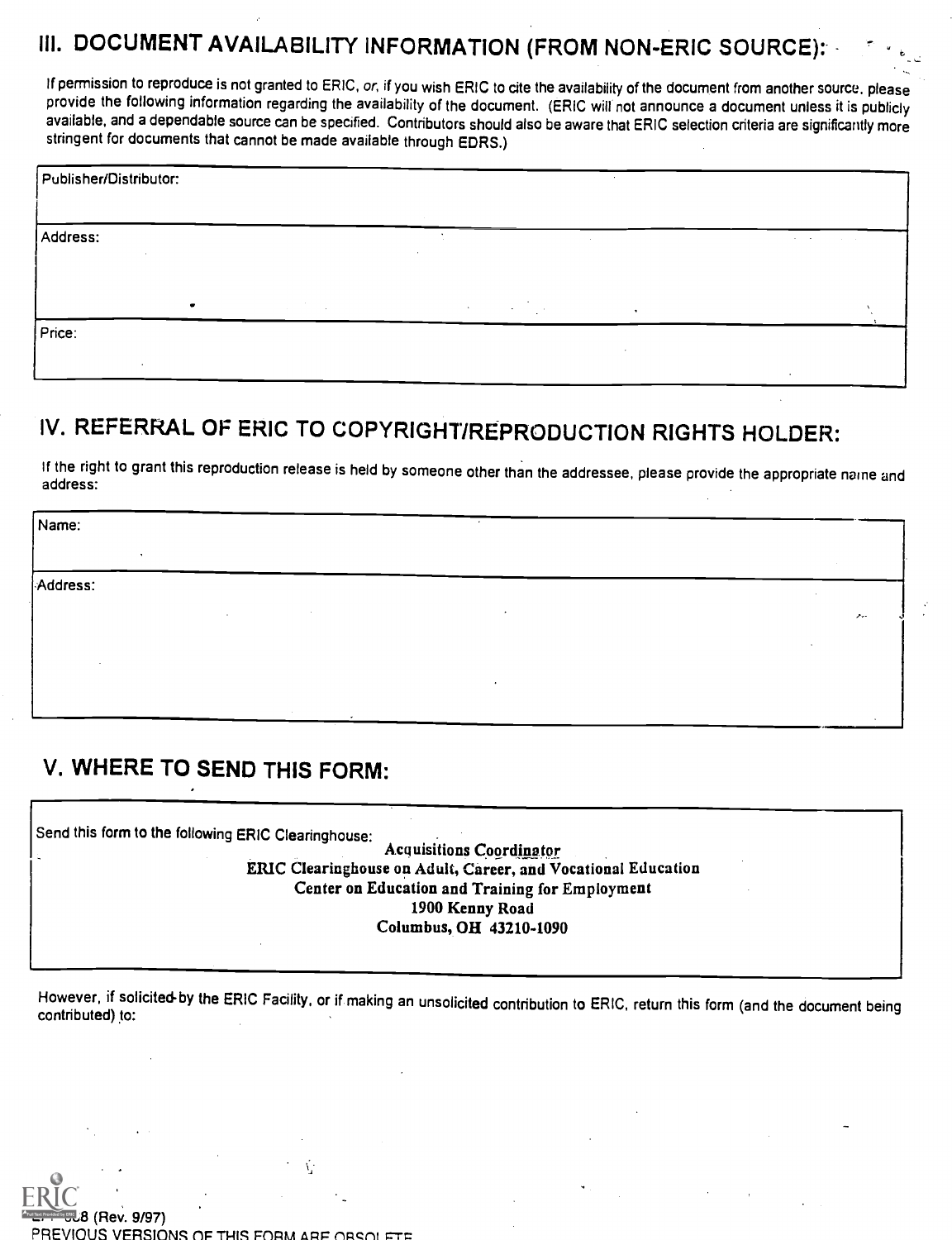## III. DOCUMENT AVAILABILITY INFORMATION (FROM NON-ERIC SOURCE):

If permission to reproduce is not granted to ERIC, *or*, if you wish ERIC to cite the availability of the document from another source, please provide the following information regarding the availability of the document. (ERIC will not announce a document unless it is publicly available, and a dependable source can be specified. Contributors should also be aware that ERIC selection criteria are significantly more stringent for documents that cannot be made available through EDRS.)

| |
|---|
| Publisher/Distributor: |
| Address: |
| Price: |

## IV. REFERRAL OF ERIC TO COPYRIGHT/REPRODUCTION RIGHTS HOLDER:

If the right to grant this reproduction release is held by someone other than the addressee, please provide the appropriate name and address:

| |
|---|
| Name: |
| Address: |

## V. WHERE TO SEND THIS FORM:

Send this form to the following ERIC Clearinghouse:

**Acquisitions Coordinator**
**ERIC Clearinghouse on Adult, Career, and Vocational Education**
**Center on Education and Training for Employment**
**1900 Kenny Road**
**Columbus, OH 43210-1090**

However, if solicited by the ERIC Facility, or if making an unsolicited contribution to ERIC, return this form (and the document being contributed) to:

EFF-088 (Rev. 9/97)
PREVIOUS VERSIONS OF THIS FORM ARE OBSOLETE.